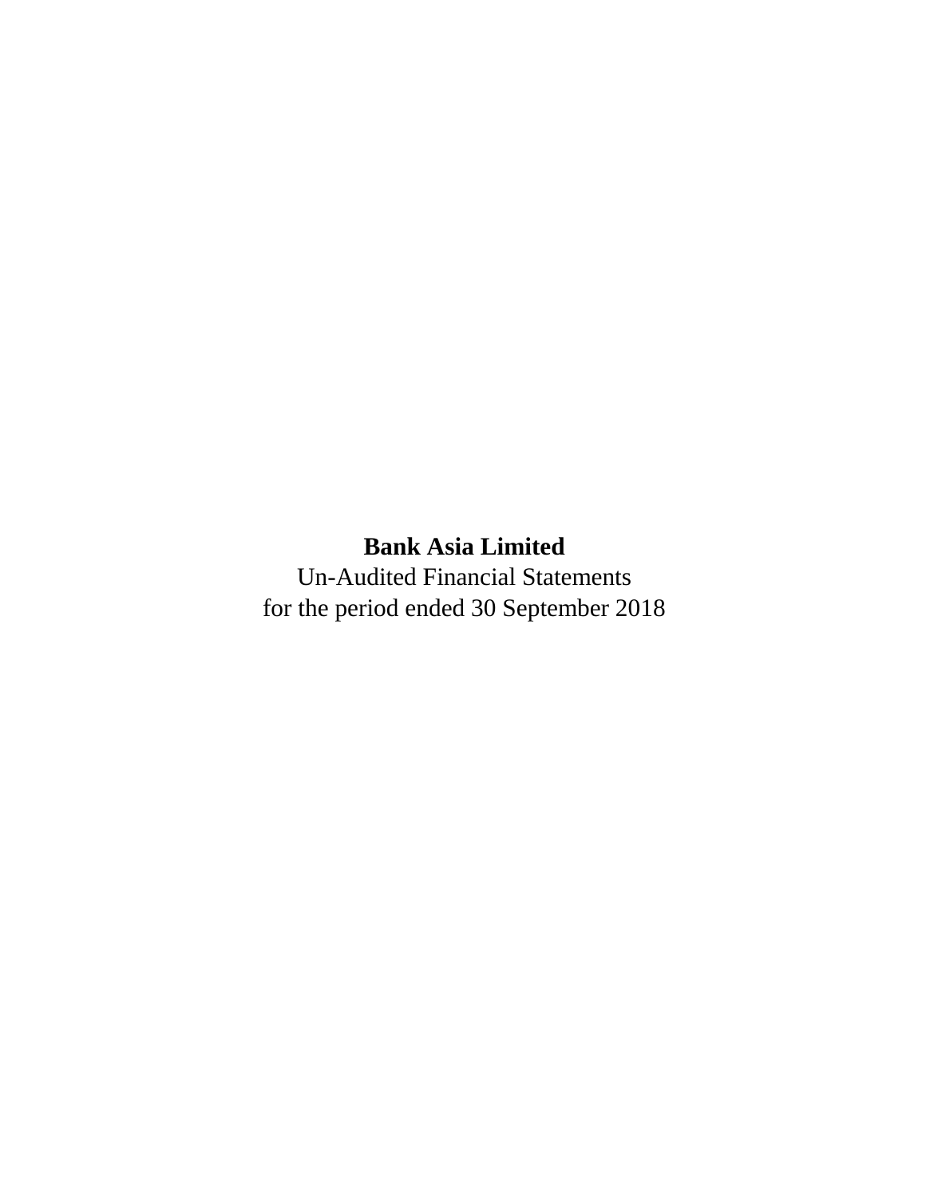**Bank Asia Limited**

Un-Audited Financial Statements

for the period ended 30 September 2018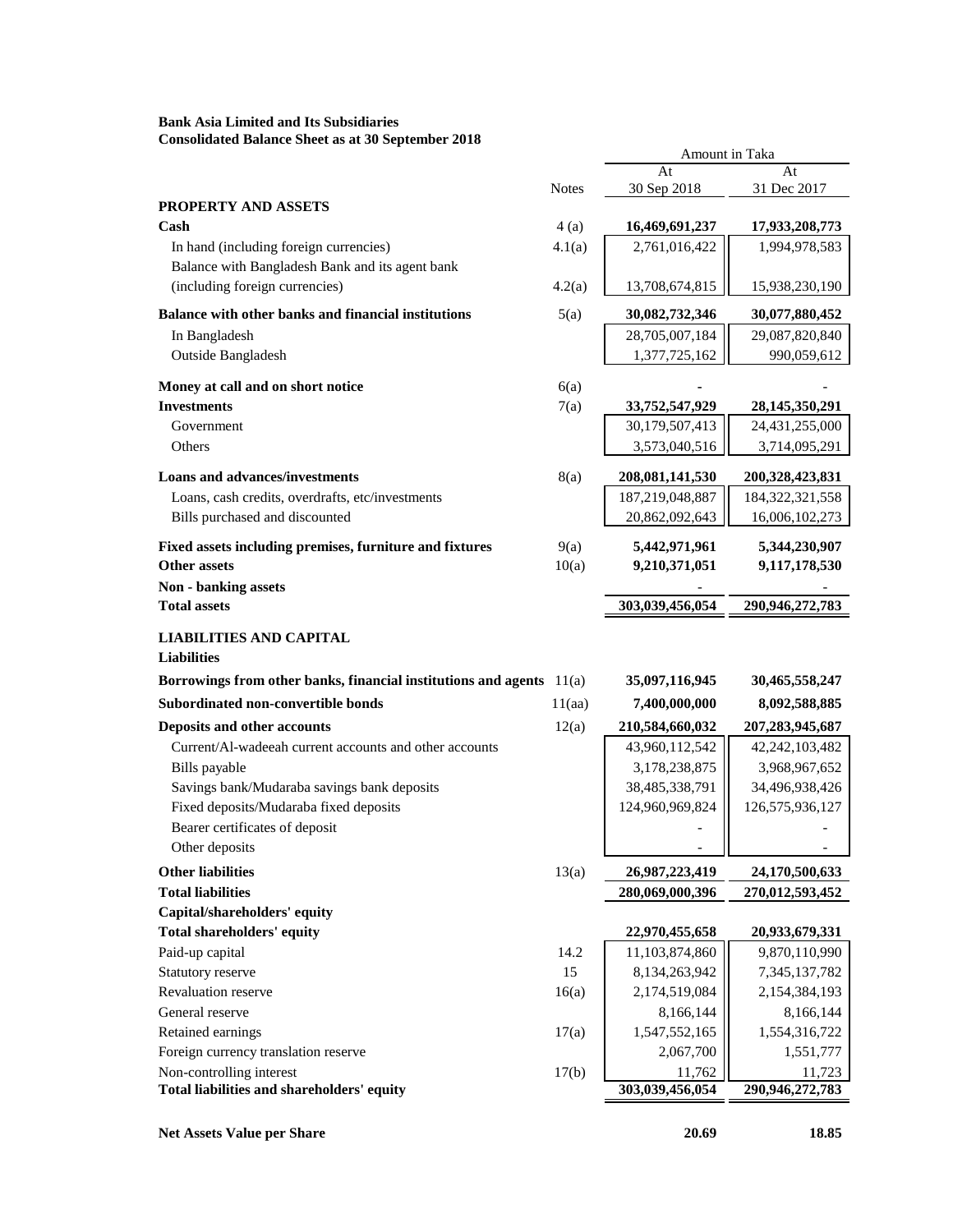**Bank Asia Limited and Its Subsidiaries**
**Consolidated Balance Sheet as at 30 September 2018**

| | Notes | Amount in Taka At 30 Sep 2018 | At 31 Dec 2017 |
|---|---|---|---|
| **PROPERTY AND ASSETS** | | | |
| **Cash** | 4 (a) | **16,469,691,237** | **17,933,208,773** |
| In hand (including foreign currencies) | 4.1(a) | 2,761,016,422 | 1,994,978,583 |
| Balance with Bangladesh Bank and its agent bank (including foreign currencies) | 4.2(a) | 13,708,674,815 | 15,938,230,190 |
| **Balance with other banks and financial institutions** | 5(a) | **30,082,732,346** | **30,077,880,452** |
| In Bangladesh | | 28,705,007,184 | 29,087,820,840 |
| Outside Bangladesh | | 1,377,725,162 | 990,059,612 |
| **Money at call and on short notice** | 6(a) | - | - |
| **Investments** | 7(a) | **33,752,547,929** | **28,145,350,291** |
| Government | | 30,179,507,413 | 24,431,255,000 |
| Others | | 3,573,040,516 | 3,714,095,291 |
| **Loans and advances/investments** | 8(a) | **208,081,141,530** | **200,328,423,831** |
| Loans, cash credits, overdrafts, etc/investments | | 187,219,048,887 | 184,322,321,558 |
| Bills purchased and discounted | | 20,862,092,643 | 16,006,102,273 |
| **Fixed assets including premises, furniture and fixtures** | 9(a) | **5,442,971,961** | **5,344,230,907** |
| **Other assets** | 10(a) | **9,210,371,051** | **9,117,178,530** |
| **Non - banking assets** | | - | - |
| **Total assets** | | **303,039,456,054** | **290,946,272,783** |
| **LIABILITIES AND CAPITAL** | | | |
| **Liabilities** | | | |
| **Borrowings from other banks, financial institutions and agents** | 11(a) | **35,097,116,945** | **30,465,558,247** |
| **Subordinated non-convertible bonds** | 11(aa) | **7,400,000,000** | **8,092,588,885** |
| **Deposits and other accounts** | 12(a) | **210,584,660,032** | **207,283,945,687** |
| Current/Al-wadeeah current accounts and other accounts | | 43,960,112,542 | 42,242,103,482 |
| Bills payable | | 3,178,238,875 | 3,968,967,652 |
| Savings bank/Mudaraba savings bank deposits | | 38,485,338,791 | 34,496,938,426 |
| Fixed deposits/Mudaraba fixed deposits | | 124,960,969,824 | 126,575,936,127 |
| Bearer certificates of deposit | | - | - |
| Other deposits | | - | - |
| **Other liabilities** | 13(a) | **26,987,223,419** | **24,170,500,633** |
| **Total liabilities** | | **280,069,000,396** | **270,012,593,452** |
| **Capital/shareholders' equity** | | | |
| **Total shareholders' equity** | | **22,970,455,658** | **20,933,679,331** |
| Paid-up capital | 14.2 | 11,103,874,860 | 9,870,110,990 |
| Statutory reserve | 15 | 8,134,263,942 | 7,345,137,782 |
| Revaluation reserve | 16(a) | 2,174,519,084 | 2,154,384,193 |
| General reserve | | 8,166,144 | 8,166,144 |
| Retained earnings | 17(a) | 1,547,552,165 | 1,554,316,722 |
| Foreign currency translation reserve | | 2,067,700 | 1,551,777 |
| Non-controlling interest | 17(b) | 11,762 | 11,723 |
| **Total liabilities and shareholders' equity** | | **303,039,456,054** | **290,946,272,783** |
| **Net Assets Value per Share** | | **20.69** | **18.85** |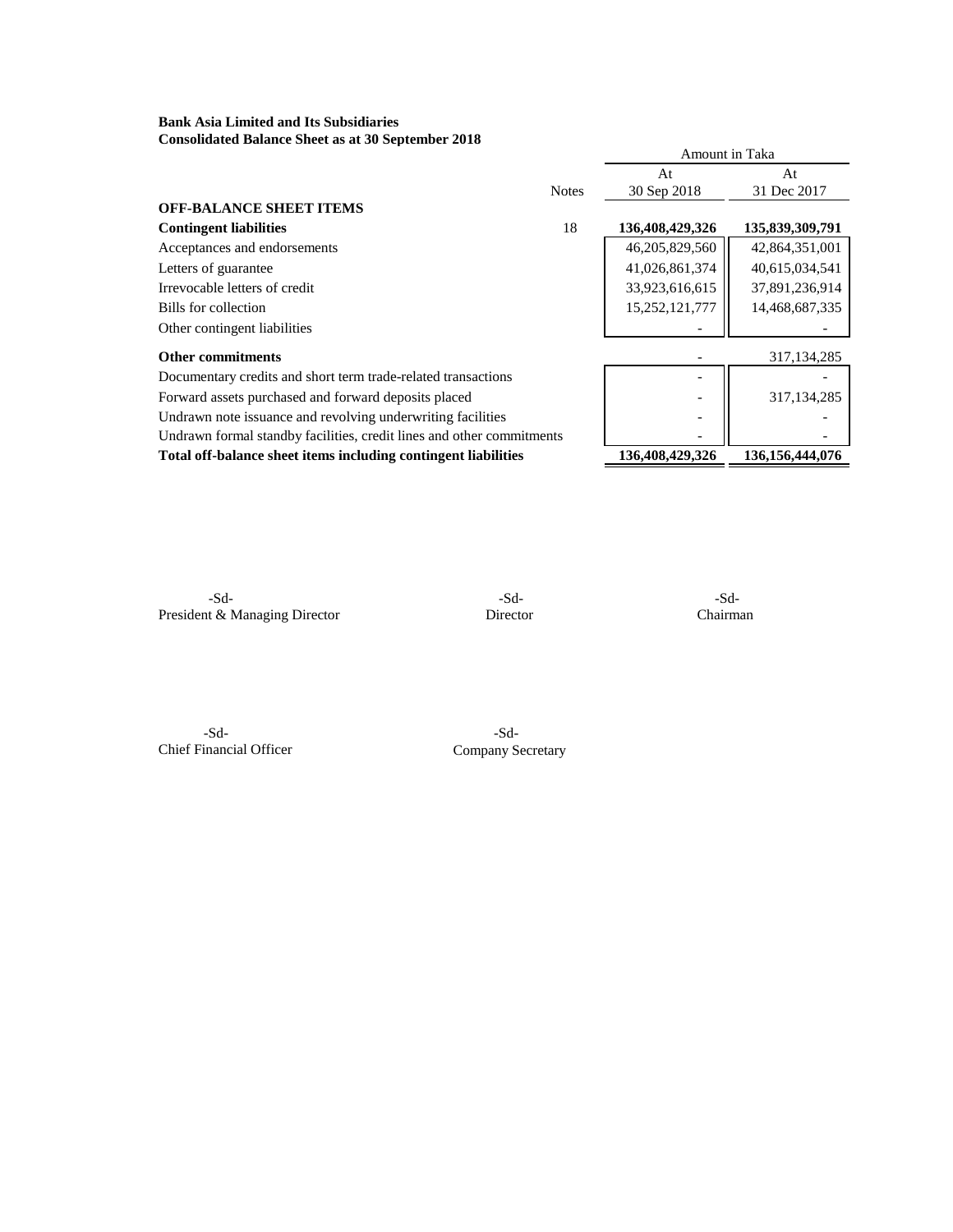**Bank Asia Limited and Its Subsidiaries**
**Consolidated Balance Sheet as at 30 September 2018**

| | Notes | Amount in Taka | |
|---|---|---|---|
| | | At 30 Sep 2018 | At 31 Dec 2017 |
| **OFF-BALANCE SHEET ITEMS** | | | |
| **Contingent liabilities** | 18 | **136,408,429,326** | **135,839,309,791** |
| Acceptances and endorsements | | 46,205,829,560 | 42,864,351,001 |
| Letters of guarantee | | 41,026,861,374 | 40,615,034,541 |
| Irrevocable letters of credit | | 33,923,616,615 | 37,891,236,914 |
| Bills for collection | | 15,252,121,777 | 14,468,687,335 |
| Other contingent liabilities | | - | - |
| **Other commitments** | | - | 317,134,285 |
| Documentary credits and short term trade-related transactions | | - | - |
| Forward assets purchased and forward deposits placed | | - | 317,134,285 |
| Undrawn note issuance and revolving underwriting facilities | | - | - |
| Undrawn formal standby facilities, credit lines and other commitments | | - | - |
| **Total off-balance sheet items including contingent liabilities** | | **136,408,429,326** | **136,156,444,076** |

-Sd-
President & Managing Director

-Sd-
Director

-Sd-
Chairman

-Sd-
Chief Financial Officer

-Sd-
Company Secretary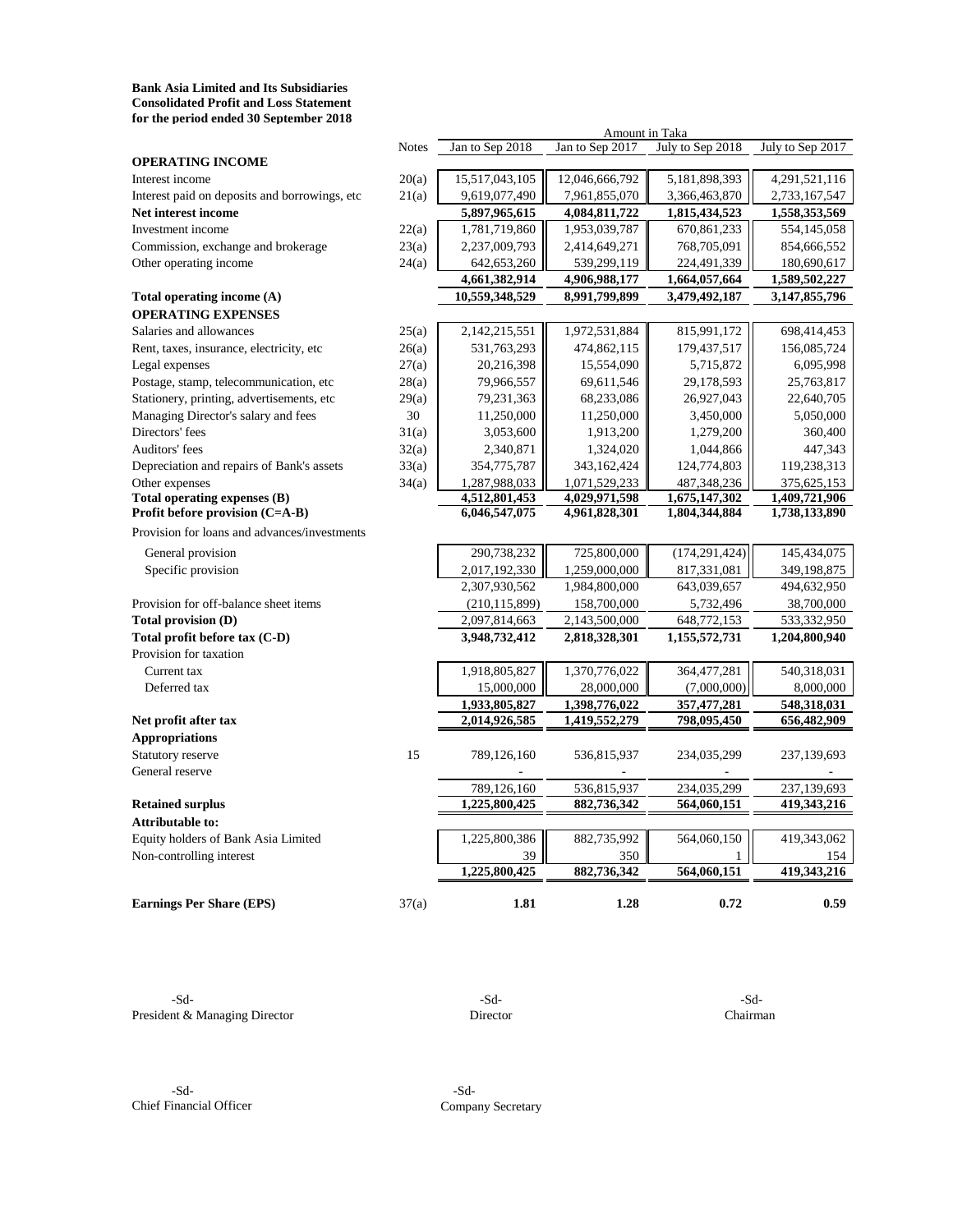**Bank Asia Limited and Its Subsidiaries**
**Consolidated Profit and Loss Statement**
**for the period ended 30 September 2018**

| | Notes | Jan to Sep 2018 | Jan to Sep 2017 | July to Sep 2018 | July to Sep 2017 |
|---|---|---|---|---|---|
| | | Amount in Taka | | | |
| **OPERATING INCOME** | | | | | |
| Interest income | 20(a) | 15,517,043,105 | 12,046,666,792 | 5,181,898,393 | 4,291,521,116 |
| Interest paid on deposits and borrowings, etc | 21(a) | 9,619,077,490 | 7,961,855,070 | 3,366,463,870 | 2,733,167,547 |
| **Net interest income** | | **5,897,965,615** | **4,084,811,722** | **1,815,434,523** | **1,558,353,569** |
| Investment income | 22(a) | 1,781,719,860 | 1,953,039,787 | 670,861,233 | 554,145,058 |
| Commission, exchange and brokerage | 23(a) | 2,237,009,793 | 2,414,649,271 | 768,705,091 | 854,666,552 |
| Other operating income | 24(a) | 642,653,260 | 539,299,119 | 224,491,339 | 180,690,617 |
| | | **4,661,382,914** | **4,906,988,177** | **1,664,057,664** | **1,589,502,227** |
| **Total operating income (A)** | | **10,559,348,529** | **8,991,799,899** | **3,479,492,187** | **3,147,855,796** |
| **OPERATING EXPENSES** | | | | | |
| Salaries and allowances | 25(a) | 2,142,215,551 | 1,972,531,884 | 815,991,172 | 698,414,453 |
| Rent, taxes, insurance, electricity, etc | 26(a) | 531,763,293 | 474,862,115 | 179,437,517 | 156,085,724 |
| Legal expenses | 27(a) | 20,216,398 | 15,554,090 | 5,715,872 | 6,095,998 |
| Postage, stamp, telecommunication, etc | 28(a) | 79,966,557 | 69,611,546 | 29,178,593 | 25,763,817 |
| Stationery, printing, advertisements, etc | 29(a) | 79,231,363 | 68,233,086 | 26,927,043 | 22,640,705 |
| Managing Director's salary and fees | 30 | 11,250,000 | 11,250,000 | 3,450,000 | 5,050,000 |
| Directors' fees | 31(a) | 3,053,600 | 1,913,200 | 1,279,200 | 360,400 |
| Auditors' fees | 32(a) | 2,340,871 | 1,324,020 | 1,044,866 | 447,343 |
| Depreciation and repairs of Bank's assets | 33(a) | 354,775,787 | 343,162,424 | 124,774,803 | 119,238,313 |
| Other expenses | 34(a) | 1,287,988,033 | 1,071,529,233 | 487,348,236 | 375,625,153 |
| **Total operating expenses (B)** | | **4,512,801,453** | **4,029,971,598** | **1,675,147,302** | **1,409,721,906** |
| **Profit before provision (C=A-B)** | | **6,046,547,075** | **4,961,828,301** | **1,804,344,884** | **1,738,133,890** |
| Provision for loans and advances/investments | | | | | |
| General provision | | 290,738,232 | 725,800,000 | (174,291,424) | 145,434,075 |
| Specific provision | | 2,017,192,330 | 1,259,000,000 | 817,331,081 | 349,198,875 |
| | | 2,307,930,562 | 1,984,800,000 | 643,039,657 | 494,632,950 |
| Provision for off-balance sheet items | | (210,115,899) | 158,700,000 | 5,732,496 | 38,700,000 |
| **Total provision (D)** | | 2,097,814,663 | 2,143,500,000 | 648,772,153 | 533,332,950 |
| **Total profit before tax (C-D)** | | **3,948,732,412** | **2,818,328,301** | **1,155,572,731** | **1,204,800,940** |
| Provision for taxation | | | | | |
| Current tax | | 1,918,805,827 | 1,370,776,022 | 364,477,281 | 540,318,031 |
| Deferred tax | | 15,000,000 | 28,000,000 | (7,000,000) | 8,000,000 |
| | | **1,933,805,827** | **1,398,776,022** | **357,477,281** | **548,318,031** |
| **Net profit after tax** | | **2,014,926,585** | **1,419,552,279** | **798,095,450** | **656,482,909** |
| **Appropriations** | | | | | |
| Statutory reserve | 15 | 789,126,160 | 536,815,937 | 234,035,299 | 237,139,693 |
| General reserve | | - | - | - | - |
| | | 789,126,160 | 536,815,937 | 234,035,299 | 237,139,693 |
| **Retained surplus** | | **1,225,800,425** | **882,736,342** | **564,060,151** | **419,343,216** |
| **Attributable to:** | | | | | |
| Equity holders of Bank Asia Limited | | 1,225,800,386 | 882,735,992 | 564,060,150 | 419,343,062 |
| Non-controlling interest | | 39 | 350 | 1 | 154 |
| | | **1,225,800,425** | **882,736,342** | **564,060,151** | **419,343,216** |
| **Earnings Per Share (EPS)** | 37(a) | **1.81** | **1.28** | **0.72** | **0.59** |

-Sd-
President & Managing Director

-Sd-
Director

-Sd-
Chairman

-Sd-
Chief Financial Officer

-Sd-
Company Secretary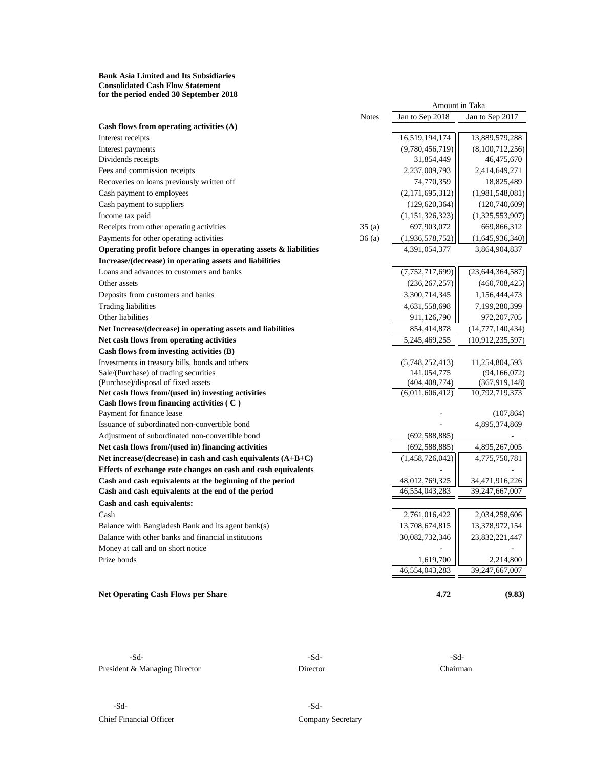**Bank Asia Limited and Its Subsidiaries**
**Consolidated Cash Flow Statement**
**for the period ended 30 September 2018**

| | Notes | Amount in Taka Jan to Sep 2018 | Jan to Sep 2017 |
|---|---|---|---|
| **Cash flows from operating activities (A)** | | | |
| Interest receipts | | 16,519,194,174 | 13,889,579,288 |
| Interest payments | | (9,780,456,719) | (8,100,712,256) |
| Dividends receipts | | 31,854,449 | 46,475,670 |
| Fees and commission receipts | | 2,237,009,793 | 2,414,649,271 |
| Recoveries on loans previously written off | | 74,770,359 | 18,825,489 |
| Cash payment to employees | | (2,171,695,312) | (1,981,548,081) |
| Cash payment to suppliers | | (129,620,364) | (120,740,609) |
| Income tax paid | | (1,151,326,323) | (1,325,553,907) |
| Receipts from other operating activities | 35 (a) | 697,903,072 | 669,866,312 |
| Payments for other operating activities | 36 (a) | (1,936,578,752) | (1,645,936,340) |
| **Operating profit before changes in operating assets & liabilities** | | 4,391,054,377 | 3,864,904,837 |
| **Increase/(decrease) in operating assets and liabilities** | | | |
| Loans and advances to customers and banks | | (7,752,717,699) | (23,644,364,587) |
| Other assets | | (236,267,257) | (460,708,425) |
| Deposits from customers and banks | | 3,300,714,345 | 1,156,444,473 |
| Trading liabilities | | 4,631,558,698 | 7,199,280,399 |
| Other liabilities | | 911,126,790 | 972,207,705 |
| **Net Increase/(decrease) in operating assets and liabilities** | | 854,414,878 | (14,777,140,434) |
| **Net cash flows from operating activities** | | 5,245,469,255 | (10,912,235,597) |
| **Cash flows from investing activities (B)** | | | |
| Investments in treasury bills, bonds and others | | (5,748,252,413) | 11,254,804,593 |
| Sale/(Purchase) of trading securities | | 141,054,775 | (94,166,072) |
| (Purchase)/disposal of fixed assets | | (404,408,774) | (367,919,148) |
| **Net cash flows from/(used in) investing activities** | | (6,011,606,412) | 10,792,719,373 |
| **Cash flows from financing activities ( C )** | | | |
| Payment for finance lease | | - | (107,864) |
| Issuance of subordinated non-convertible bond | | - | 4,895,374,869 |
| Adjustment of subordinated non-convertible bond | | (692,588,885) | - |
| **Net cash flows from/(used in) financing activities** | | (692,588,885) | 4,895,267,005 |
| **Net increase/(decrease) in cash and cash equivalents (A+B+C)** | | (1,458,726,042) | 4,775,750,781 |
| **Effects of exchange rate changes on cash and cash equivalents** | | - | - |
| **Cash and cash equivalents at the beginning of the period** | | 48,012,769,325 | 34,471,916,226 |
| **Cash and cash equivalents at the end of the period** | | 46,554,043,283 | 39,247,667,007 |
| **Cash and cash equivalents:** | | | |
| Cash | | 2,761,016,422 | 2,034,258,606 |
| Balance with Bangladesh Bank and its agent bank(s) | | 13,708,674,815 | 13,378,972,154 |
| Balance with other banks and financial institutions | | 30,082,732,346 | 23,832,221,447 |
| Money at call and on short notice | | - | - |
| Prize bonds | | 1,619,700 | 2,214,800 |
| | | 46,554,043,283 | 39,247,667,007 |
| **Net Operating Cash Flows per Share** | | **4.72** | **(9.83)** |

-Sd-
President & Managing Director

-Sd-
Director

-Sd-
Chairman

-Sd-
Chief Financial Officer

-Sd-
Company Secretary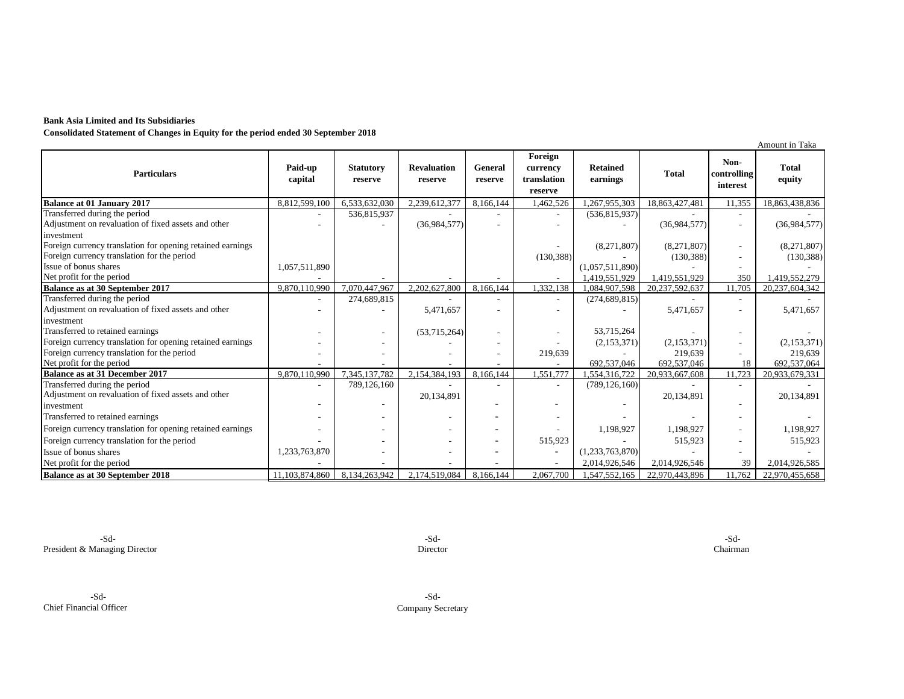**Bank Asia Limited and Its Subsidiaries**

**Consolidated Statement of Changes in Equity for the period ended 30 September 2018**

Amount in Taka

| Particulars | Paid-up capital | Statutory reserve | Revaluation reserve | General reserve | Foreign currency translation reserve | Retained earnings | Total | Non-controlling interest | Total equity |
|---|---|---|---|---|---|---|---|---|---|
| **Balance at 01 January 2017** | 8,812,599,100 | 6,533,632,030 | 2,239,612,377 | 8,166,144 | 1,462,526 | 1,267,955,303 | 18,863,427,481 | 11,355 | 18,863,438,836 |
| Transferred during the period | - | 536,815,937 | - | - | - | (536,815,937) | - | - | - |
| Adjustment on revaluation of fixed assets and other investment | - | - | (36,984,577) | - | - | - | (36,984,577) | - | (36,984,577) |
| Foreign currency translation for opening retained earnings | | | | | - | (8,271,807) | (8,271,807) | - | (8,271,807) |
| Foreign currency translation for the period | | | | | (130,388) | - | (130,388) | - | (130,388) |
| Issue of bonus shares | 1,057,511,890 | | | | | (1,057,511,890) | - | - | - |
| Net profit for the period | - | - | - | - | - | 1,419,551,929 | 1,419,551,929 | 350 | 1,419,552,279 |
| **Balance as at 30 September 2017** | 9,870,110,990 | 7,070,447,967 | 2,202,627,800 | 8,166,144 | 1,332,138 | 1,084,907,598 | 20,237,592,637 | 11,705 | 20,237,604,342 |
| Transferred during the period | - | 274,689,815 | - | - | - | (274,689,815) | - | - | - |
| Adjustment on revaluation of fixed assets and other investment | - | - | 5,471,657 | - | - | - | 5,471,657 | - | 5,471,657 |
| Transferred to retained earnings | - | - | (53,715,264) | - | - | 53,715,264 | - | - | - |
| Foreign currency translation for opening retained earnings | - | - | - | - | - | (2,153,371) | (2,153,371) | - | (2,153,371) |
| Foreign currency translation for the period | - | - | - | - | 219,639 | - | 219,639 | - | 219,639 |
| Net profit for the period | - | - | - | - | - | 692,537,046 | 692,537,046 | 18 | 692,537,064 |
| **Balance as at 31 December 2017** | 9,870,110,990 | 7,345,137,782 | 2,154,384,193 | 8,166,144 | 1,551,777 | 1,554,316,722 | 20,933,667,608 | 11,723 | 20,933,679,331 |
| Transferred during the period | - | 789,126,160 | - | - | - | (789,126,160) | - | - | - |
| Adjustment on revaluation of fixed assets and other investment | - | - | 20,134,891 | - | - | - | 20,134,891 | - | 20,134,891 |
| Transferred to retained earnings | - | - | - | - | - | - | - | - | - |
| Foreign currency translation for opening retained earnings | - | - | - | - | - | 1,198,927 | 1,198,927 | - | 1,198,927 |
| Foreign currency translation for the period | - | - | - | - | 515,923 | - | 515,923 | - | 515,923 |
| Issue of bonus shares | 1,233,763,870 | - | - | - | - | (1,233,763,870) | - | - | - |
| Net profit for the period | - | - | - | - | - | 2,014,926,546 | 2,014,926,546 | 39 | 2,014,926,585 |
| **Balance as at 30 September 2018** | 11,103,874,860 | 8,134,263,942 | 2,174,519,084 | 8,166,144 | 2,067,700 | 1,547,552,165 | 22,970,443,896 | 11,762 | 22,970,455,658 |

-Sd-
President & Managing Director

-Sd-
Director

-Sd-
Chairman

-Sd-
Chief Financial Officer

-Sd-
Company Secretary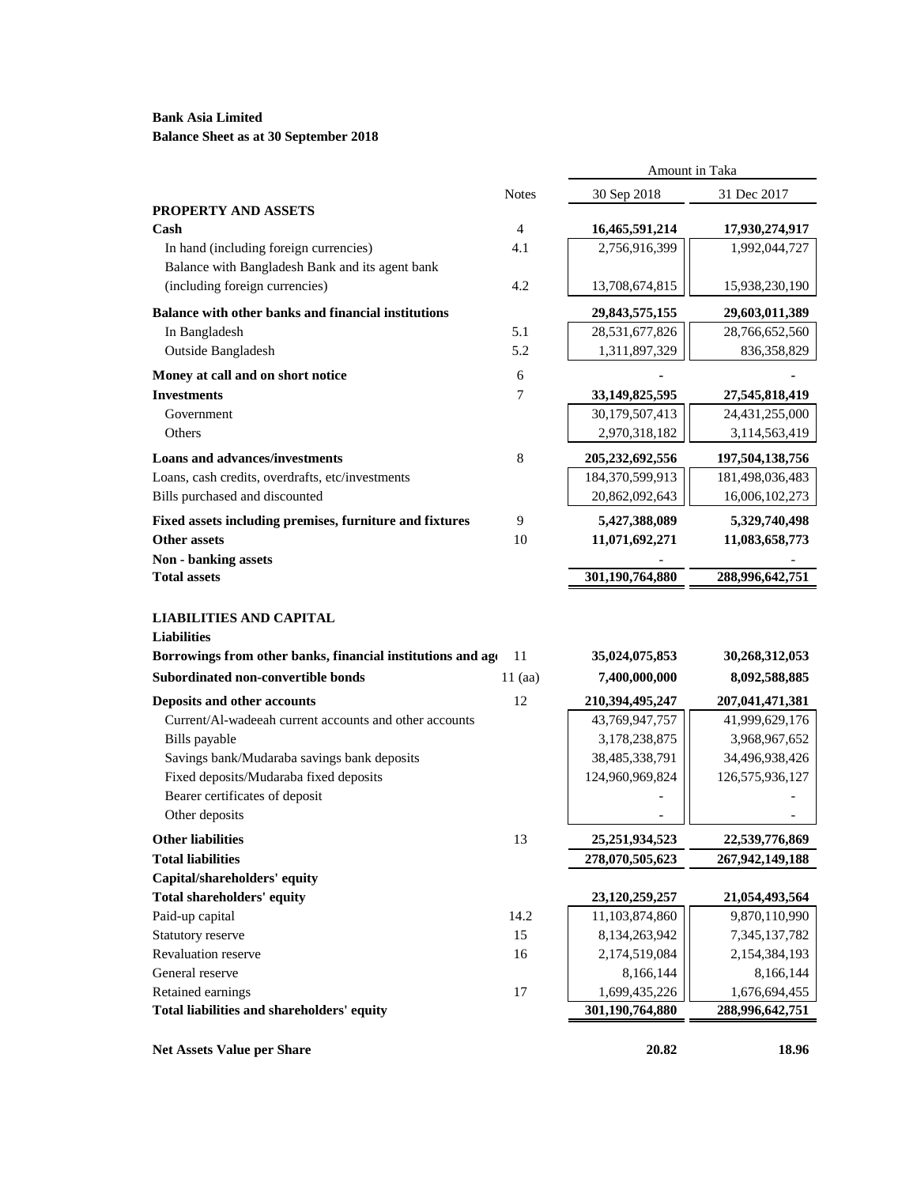**Bank Asia Limited**
**Balance Sheet as at 30 September 2018**

| | Notes | 30 Sep 2018 | 31 Dec 2017 |
|---|---|---|---|
| | | Amount in Taka | |
| **PROPERTY AND ASSETS** | | | |
| **Cash** | 4 | **16,465,591,214** | **17,930,274,917** |
| In hand (including foreign currencies) | 4.1 | 2,756,916,399 | 1,992,044,727 |
| Balance with Bangladesh Bank and its agent bank (including foreign currencies) | 4.2 | 13,708,674,815 | 15,938,230,190 |
| **Balance with other banks and financial institutions** | | **29,843,575,155** | **29,603,011,389** |
| In Bangladesh | 5.1 | 28,531,677,826 | 28,766,652,560 |
| Outside Bangladesh | 5.2 | 1,311,897,329 | 836,358,829 |
| **Money at call and on short notice** | 6 | - | - |
| **Investments** | 7 | **33,149,825,595** | **27,545,818,419** |
| Government | | 30,179,507,413 | 24,431,255,000 |
| Others | | 2,970,318,182 | 3,114,563,419 |
| **Loans and advances/investments** | 8 | **205,232,692,556** | **197,504,138,756** |
| Loans, cash credits, overdrafts, etc/investments | | 184,370,599,913 | 181,498,036,483 |
| Bills purchased and discounted | | 20,862,092,643 | 16,006,102,273 |
| **Fixed assets including premises, furniture and fixtures** | 9 | **5,427,388,089** | **5,329,740,498** |
| **Other assets** | 10 | **11,071,692,271** | **11,083,658,773** |
| **Non - banking assets** | | - | - |
| **Total assets** | | **301,190,764,880** | **288,996,642,751** |
| | | | |
| **LIABILITIES AND CAPITAL** | | | |
| **Liabilities** | | | |
| **Borrowings from other banks, financial institutions and age** | 11 | **35,024,075,853** | **30,268,312,053** |
| **Subordinated non-convertible bonds** | 11 (aa) | **7,400,000,000** | **8,092,588,885** |
| **Deposits and other accounts** | 12 | **210,394,495,247** | **207,041,471,381** |
| Current/Al-wadeeah current accounts and other accounts | | 43,769,947,757 | 41,999,629,176 |
| Bills payable | | 3,178,238,875 | 3,968,967,652 |
| Savings bank/Mudaraba savings bank deposits | | 38,485,338,791 | 34,496,938,426 |
| Fixed deposits/Mudaraba fixed deposits | | 124,960,969,824 | 126,575,936,127 |
| Bearer certificates of deposit | | - | - |
| Other deposits | | - | - |
| **Other liabilities** | 13 | **25,251,934,523** | **22,539,776,869** |
| **Total liabilities** | | **278,070,505,623** | **267,942,149,188** |
| **Capital/shareholders' equity** | | | |
| **Total shareholders' equity** | | **23,120,259,257** | **21,054,493,564** |
| Paid-up capital | 14.2 | 11,103,874,860 | 9,870,110,990 |
| Statutory reserve | 15 | 8,134,263,942 | 7,345,137,782 |
| Revaluation reserve | 16 | 2,174,519,084 | 2,154,384,193 |
| General reserve | | 8,166,144 | 8,166,144 |
| Retained earnings | 17 | 1,699,435,226 | 1,676,694,455 |
| **Total liabilities and shareholders' equity** | | **301,190,764,880** | **288,996,642,751** |
| | | | |
| **Net Assets Value per Share** | | **20.82** | **18.96** |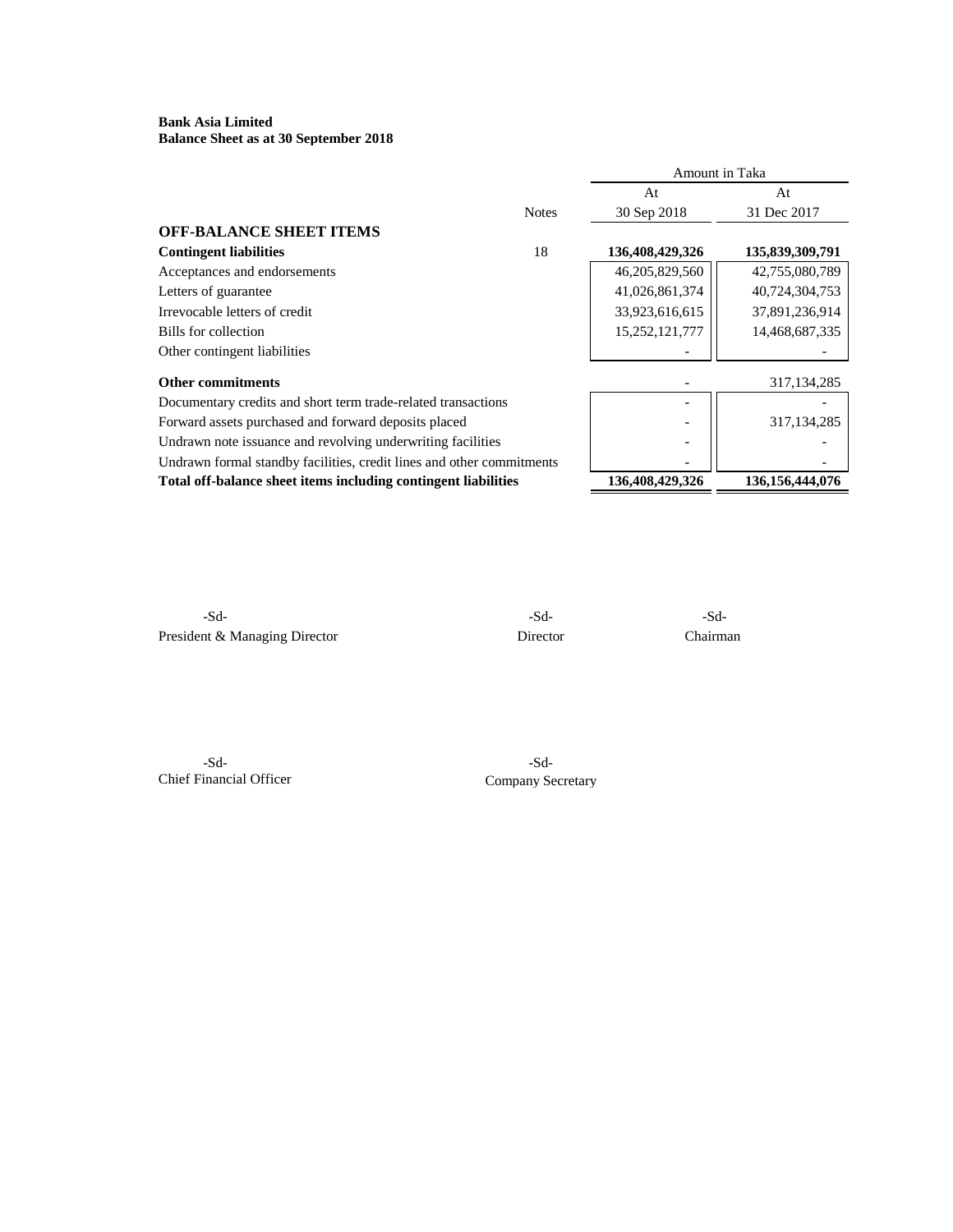**Bank Asia Limited**
**Balance Sheet as at 30 September 2018**

| | Notes | At 30 Sep 2018 | At 31 Dec 2017 |
|---|---|---|---|
| | | Amount in Taka | |
| **OFF-BALANCE SHEET ITEMS** | | | |
| **Contingent liabilities** | 18 | **136,408,429,326** | **135,839,309,791** |
| Acceptances and endorsements | | 46,205,829,560 | 42,755,080,789 |
| Letters of guarantee | | 41,026,861,374 | 40,724,304,753 |
| Irrevocable letters of credit | | 33,923,616,615 | 37,891,236,914 |
| Bills for collection | | 15,252,121,777 | 14,468,687,335 |
| Other contingent liabilities | | - | - |
| **Other commitments** | | - | 317,134,285 |
| Documentary credits and short term trade-related transactions | | - | - |
| Forward assets purchased and forward deposits placed | | - | 317,134,285 |
| Undrawn note issuance and revolving underwriting facilities | | - | - |
| Undrawn formal standby facilities, credit lines and other commitments | | - | - |
| **Total off-balance sheet items including contingent liabilities** | | **136,408,429,326** | **136,156,444,076** |

-Sd-
President & Managing Director

-Sd-
Director

-Sd-
Chairman

-Sd-
Chief Financial Officer

-Sd-
Company Secretary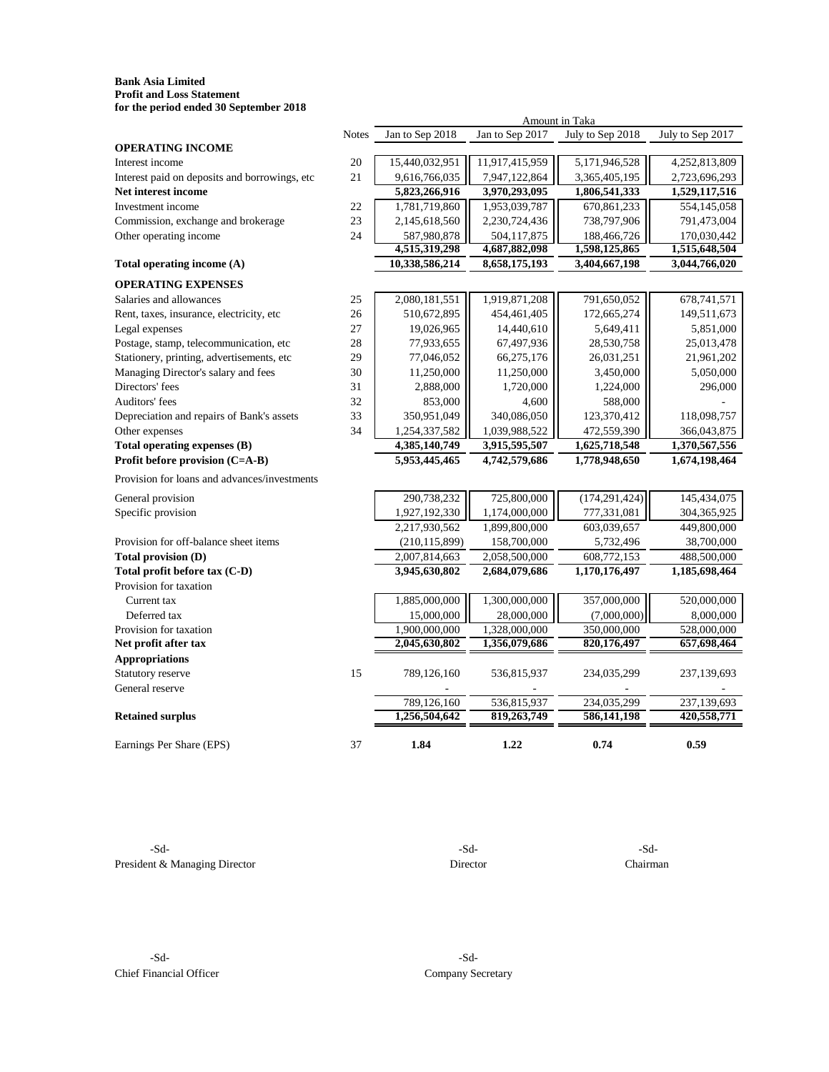**Bank Asia Limited**
**Profit and Loss Statement**
**for the period ended 30 September 2018**

| | Notes | Jan to Sep 2018 | Jan to Sep 2017 | July to Sep 2018 | July to Sep 2017 |
|---|---|---|---|---|---|
| | | Amount in Taka | | | |
| **OPERATING INCOME** | | | | | |
| Interest income | 20 | 15,440,032,951 | 11,917,415,959 | 5,171,946,528 | 4,252,813,809 |
| Interest paid on deposits and borrowings, etc | 21 | 9,616,766,035 | 7,947,122,864 | 3,365,405,195 | 2,723,696,293 |
| **Net interest income** | | **5,823,266,916** | **3,970,293,095** | **1,806,541,333** | **1,529,117,516** |
| Investment income | 22 | 1,781,719,860 | 1,953,039,787 | 670,861,233 | 554,145,058 |
| Commission, exchange and brokerage | 23 | 2,145,618,560 | 2,230,724,436 | 738,797,906 | 791,473,004 |
| Other operating income | 24 | 587,980,878 | 504,117,875 | 188,466,726 | 170,030,442 |
| | | **4,515,319,298** | **4,687,882,098** | **1,598,125,865** | **1,515,648,504** |
| **Total operating income (A)** | | **10,338,586,214** | **8,658,175,193** | **3,404,667,198** | **3,044,766,020** |
| **OPERATING EXPENSES** | | | | | |
| Salaries and allowances | 25 | 2,080,181,551 | 1,919,871,208 | 791,650,052 | 678,741,571 |
| Rent, taxes, insurance, electricity, etc | 26 | 510,672,895 | 454,461,405 | 172,665,274 | 149,511,673 |
| Legal expenses | 27 | 19,026,965 | 14,440,610 | 5,649,411 | 5,851,000 |
| Postage, stamp, telecommunication, etc | 28 | 77,933,655 | 67,497,936 | 28,530,758 | 25,013,478 |
| Stationery, printing, advertisements, etc | 29 | 77,046,052 | 66,275,176 | 26,031,251 | 21,961,202 |
| Managing Director's salary and fees | 30 | 11,250,000 | 11,250,000 | 3,450,000 | 5,050,000 |
| Directors' fees | 31 | 2,888,000 | 1,720,000 | 1,224,000 | 296,000 |
| Auditors' fees | 32 | 853,000 | 4,600 | 588,000 | - |
| Depreciation and repairs of Bank's assets | 33 | 350,951,049 | 340,086,050 | 123,370,412 | 118,098,757 |
| Other expenses | 34 | 1,254,337,582 | 1,039,988,522 | 472,559,390 | 366,043,875 |
| **Total operating expenses (B)** | | **4,385,140,749** | **3,915,595,507** | **1,625,718,548** | **1,370,567,556** |
| **Profit before provision (C=A-B)** | | **5,953,445,465** | **4,742,579,686** | **1,778,948,650** | **1,674,198,464** |
| Provision for loans and advances/investments | | | | | |
| General provision | | 290,738,232 | 725,800,000 | (174,291,424) | 145,434,075 |
| Specific provision | | 1,927,192,330 | 1,174,000,000 | 777,331,081 | 304,365,925 |
| | | 2,217,930,562 | 1,899,800,000 | 603,039,657 | 449,800,000 |
| Provision for off-balance sheet items | | (210,115,899) | 158,700,000 | 5,732,496 | 38,700,000 |
| **Total provision (D)** | | 2,007,814,663 | 2,058,500,000 | 608,772,153 | 488,500,000 |
| **Total profit before tax (C-D)** | | **3,945,630,802** | **2,684,079,686** | **1,170,176,497** | **1,185,698,464** |
| Provision for taxation | | | | | |
| Current tax | | 1,885,000,000 | 1,300,000,000 | 357,000,000 | 520,000,000 |
| Deferred tax | | 15,000,000 | 28,000,000 | (7,000,000) | 8,000,000 |
| Provision for taxation | | 1,900,000,000 | 1,328,000,000 | 350,000,000 | 528,000,000 |
| **Net profit after tax** | | **2,045,630,802** | **1,356,079,686** | **820,176,497** | **657,698,464** |
| **Appropriations** | | | | | |
| Statutory reserve | 15 | 789,126,160 | 536,815,937 | 234,035,299 | 237,139,693 |
| General reserve | | - | - | - | - |
| | | 789,126,160 | 536,815,937 | 234,035,299 | 237,139,693 |
| **Retained surplus** | | **1,256,504,642** | **819,263,749** | **586,141,198** | **420,558,771** |
| Earnings Per Share (EPS) | 37 | **1.84** | **1.22** | **0.74** | **0.59** |

-Sd-
President & Managing Director

-Sd-
Director

-Sd-
Chairman

-Sd-
Chief Financial Officer

-Sd-
Company Secretary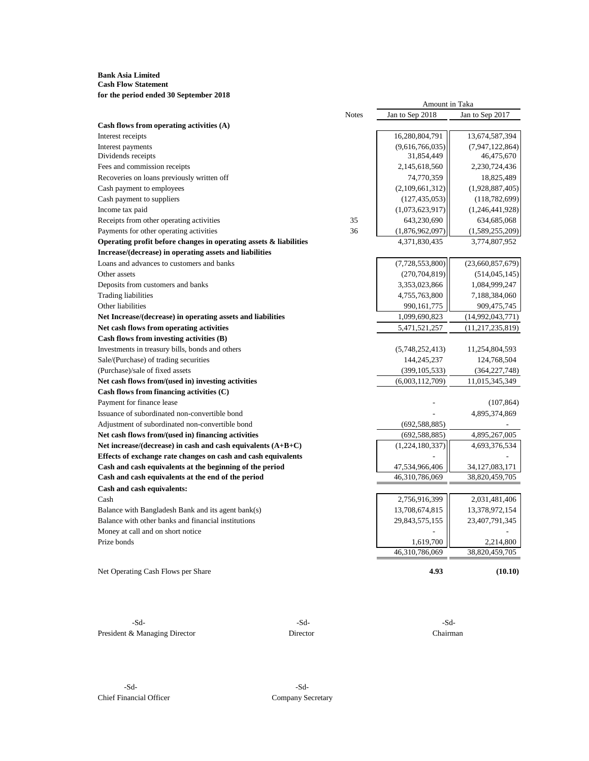**Bank Asia Limited**
**Cash Flow Statement**
**for the period ended 30 September 2018**

| | Notes | Amount in Taka | |
|---|---|---|---|
| | | Jan to Sep 2018 | Jan to Sep 2017 |
| **Cash flows from operating activities (A)** | | | |
| Interest receipts | | 16,280,804,791 | 13,674,587,394 |
| Interest payments | | (9,616,766,035) | (7,947,122,864) |
| Dividends receipts | | 31,854,449 | 46,475,670 |
| Fees and commission receipts | | 2,145,618,560 | 2,230,724,436 |
| Recoveries on loans previously written off | | 74,770,359 | 18,825,489 |
| Cash payment to employees | | (2,109,661,312) | (1,928,887,405) |
| Cash payment to suppliers | | (127,435,053) | (118,782,699) |
| Income tax paid | | (1,073,623,917) | (1,246,441,928) |
| Receipts from other operating activities | 35 | 643,230,690 | 634,685,068 |
| Payments for other operating activities | 36 | (1,876,962,097) | (1,589,255,209) |
| **Operating profit before changes in operating assets & liabilities** | | 4,371,830,435 | 3,774,807,952 |
| **Increase/(decrease) in operating assets and liabilities** | | | |
| Loans and advances to customers and banks | | (7,728,553,800) | (23,660,857,679) |
| Other assets | | (270,704,819) | (514,045,145) |
| Deposits from customers and banks | | 3,353,023,866 | 1,084,999,247 |
| Trading liabilities | | 4,755,763,800 | 7,188,384,060 |
| Other liabilities | | 990,161,775 | 909,475,745 |
| **Net Increase/(decrease) in operating assets and liabilities** | | 1,099,690,823 | (14,992,043,771) |
| **Net cash flows from operating activities** | | 5,471,521,257 | (11,217,235,819) |
| **Cash flows from investing activities (B)** | | | |
| Investments in treasury bills, bonds and others | | (5,748,252,413) | 11,254,804,593 |
| Sale/(Purchase) of trading securities | | 144,245,237 | 124,768,504 |
| (Purchase)/sale of fixed assets | | (399,105,533) | (364,227,748) |
| **Net cash flows from/(used in) investing activities** | | (6,003,112,709) | 11,015,345,349 |
| **Cash flows from financing activities (C)** | | | |
| Payment for finance lease | | - | (107,864) |
| Issuance of subordinated non-convertible bond | | - | 4,895,374,869 |
| Adjustment of subordinated non-convertible bond | | (692,588,885) | - |
| **Net cash flows from/(used in) financing activities** | | (692,588,885) | 4,895,267,005 |
| **Net increase/(decrease) in cash and cash equivalents (A+B+C)** | | (1,224,180,337) | 4,693,376,534 |
| **Effects of exchange rate changes on cash and cash equivalents** | | - | - |
| **Cash and cash equivalents at the beginning of the period** | | 47,534,966,406 | 34,127,083,171 |
| **Cash and cash equivalents at the end of the period** | | 46,310,786,069 | 38,820,459,705 |
| **Cash and cash equivalents:** | | | |
| Cash | | 2,756,916,399 | 2,031,481,406 |
| Balance with Bangladesh Bank and its agent bank(s) | | 13,708,674,815 | 13,378,972,154 |
| Balance with other banks and financial institutions | | 29,843,575,155 | 23,407,791,345 |
| Money at call and on short notice | | - | - |
| Prize bonds | | 1,619,700 | 2,214,800 |
| | | 46,310,786,069 | 38,820,459,705 |
| Net Operating Cash Flows per Share | | **4.93** | **(10.10)** |

-Sd-
President & Managing Director

-Sd-
Director

-Sd-
Chairman

-Sd-
Chief Financial Officer

-Sd-
Company Secretary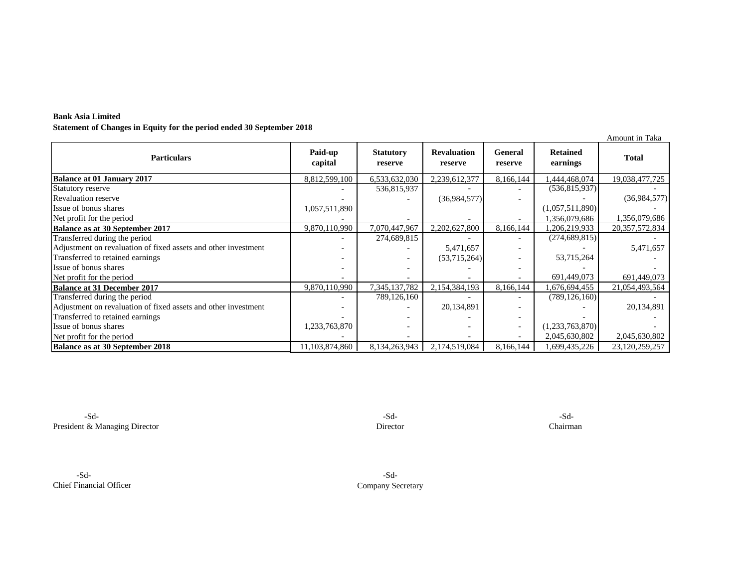**Bank Asia Limited**

**Statement of Changes in Equity for the period ended 30 September 2018**

Amount in Taka

| Particulars | Paid-up capital | Statutory reserve | Revaluation reserve | General reserve | Retained earnings | Total |
|---|---|---|---|---|---|---|
| **Balance at 01 January 2017** | 8,812,599,100 | 6,533,632,030 | 2,239,612,377 | 8,166,144 | 1,444,468,074 | 19,038,477,725 |
| Statutory reserve | - | 536,815,937 | - | - | (536,815,937) | - |
| Revaluation reserve | - | - | (36,984,577) | - | - | (36,984,577) |
| Issue of bonus shares | 1,057,511,890 | | | | (1,057,511,890) | - |
| Net profit for the period | - | - | - | - | 1,356,079,686 | 1,356,079,686 |
| **Balance as at 30 September 2017** | 9,870,110,990 | 7,070,447,967 | 2,202,627,800 | 8,166,144 | 1,206,219,933 | 20,357,572,834 |
| Transferred during the period | - | 274,689,815 | - | - | (274,689,815) | - |
| Adjustment on revaluation of fixed assets and other investment | - | - | 5,471,657 | - | - | 5,471,657 |
| Transferred to retained earnings | - | - | (53,715,264) | - | 53,715,264 | - |
| Issue of bonus shares | - | - | - | - | - | - |
| Net profit for the period | - | - | - | - | 691,449,073 | 691,449,073 |
| **Balance at 31 December 2017** | 9,870,110,990 | 7,345,137,782 | 2,154,384,193 | 8,166,144 | 1,676,694,455 | 21,054,493,564 |
| Transferred during the period | - | 789,126,160 | - | - | (789,126,160) | - |
| Adjustment on revaluation of fixed assets and other investment | - | - | 20,134,891 | - | - | 20,134,891 |
| Transferred to retained earnings | - | - | - | - | - | - |
| Issue of bonus shares | 1,233,763,870 | - | - | - | (1,233,763,870) | - |
| Net profit for the period | - | - | - | - | 2,045,630,802 | 2,045,630,802 |
| **Balance as at 30 September 2018** | 11,103,874,860 | 8,134,263,943 | 2,174,519,084 | 8,166,144 | 1,699,435,226 | 23,120,259,257 |

-Sd-
President & Managing Director

-Sd-
Director

-Sd-
Chairman

-Sd-
Chief Financial Officer

-Sd-
Company Secretary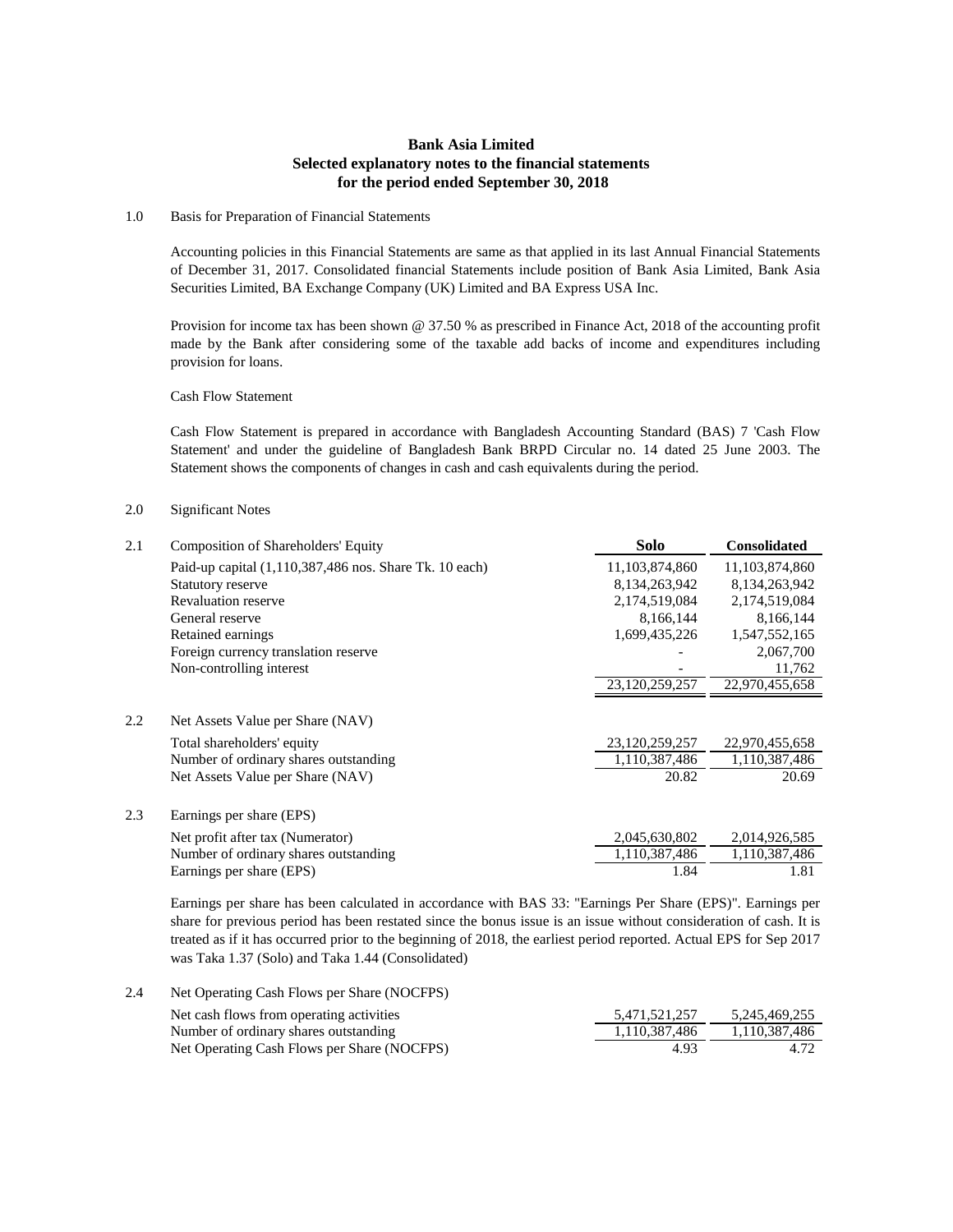# Bank Asia Limited
## Selected explanatory notes to the financial statements
## for the period ended September 30, 2018

1.0 Basis for Preparation of Financial Statements

Accounting policies in this Financial Statements are same as that applied in its last Annual Financial Statements of December 31, 2017. Consolidated financial Statements include position of Bank Asia Limited, Bank Asia Securities Limited, BA Exchange Company (UK) Limited and BA Express USA Inc.

Provision for income tax has been shown @ 37.50 % as prescribed in Finance Act, 2018 of the accounting profit made by the Bank after considering some of the taxable add backs of income and expenditures including provision for loans.

Cash Flow Statement

Cash Flow Statement is prepared in accordance with Bangladesh Accounting Standard (BAS) 7 'Cash Flow Statement' and under the guideline of Bangladesh Bank BRPD Circular no. 14 dated 25 June 2003. The Statement shows the components of changes in cash and cash equivalents during the period.

2.0 Significant Notes

| | | Solo | Consolidated |
|---|---|---|---|
| 2.1 | Composition of Shareholders' Equity | | |
| | Paid-up capital (1,110,387,486 nos. Share Tk. 10 each) | 11,103,874,860 | 11,103,874,860 |
| | Statutory reserve | 8,134,263,942 | 8,134,263,942 |
| | Revaluation reserve | 2,174,519,084 | 2,174,519,084 |
| | General reserve | 8,166,144 | 8,166,144 |
| | Retained earnings | 1,699,435,226 | 1,547,552,165 |
| | Foreign currency translation reserve | - | 2,067,700 |
| | Non-controlling interest | - | 11,762 |
| | | 23,120,259,257 | 22,970,455,658 |
| 2.2 | Net Assets Value per Share (NAV) | | |
| | Total shareholders' equity | 23,120,259,257 | 22,970,455,658 |
| | Number of ordinary shares outstanding | 1,110,387,486 | 1,110,387,486 |
| | Net Assets Value per Share (NAV) | 20.82 | 20.69 |
| 2.3 | Earnings per share (EPS) | | |
| | Net profit after tax (Numerator) | 2,045,630,802 | 2,014,926,585 |
| | Number of ordinary shares outstanding | 1,110,387,486 | 1,110,387,486 |
| | Earnings per share (EPS) | 1.84 | 1.81 |

Earnings per share has been calculated in accordance with BAS 33: "Earnings Per Share (EPS)". Earnings per share for previous period has been restated since the bonus issue is an issue without consideration of cash. It is treated as if it has occurred prior to the beginning of 2018, the earliest period reported. Actual EPS for Sep 2017 was Taka 1.37 (Solo) and Taka 1.44 (Consolidated)

| | | Solo | Consolidated |
|---|---|---|---|
| 2.4 | Net Operating Cash Flows per Share (NOCFPS) | | |
| | Net cash flows from operating activities | 5,471,521,257 | 5,245,469,255 |
| | Number of ordinary shares outstanding | 1,110,387,486 | 1,110,387,486 |
| | Net Operating Cash Flows per Share (NOCFPS) | 4.93 | 4.72 |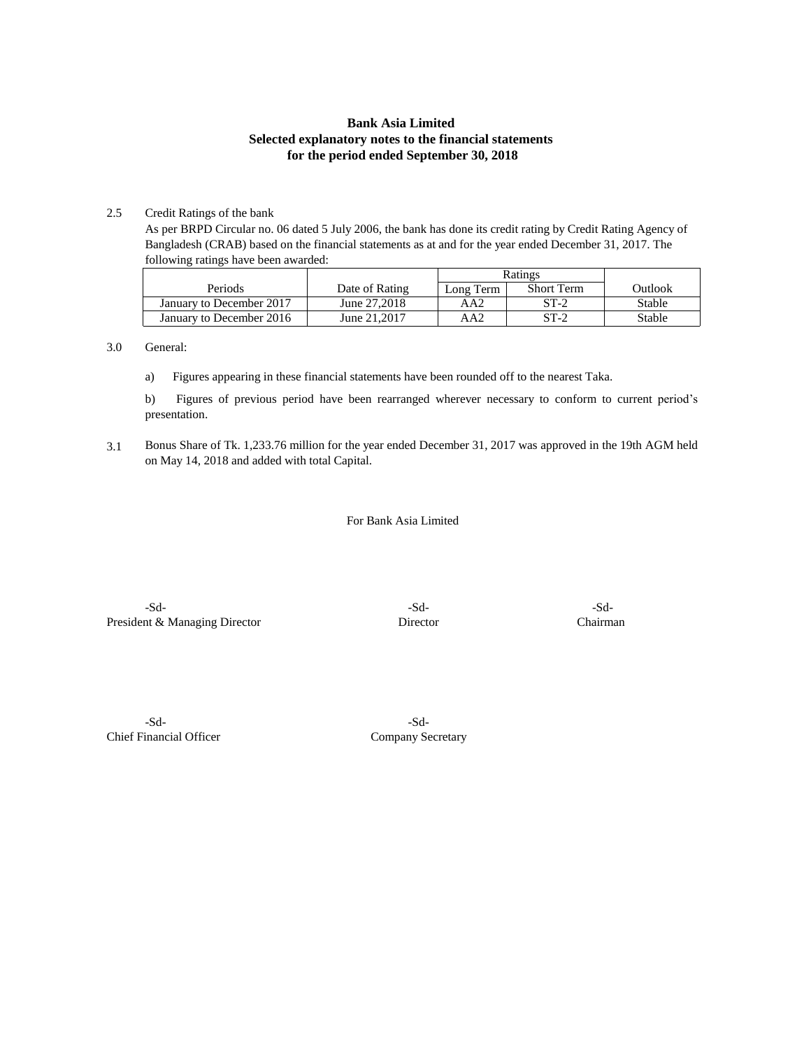**Bank Asia Limited**
**Selected explanatory notes to the financial statements**
**for the period ended September 30, 2018**

2.5 Credit Ratings of the bank

As per BRPD Circular no. 06 dated 5 July 2006, the bank has done its credit rating by Credit Rating Agency of Bangladesh (CRAB) based on the financial statements as at and for the year ended December 31, 2017. The following ratings have been awarded:

| Periods | Date of Rating | Ratings | | Outlook |
|---|---|---|---|---|
| | | Long Term | Short Term | |
| January to December 2017 | June 27,2018 | AA2 | ST-2 | Stable |
| January to December 2016 | June 21,2017 | AA2 | ST-2 | Stable |

3.0 General:

a) Figures appearing in these financial statements have been rounded off to the nearest Taka.

b) Figures of previous period have been rearranged wherever necessary to conform to current period's presentation.

3.1 Bonus Share of Tk. 1,233.76 million for the year ended December 31, 2017 was approved in the 19th AGM held on May 14, 2018 and added with total Capital.

For Bank Asia Limited

-Sd-
President & Managing Director

-Sd-
Director

-Sd-
Chairman

-Sd-
Chief Financial Officer

-Sd-
Company Secretary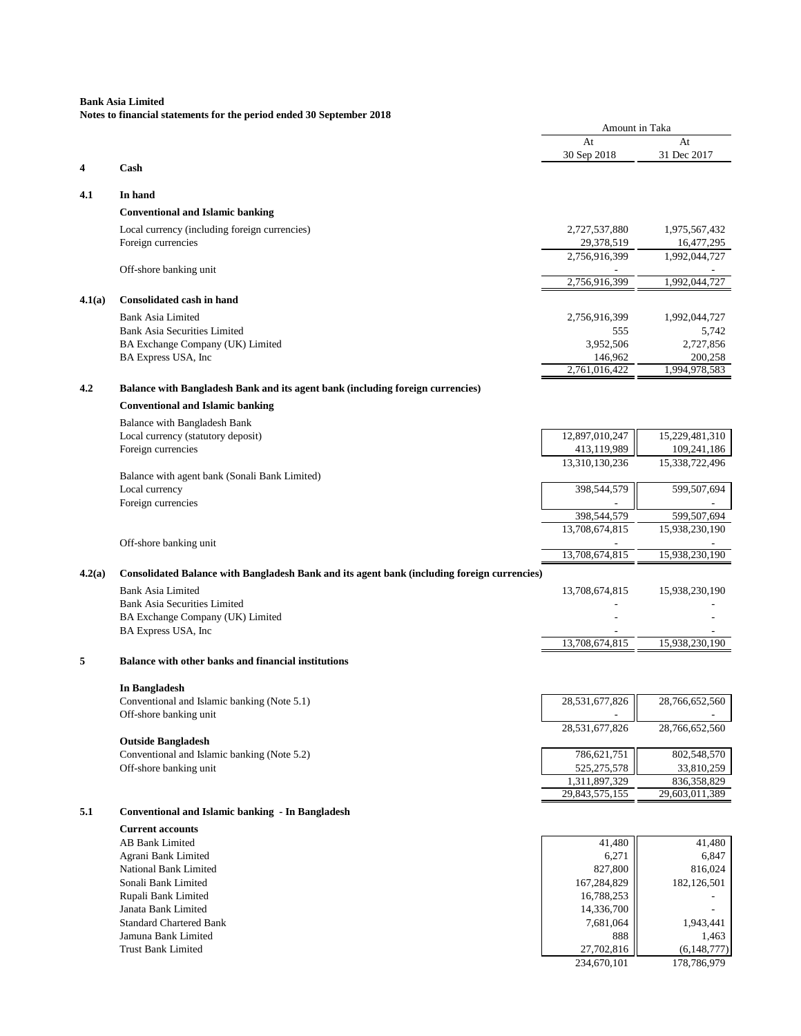**Bank Asia Limited**
**Notes to financial statements for the period ended 30 September 2018**

| | | Amount in Taka | |
|---|---|---|---|
| | | At 30 Sep 2018 | At 31 Dec 2017 |
| **4** | **Cash** | | |
| **4.1** | **In hand** | | |
| | **Conventional and Islamic banking** | | |
| | Local currency (including foreign currencies) | 2,727,537,880 | 1,975,567,432 |
| | Foreign currencies | 29,378,519 | 16,477,295 |
| | | 2,756,916,399 | 1,992,044,727 |
| | Off-shore banking unit | - | - |
| | | 2,756,916,399 | 1,992,044,727 |
| **4.1(a)** | **Consolidated cash in hand** | | |
| | Bank Asia Limited | 2,756,916,399 | 1,992,044,727 |
| | Bank Asia Securities Limited | 555 | 5,742 |
| | BA Exchange Company (UK) Limited | 3,952,506 | 2,727,856 |
| | BA Express USA, Inc | 146,962 | 200,258 |
| | | 2,761,016,422 | 1,994,978,583 |
| **4.2** | **Balance with Bangladesh Bank and its agent bank (including foreign currencies)** | | |
| | **Conventional and Islamic banking** | | |
| | Balance with Bangladesh Bank | | |
| | Local currency (statutory deposit) | 12,897,010,247 | 15,229,481,310 |
| | Foreign currencies | 413,119,989 | 109,241,186 |
| | | 13,310,130,236 | 15,338,722,496 |
| | Balance with agent bank (Sonali Bank Limited) | | |
| | Local currency | 398,544,579 | 599,507,694 |
| | Foreign currencies | - | - |
| | | 398,544,579 | 599,507,694 |
| | | 13,708,674,815 | 15,938,230,190 |
| | Off-shore banking unit | - | - |
| | | 13,708,674,815 | 15,938,230,190 |
| **4.2(a)** | **Consolidated Balance with Bangladesh Bank and its agent bank (including foreign currencies)** | | |
| | Bank Asia Limited | 13,708,674,815 | 15,938,230,190 |
| | Bank Asia Securities Limited | - | - |
| | BA Exchange Company (UK) Limited | - | - |
| | BA Express USA, Inc | - | - |
| | | 13,708,674,815 | 15,938,230,190 |
| **5** | **Balance with other banks and financial institutions** | | |
| | **In Bangladesh** | | |
| | Conventional and Islamic banking (Note 5.1) | 28,531,677,826 | 28,766,652,560 |
| | Off-shore banking unit | - | - |
| | | 28,531,677,826 | 28,766,652,560 |
| | **Outside Bangladesh** | | |
| | Conventional and Islamic banking (Note 5.2) | 786,621,751 | 802,548,570 |
| | Off-shore banking unit | 525,275,578 | 33,810,259 |
| | | 1,311,897,329 | 836,358,829 |
| | | 29,843,575,155 | 29,603,011,389 |
| **5.1** | **Conventional and Islamic banking - In Bangladesh** | | |
| | **Current accounts** | | |
| | AB Bank Limited | 41,480 | 41,480 |
| | Agrani Bank Limited | 6,271 | 6,847 |
| | National Bank Limited | 827,800 | 816,024 |
| | Sonali Bank Limited | 167,284,829 | 182,126,501 |
| | Rupali Bank Limited | 16,788,253 | - |
| | Janata Bank Limited | 14,336,700 | - |
| | Standard Chartered Bank | 7,681,064 | 1,943,441 |
| | Jamuna Bank Limited | 888 | 1,463 |
| | Trust Bank Limited | 27,702,816 | (6,148,777) |
| | | 234,670,101 | 178,786,979 |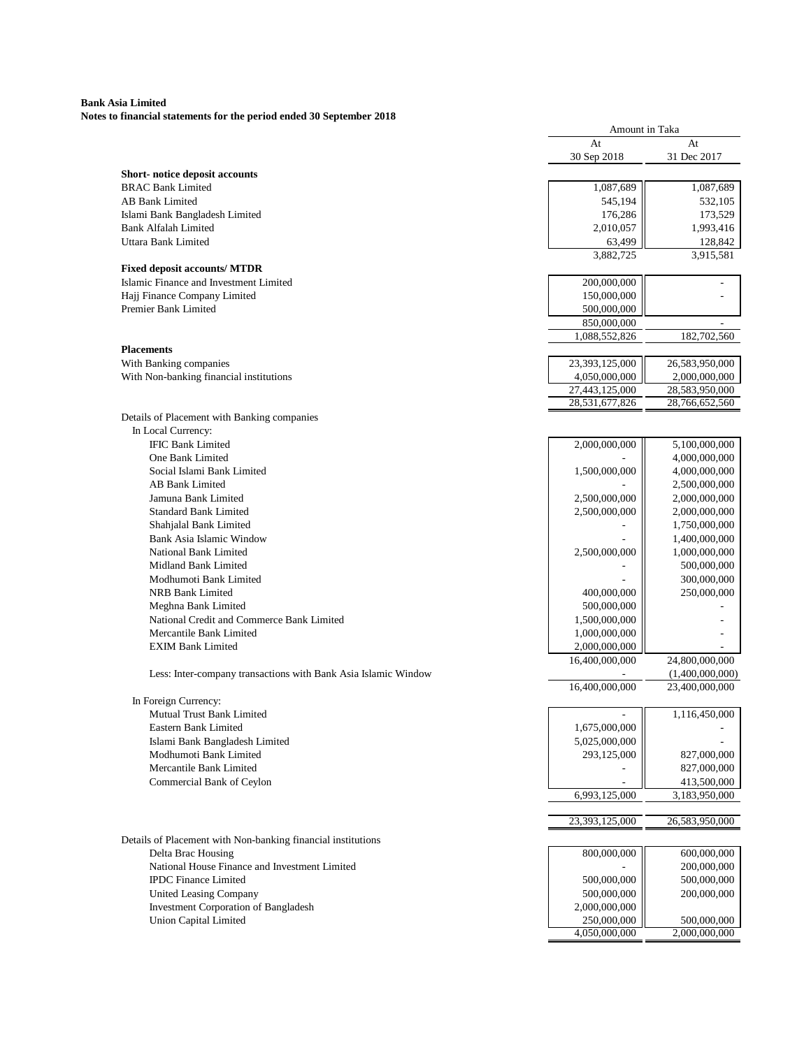**Bank Asia Limited**
**Notes to financial statements for the period ended 30 September 2018**

| | Amount in Taka | |
|---|---|---|
| | At 30 Sep 2018 | At 31 Dec 2017 |
| **Short- notice deposit accounts** | | |
| BRAC Bank Limited | 1,087,689 | 1,087,689 |
| AB Bank Limited | 545,194 | 532,105 |
| Islami Bank Bangladesh Limited | 176,286 | 173,529 |
| Bank Alfalah Limited | 2,010,057 | 1,993,416 |
| Uttara Bank Limited | 63,499 | 128,842 |
| | 3,882,725 | 3,915,581 |
| **Fixed deposit accounts/ MTDR** | | |
| Islamic Finance and Investment Limited | 200,000,000 | - |
| Hajj Finance Company Limited | 150,000,000 | - |
| Premier Bank Limited | 500,000,000 | |
| | 850,000,000 | - |
| | 1,088,552,826 | 182,702,560 |
| **Placements** | | |
| With Banking companies | 23,393,125,000 | 26,583,950,000 |
| With Non-banking financial institutions | 4,050,000,000 | 2,000,000,000 |
| | 27,443,125,000 | 28,583,950,000 |
| | 28,531,677,826 | 28,766,652,560 |
| Details of Placement with Banking companies | | |
| In Local Currency: | | |
| IFIC Bank Limited | 2,000,000,000 | 5,100,000,000 |
| One Bank Limited | - | 4,000,000,000 |
| Social Islami Bank Limited | 1,500,000,000 | 4,000,000,000 |
| AB Bank Limited | - | 2,500,000,000 |
| Jamuna Bank Limited | 2,500,000,000 | 2,000,000,000 |
| Standard Bank Limited | 2,500,000,000 | 2,000,000,000 |
| Shahjalal Bank Limited | - | 1,750,000,000 |
| Bank Asia Islamic Window | - | 1,400,000,000 |
| National Bank Limited | 2,500,000,000 | 1,000,000,000 |
| Midland Bank Limited | - | 500,000,000 |
| Modhumoti Bank Limited | - | 300,000,000 |
| NRB Bank Limited | 400,000,000 | 250,000,000 |
| Meghna Bank Limited | 500,000,000 | - |
| National Credit and Commerce Bank Limited | 1,500,000,000 | - |
| Mercantile Bank Limited | 1,000,000,000 | - |
| EXIM Bank Limited | 2,000,000,000 | - |
| | 16,400,000,000 | 24,800,000,000 |
| Less: Inter-company transactions with Bank Asia Islamic Window | - | (1,400,000,000) |
| | 16,400,000,000 | 23,400,000,000 |
| In Foreign Currency: | | |
| Mutual Trust Bank Limited | - | 1,116,450,000 |
| Eastern Bank Limited | 1,675,000,000 | - |
| Islami Bank Bangladesh Limited | 5,025,000,000 | - |
| Modhumoti Bank Limited | 293,125,000 | 827,000,000 |
| Mercantile Bank Limited | - | 827,000,000 |
| Commercial Bank of Ceylon | - | 413,500,000 |
| | 6,993,125,000 | 3,183,950,000 |
| | 23,393,125,000 | 26,583,950,000 |
| Details of Placement with Non-banking financial institutions | | |
| Delta Brac Housing | 800,000,000 | 600,000,000 |
| National House Finance and Investment Limited | - | 200,000,000 |
| IPDC Finance Limited | 500,000,000 | 500,000,000 |
| United Leasing Company | 500,000,000 | 200,000,000 |
| Investment Corporation of Bangladesh | 2,000,000,000 | |
| Union Capital Limited | 250,000,000 | 500,000,000 |
| | 4,050,000,000 | 2,000,000,000 |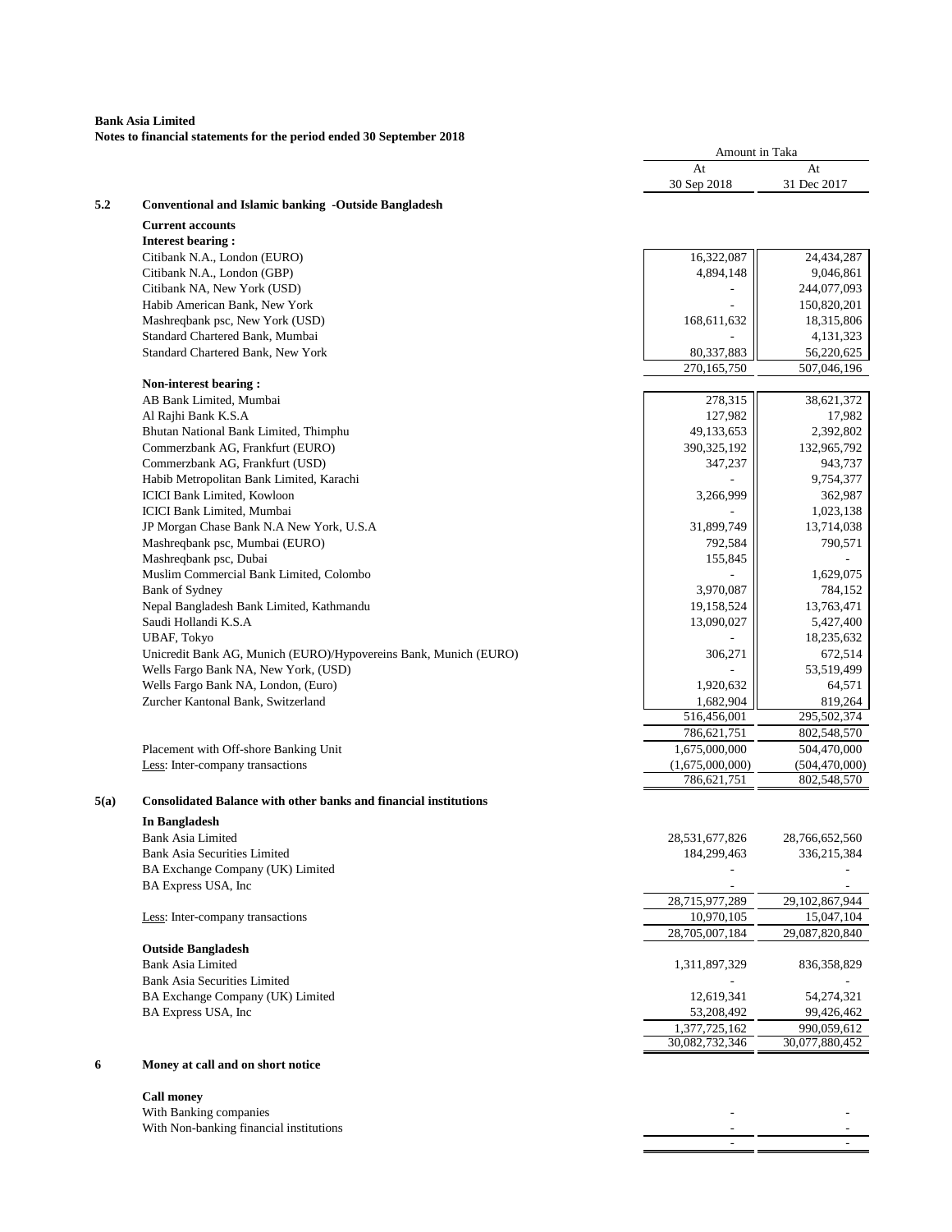**Bank Asia Limited**
**Notes to financial statements for the period ended 30 September 2018**

| | | Amount in Taka | |
|---|---|---|---|
| | | At 30 Sep 2018 | At 31 Dec 2017 |
| **5.2** | **Conventional and Islamic banking -Outside Bangladesh** | | |
| | **Current accounts** | | |
| | **Interest bearing :** | | |
| | Citibank N.A., London (EURO) | 16,322,087 | 24,434,287 |
| | Citibank N.A., London (GBP) | 4,894,148 | 9,046,861 |
| | Citibank NA, New York (USD) | - | 244,077,093 |
| | Habib American Bank, New York | - | 150,820,201 |
| | Mashreqbank psc, New York (USD) | 168,611,632 | 18,315,806 |
| | Standard Chartered Bank, Mumbai | - | 4,131,323 |
| | Standard Chartered Bank, New York | 80,337,883 | 56,220,625 |
| | | 270,165,750 | 507,046,196 |
| | **Non-interest bearing :** | | |
| | AB Bank Limited, Mumbai | 278,315 | 38,621,372 |
| | Al Rajhi Bank K.S.A | 127,982 | 17,982 |
| | Bhutan National Bank Limited, Thimphu | 49,133,653 | 2,392,802 |
| | Commerzbank AG, Frankfurt (EURO) | 390,325,192 | 132,965,792 |
| | Commerzbank AG, Frankfurt (USD) | 347,237 | 943,737 |
| | Habib Metropolitan Bank Limited, Karachi | - | 9,754,377 |
| | ICICI Bank Limited, Kowloon | 3,266,999 | 362,987 |
| | ICICI Bank Limited, Mumbai | - | 1,023,138 |
| | JP Morgan Chase Bank N.A New York, U.S.A | 31,899,749 | 13,714,038 |
| | Mashreqbank psc, Mumbai (EURO) | 792,584 | 790,571 |
| | Mashreqbank psc, Dubai | 155,845 | - |
| | Muslim Commercial Bank Limited, Colombo | - | 1,629,075 |
| | Bank of Sydney | 3,970,087 | 784,152 |
| | Nepal Bangladesh Bank Limited, Kathmandu | 19,158,524 | 13,763,471 |
| | Saudi Hollandi K.S.A | 13,090,027 | 5,427,400 |
| | UBAF, Tokyo | - | 18,235,632 |
| | Unicredit Bank AG, Munich (EURO)/Hypovereins Bank, Munich (EURO) | 306,271 | 672,514 |
| | Wells Fargo Bank NA, New York, (USD) | - | 53,519,499 |
| | Wells Fargo Bank NA, London, (Euro) | 1,920,632 | 64,571 |
| | Zurcher Kantonal Bank, Switzerland | 1,682,904 | 819,264 |
| | | 516,456,001 | 295,502,374 |
| | | 786,621,751 | 802,548,570 |
| | Placement with Off-shore Banking Unit | 1,675,000,000 | 504,470,000 |
| | Less: Inter-company transactions | (1,675,000,000) | (504,470,000) |
| | | 786,621,751 | 802,548,570 |
| **5(a)** | **Consolidated Balance with other banks and financial institutions** | | |
| | **In Bangladesh** | | |
| | Bank Asia Limited | 28,531,677,826 | 28,766,652,560 |
| | Bank Asia Securities Limited | 184,299,463 | 336,215,384 |
| | BA Exchange Company (UK) Limited | - | - |
| | BA Express USA, Inc | - | - |
| | | 28,715,977,289 | 29,102,867,944 |
| | Less: Inter-company transactions | 10,970,105 | 15,047,104 |
| | | 28,705,007,184 | 29,087,820,840 |
| | **Outside Bangladesh** | | |
| | Bank Asia Limited | 1,311,897,329 | 836,358,829 |
| | Bank Asia Securities Limited | - | - |
| | BA Exchange Company (UK) Limited | 12,619,341 | 54,274,321 |
| | BA Express USA, Inc | 53,208,492 | 99,426,462 |
| | | 1,377,725,162 | 990,059,612 |
| | | 30,082,732,346 | 30,077,880,452 |
| **6** | **Money at call and on short notice** | | |
| | **Call money** | | |
| | With Banking companies | - | - |
| | With Non-banking financial institutions | - | - |
| | | - | - |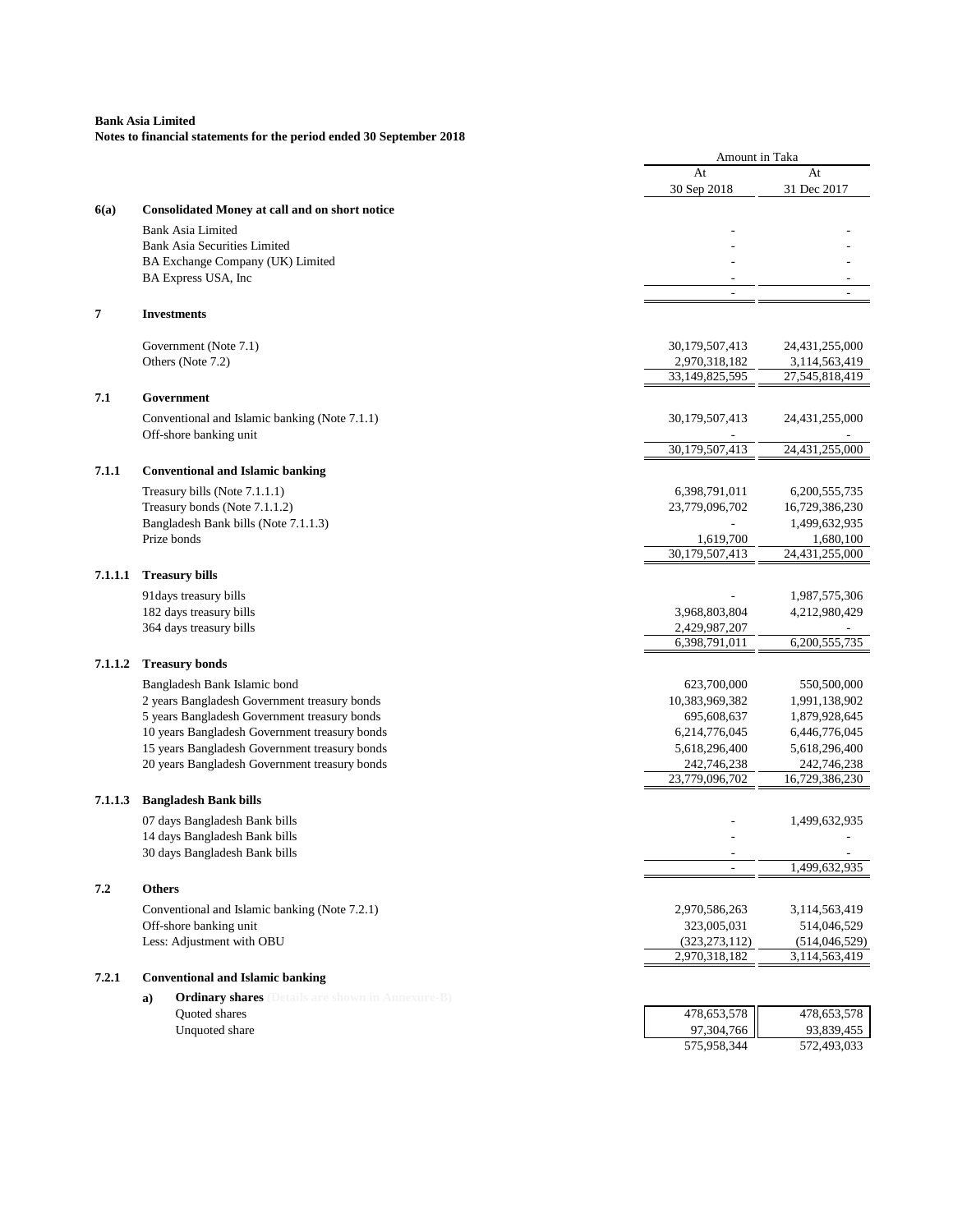**Bank Asia Limited**
**Notes to financial statements for the period ended 30 September 2018**

| | | Amount in Taka | |
|---|---|---|---|
| | | At 30 Sep 2018 | At 31 Dec 2017 |
| **6(a)** | **Consolidated Money at call and on short notice** | | |
| | Bank Asia Limited | - | - |
| | Bank Asia Securities Limited | - | - |
| | BA Exchange Company (UK) Limited | - | - |
| | BA Express USA, Inc | - | - |
| | | - | - |
| **7** | **Investments** | | |
| | Government (Note 7.1) | 30,179,507,413 | 24,431,255,000 |
| | Others (Note 7.2) | 2,970,318,182 | 3,114,563,419 |
| | | 33,149,825,595 | 27,545,818,419 |
| **7.1** | **Government** | | |
| | Conventional and Islamic banking (Note 7.1.1) | 30,179,507,413 | 24,431,255,000 |
| | Off-shore banking unit | - | - |
| | | 30,179,507,413 | 24,431,255,000 |
| **7.1.1** | **Conventional and Islamic banking** | | |
| | Treasury bills (Note 7.1.1.1) | 6,398,791,011 | 6,200,555,735 |
| | Treasury bonds (Note 7.1.1.2) | 23,779,096,702 | 16,729,386,230 |
| | Bangladesh Bank bills (Note 7.1.1.3) | - | 1,499,632,935 |
| | Prize bonds | 1,619,700 | 1,680,100 |
| | | 30,179,507,413 | 24,431,255,000 |
| **7.1.1.1** | **Treasury bills** | | |
| | 91days treasury bills | - | 1,987,575,306 |
| | 182 days treasury bills | 3,968,803,804 | 4,212,980,429 |
| | 364 days treasury bills | 2,429,987,207 | - |
| | | 6,398,791,011 | 6,200,555,735 |
| **7.1.1.2** | **Treasury bonds** | | |
| | Bangladesh Bank Islamic bond | 623,700,000 | 550,500,000 |
| | 2 years Bangladesh Government treasury bonds | 10,383,969,382 | 1,991,138,902 |
| | 5 years Bangladesh Government treasury bonds | 695,608,637 | 1,879,928,645 |
| | 10 years Bangladesh Government treasury bonds | 6,214,776,045 | 6,446,776,045 |
| | 15 years Bangladesh Government treasury bonds | 5,618,296,400 | 5,618,296,400 |
| | 20 years Bangladesh Government treasury bonds | 242,746,238 | 242,746,238 |
| | | 23,779,096,702 | 16,729,386,230 |
| **7.1.1.3** | **Bangladesh Bank bills** | | |
| | 07 days Bangladesh Bank bills | - | 1,499,632,935 |
| | 14 days Bangladesh Bank bills | - | - |
| | 30 days Bangladesh Bank bills | - | - |
| | | - | 1,499,632,935 |
| **7.2** | **Others** | | |
| | Conventional and Islamic banking (Note 7.2.1) | 2,970,586,263 | 3,114,563,419 |
| | Off-shore banking unit | 323,005,031 | 514,046,529 |
| | Less: Adjustment with OBU | (323,273,112) | (514,046,529) |
| | | 2,970,318,182 | 3,114,563,419 |
| **7.2.1** | **Conventional and Islamic banking** | | |
| | **a) Ordinary shares** (Details are shown in Annexure-B) | | |
| | Quoted shares | 478,653,578 | 478,653,578 |
| | Unquoted share | 97,304,766 | 93,839,455 |
| | | 575,958,344 | 572,493,033 |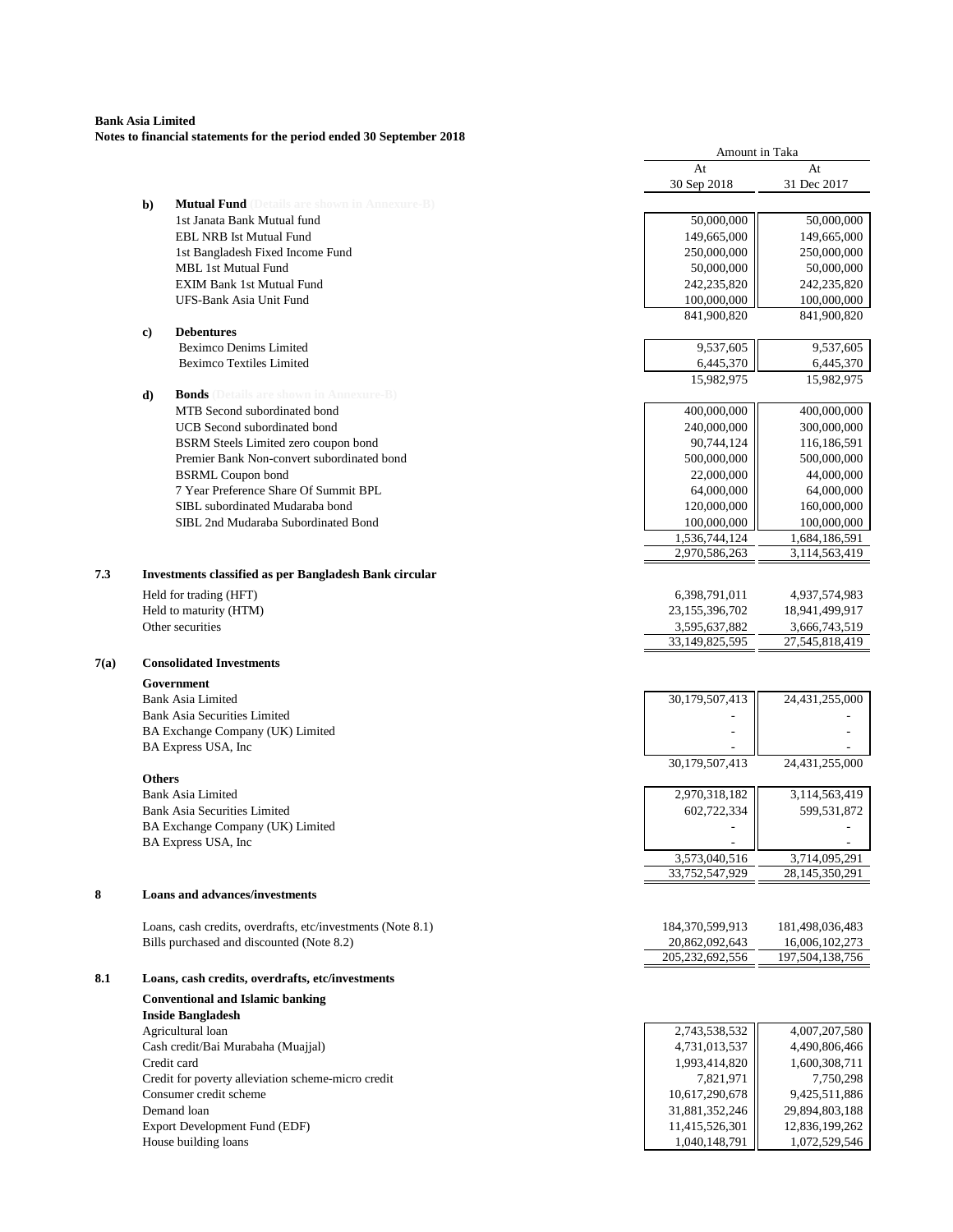**Bank Asia Limited**
**Notes to financial statements for the period ended 30 September 2018**

| | | Amount in Taka | |
|---|---|---|---|
| | | At 30 Sep 2018 | At 31 Dec 2017 |
| **b)** | **Mutual Fund** (Details are shown in Annexure-B) | | |
| | 1st Janata Bank Mutual fund | 50,000,000 | 50,000,000 |
| | EBL NRB Ist Mutual Fund | 149,665,000 | 149,665,000 |
| | 1st Bangladesh Fixed Income Fund | 250,000,000 | 250,000,000 |
| | MBL 1st Mutual Fund | 50,000,000 | 50,000,000 |
| | EXIM Bank 1st Mutual Fund | 242,235,820 | 242,235,820 |
| | UFS-Bank Asia Unit Fund | 100,000,000 | 100,000,000 |
| | | 841,900,820 | 841,900,820 |
| **c)** | **Debentures** | | |
| | Beximco Denims Limited | 9,537,605 | 9,537,605 |
| | Beximco Textiles Limited | 6,445,370 | 6,445,370 |
| | | 15,982,975 | 15,982,975 |
| **d)** | **Bonds** (Details are shown in Annexure-B) | | |
| | MTB Second subordinated bond | 400,000,000 | 400,000,000 |
| | UCB Second subordinated bond | 240,000,000 | 300,000,000 |
| | BSRM Steels Limited zero coupon bond | 90,744,124 | 116,186,591 |
| | Premier Bank Non-convert subordinated bond | 500,000,000 | 500,000,000 |
| | BSRML Coupon bond | 22,000,000 | 44,000,000 |
| | 7 Year Preference Share Of Summit BPL | 64,000,000 | 64,000,000 |
| | SIBL subordinated Mudaraba bond | 120,000,000 | 160,000,000 |
| | SIBL 2nd Mudaraba Subordinated Bond | 100,000,000 | 100,000,000 |
| | | 1,536,744,124 | 1,684,186,591 |
| | | 2,970,586,263 | 3,114,563,419 |

**7.3 Investments classified as per Bangladesh Bank circular**

| | 30 Sep 2018 | 31 Dec 2017 |
|---|---|---|
| Held for trading (HFT) | 6,398,791,011 | 4,937,574,983 |
| Held to maturity (HTM) | 23,155,396,702 | 18,941,499,917 |
| Other securities | 3,595,637,882 | 3,666,743,519 |
| | 33,149,825,595 | 27,545,818,419 |

**7(a) Consolidated Investments**

| | 30 Sep 2018 | 31 Dec 2017 |
|---|---|---|
| **Government** | | |
| Bank Asia Limited | 30,179,507,413 | 24,431,255,000 |
| Bank Asia Securities Limited | - | - |
| BA Exchange Company (UK) Limited | - | - |
| BA Express USA, Inc | - | - |
| | 30,179,507,413 | 24,431,255,000 |
| **Others** | | |
| Bank Asia Limited | 2,970,318,182 | 3,114,563,419 |
| Bank Asia Securities Limited | 602,722,334 | 599,531,872 |
| BA Exchange Company (UK) Limited | - | - |
| BA Express USA, Inc | - | - |
| | 3,573,040,516 | 3,714,095,291 |
| | 33,752,547,929 | 28,145,350,291 |

**8 Loans and advances/investments**

| | 30 Sep 2018 | 31 Dec 2017 |
|---|---|---|
| Loans, cash credits, overdrafts, etc/investments (Note 8.1) | 184,370,599,913 | 181,498,036,483 |
| Bills purchased and discounted (Note 8.2) | 20,862,092,643 | 16,006,102,273 |
| | 205,232,692,556 | 197,504,138,756 |

**8.1 Loans, cash credits, overdrafts, etc/investments**

**Conventional and Islamic banking**
**Inside Bangladesh**

| | 30 Sep 2018 | 31 Dec 2017 |
|---|---|---|
| Agricultural loan | 2,743,538,532 | 4,007,207,580 |
| Cash credit/Bai Murabaha (Muajjal) | 4,731,013,537 | 4,490,806,466 |
| Credit card | 1,993,414,820 | 1,600,308,711 |
| Credit for poverty alleviation scheme-micro credit | 7,821,971 | 7,750,298 |
| Consumer credit scheme | 10,617,290,678 | 9,425,511,886 |
| Demand loan | 31,881,352,246 | 29,894,803,188 |
| Export Development Fund (EDF) | 11,415,526,301 | 12,836,199,262 |
| House building loans | 1,040,148,791 | 1,072,529,546 |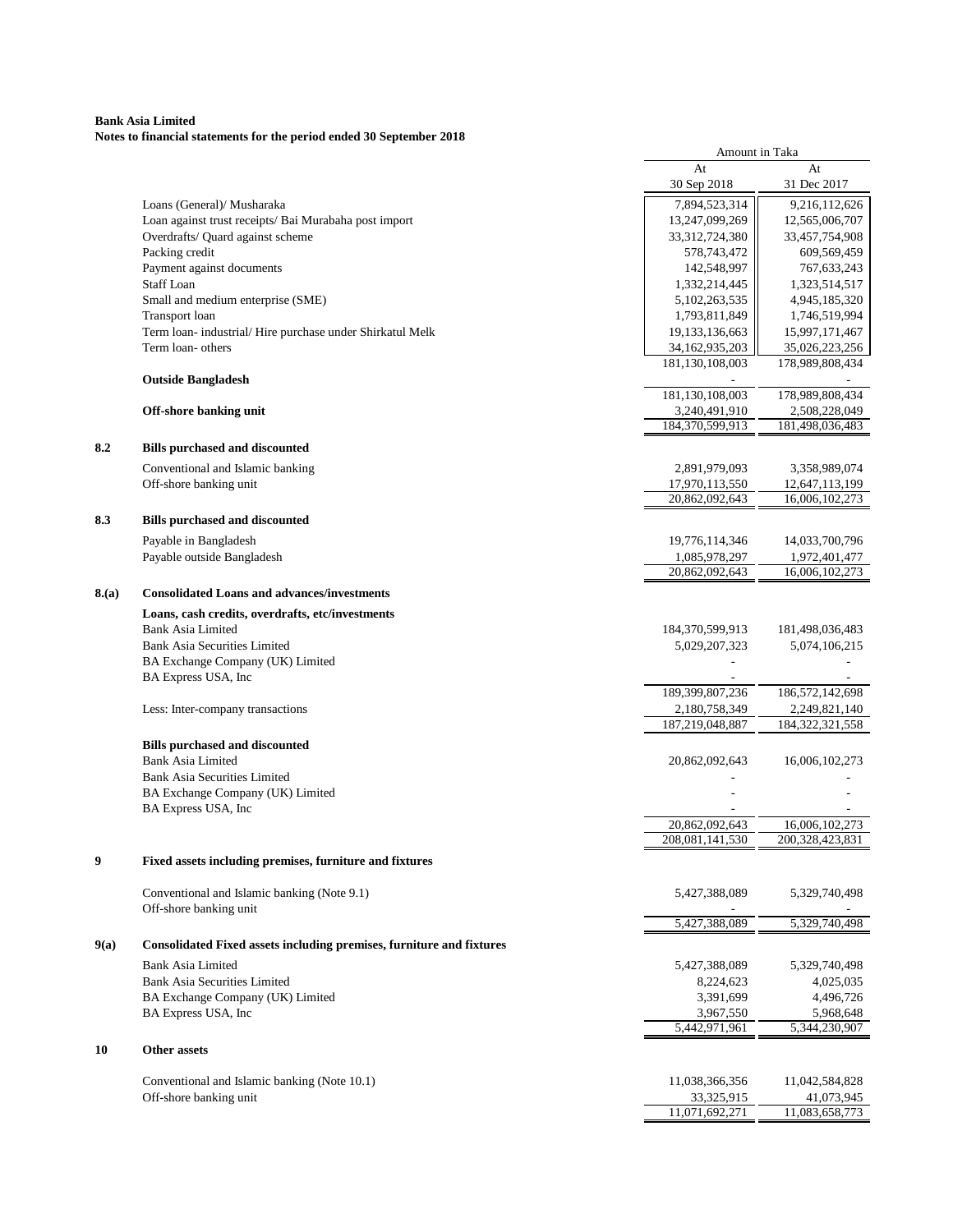**Bank Asia Limited**
**Notes to financial statements for the period ended 30 September 2018**

| | | Amount in Taka | |
|---|---|---|---|
| | | At 30 Sep 2018 | At 31 Dec 2017 |
| | Loans (General)/ Musharaka | 7,894,523,314 | 9,216,112,626 |
| | Loan against trust receipts/ Bai Murabaha post import | 13,247,099,269 | 12,565,006,707 |
| | Overdrafts/ Quard against scheme | 33,312,724,380 | 33,457,754,908 |
| | Packing credit | 578,743,472 | 609,569,459 |
| | Payment against documents | 142,548,997 | 767,633,243 |
| | Staff Loan | 1,332,214,445 | 1,323,514,517 |
| | Small and medium enterprise (SME) | 5,102,263,535 | 4,945,185,320 |
| | Transport loan | 1,793,811,849 | 1,746,519,994 |
| | Term loan- industrial/ Hire purchase under Shirkatul Melk | 19,133,136,663 | 15,997,171,467 |
| | Term loan- others | 34,162,935,203 | 35,026,223,256 |
| | | 181,130,108,003 | 178,989,808,434 |
| | **Outside Bangladesh** | - | - |
| | | 181,130,108,003 | 178,989,808,434 |
| | **Off-shore banking unit** | 3,240,491,910 | 2,508,228,049 |
| | | 184,370,599,913 | 181,498,036,483 |
| **8.2** | **Bills purchased and discounted** | | |
| | Conventional and Islamic banking | 2,891,979,093 | 3,358,989,074 |
| | Off-shore banking unit | 17,970,113,550 | 12,647,113,199 |
| | | 20,862,092,643 | 16,006,102,273 |
| **8.3** | **Bills purchased and discounted** | | |
| | Payable in Bangladesh | 19,776,114,346 | 14,033,700,796 |
| | Payable outside Bangladesh | 1,085,978,297 | 1,972,401,477 |
| | | 20,862,092,643 | 16,006,102,273 |
| **8.(a)** | **Consolidated Loans and advances/investments** | | |
| | **Loans, cash credits, overdrafts, etc/investments** | | |
| | Bank Asia Limited | 184,370,599,913 | 181,498,036,483 |
| | Bank Asia Securities Limited | 5,029,207,323 | 5,074,106,215 |
| | BA Exchange Company (UK) Limited | - | - |
| | BA Express USA, Inc | - | - |
| | | 189,399,807,236 | 186,572,142,698 |
| | Less: Inter-company transactions | 2,180,758,349 | 2,249,821,140 |
| | | 187,219,048,887 | 184,322,321,558 |
| | **Bills purchased and discounted** | | |
| | Bank Asia Limited | 20,862,092,643 | 16,006,102,273 |
| | Bank Asia Securities Limited | - | - |
| | BA Exchange Company (UK) Limited | - | - |
| | BA Express USA, Inc | - | - |
| | | 20,862,092,643 | 16,006,102,273 |
| | | 208,081,141,530 | 200,328,423,831 |
| **9** | **Fixed assets including premises, furniture and fixtures** | | |
| | Conventional and Islamic banking (Note 9.1) | 5,427,388,089 | 5,329,740,498 |
| | Off-shore banking unit | - | - |
| | | 5,427,388,089 | 5,329,740,498 |
| **9(a)** | **Consolidated Fixed assets including premises, furniture and fixtures** | | |
| | Bank Asia Limited | 5,427,388,089 | 5,329,740,498 |
| | Bank Asia Securities Limited | 8,224,623 | 4,025,035 |
| | BA Exchange Company (UK) Limited | 3,391,699 | 4,496,726 |
| | BA Express USA, Inc | 3,967,550 | 5,968,648 |
| | | 5,442,971,961 | 5,344,230,907 |
| **10** | **Other assets** | | |
| | Conventional and Islamic banking (Note 10.1) | 11,038,366,356 | 11,042,584,828 |
| | Off-shore banking unit | 33,325,915 | 41,073,945 |
| | | 11,071,692,271 | 11,083,658,773 |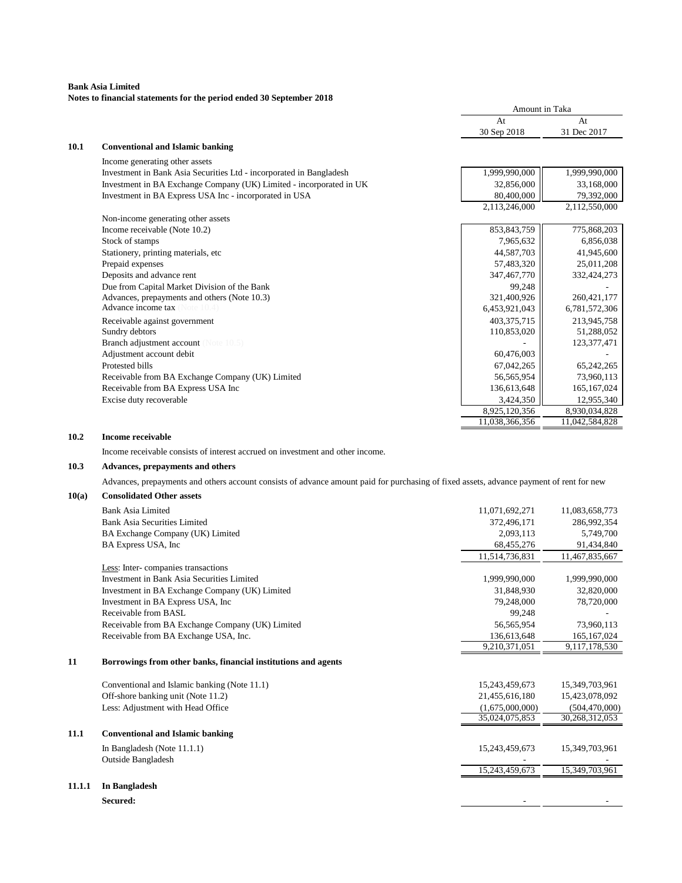**Bank Asia Limited**
**Notes to financial statements for the period ended 30 September 2018**

| | | Amount in Taka | |
|---|---|---|---|
| | | At 30 Sep 2018 | At 31 Dec 2017 |
| **10.1** | **Conventional and Islamic banking** | | |
| | Income generating other assets | | |
| | Investment in Bank Asia Securities Ltd - incorporated in Bangladesh | 1,999,990,000 | 1,999,990,000 |
| | Investment in BA Exchange Company (UK) Limited - incorporated in UK | 32,856,000 | 33,168,000 |
| | Investment in BA Express USA Inc - incorporated in USA | 80,400,000 | 79,392,000 |
| | | 2,113,246,000 | 2,112,550,000 |
| | Non-income generating other assets | | |
| | Income receivable (Note 10.2) | 853,843,759 | 775,868,203 |
| | Stock of stamps | 7,965,632 | 6,856,038 |
| | Stationery, printing materials, etc | 44,587,703 | 41,945,600 |
| | Prepaid expenses | 57,483,320 | 25,011,208 |
| | Deposits and advance rent | 347,467,770 | 332,424,273 |
| | Due from Capital Market Division of the Bank | 99,248 | - |
| | Advances, prepayments and others (Note 10.3) | 321,400,926 | 260,421,177 |
| | Advance income tax (Note 10.4) | 6,453,921,043 | 6,781,572,306 |
| | Receivable against government | 403,375,715 | 213,945,758 |
| | Sundry debtors | 110,853,020 | 51,288,052 |
| | Branch adjustment account (Note 10.5) | - | 123,377,471 |
| | Adjustment account debit | 60,476,003 | - |
| | Protested bills | 67,042,265 | 65,242,265 |
| | Receivable from BA Exchange Company (UK) Limited | 56,565,954 | 73,960,113 |
| | Receivable from BA Express USA Inc | 136,613,648 | 165,167,024 |
| | Excise duty recoverable | 3,424,350 | 12,955,340 |
| | | 8,925,120,356 | 8,930,034,828 |
| | | 11,038,366,356 | 11,042,584,828 |

**10.2 Income receivable**

Income receivable consists of interest accrued on investment and other income.

**10.3 Advances, prepayments and others**

Advances, prepayments and others account consists of advance amount paid for purchasing of fixed assets, advance payment of rent for new

| | | At 30 Sep 2018 | At 31 Dec 2017 |
|---|---|---|---|
| **10(a)** | **Consolidated Other assets** | | |
| | Bank Asia Limited | 11,071,692,271 | 11,083,658,773 |
| | Bank Asia Securities Limited | 372,496,171 | 286,992,354 |
| | BA Exchange Company (UK) Limited | 2,093,113 | 5,749,700 |
| | BA Express USA, Inc | 68,455,276 | 91,434,840 |
| | | 11,514,736,831 | 11,467,835,667 |
| | Less: Inter- companies transactions | | |
| | Investment in Bank Asia Securities Limited | 1,999,990,000 | 1,999,990,000 |
| | Investment in BA Exchange Company (UK) Limited | 31,848,930 | 32,820,000 |
| | Investment in BA Express USA, Inc | 79,248,000 | 78,720,000 |
| | Receivable from BASL | 99,248 | - |
| | Receivable from BA Exchange Company (UK) Limited | 56,565,954 | 73,960,113 |
| | Receivable from BA Exchange USA, Inc. | 136,613,648 | 165,167,024 |
| | | 9,210,371,051 | 9,117,178,530 |
| **11** | **Borrowings from other banks, financial institutions and agents** | | |
| | Conventional and Islamic banking (Note 11.1) | 15,243,459,673 | 15,349,703,961 |
| | Off-shore banking unit (Note 11.2) | 21,455,616,180 | 15,423,078,092 |
| | Less: Adjustment with Head Office | (1,675,000,000) | (504,470,000) |
| | | 35,024,075,853 | 30,268,312,053 |
| **11.1** | **Conventional and Islamic banking** | | |
| | In Bangladesh (Note 11.1.1) | 15,243,459,673 | 15,349,703,961 |
| | Outside Bangladesh | - | - |
| | | 15,243,459,673 | 15,349,703,961 |
| **11.1.1** | **In Bangladesh** | | |
| | **Secured:** | - | - |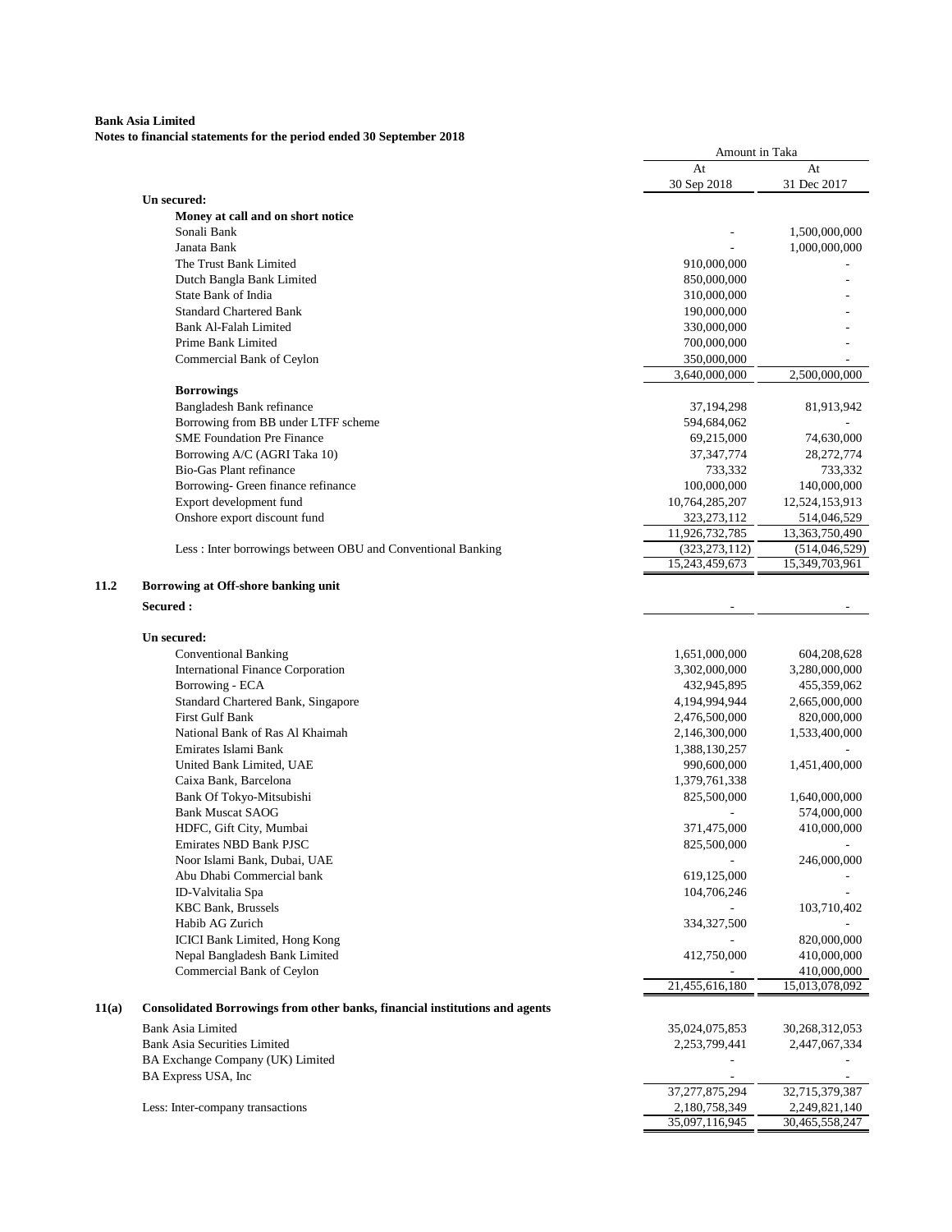**Bank Asia Limited**
**Notes to financial statements for the period ended 30 September 2018**

| | Amount in Taka | |
|---|---|---|
| | At 30 Sep 2018 | At 31 Dec 2017 |
| **Un secured:** | | |
| **Money at call and on short notice** | | |
| Sonali Bank | - | 1,500,000,000 |
| Janata Bank | - | 1,000,000,000 |
| The Trust Bank Limited | 910,000,000 | - |
| Dutch Bangla Bank Limited | 850,000,000 | - |
| State Bank of India | 310,000,000 | - |
| Standard Chartered Bank | 190,000,000 | - |
| Bank Al-Falah Limited | 330,000,000 | - |
| Prime Bank Limited | 700,000,000 | - |
| Commercial Bank of Ceylon | 350,000,000 | - |
| | 3,640,000,000 | 2,500,000,000 |
| **Borrowings** | | |
| Bangladesh Bank refinance | 37,194,298 | 81,913,942 |
| Borrowing from BB under LTFF scheme | 594,684,062 | - |
| SME Foundation Pre Finance | 69,215,000 | 74,630,000 |
| Borrowing A/C (AGRI Taka 10) | 37,347,774 | 28,272,774 |
| Bio-Gas Plant refinance | 733,332 | 733,332 |
| Borrowing- Green finance refinance | 100,000,000 | 140,000,000 |
| Export development fund | 10,764,285,207 | 12,524,153,913 |
| Onshore export discount fund | 323,273,112 | 514,046,529 |
| | 11,926,732,785 | 13,363,750,490 |
| Less : Inter borrowings between OBU and Conventional Banking | (323,273,112) | (514,046,529) |
| | 15,243,459,673 | 15,349,703,961 |

## 11.2 Borrowing at Off-shore banking unit

| | At 30 Sep 2018 | At 31 Dec 2017 |
|---|---|---|
| **Secured :** | - | - |
| **Un secured:** | | |
| Conventional Banking | 1,651,000,000 | 604,208,628 |
| International Finance Corporation | 3,302,000,000 | 3,280,000,000 |
| Borrowing - ECA | 432,945,895 | 455,359,062 |
| Standard Chartered Bank, Singapore | 4,194,994,944 | 2,665,000,000 |
| First Gulf Bank | 2,476,500,000 | 820,000,000 |
| National Bank of Ras Al Khaimah | 2,146,300,000 | 1,533,400,000 |
| Emirates Islami Bank | 1,388,130,257 | - |
| United Bank Limited, UAE | 990,600,000 | 1,451,400,000 |
| Caixa Bank, Barcelona | 1,379,761,338 | |
| Bank Of Tokyo-Mitsubishi | 825,500,000 | 1,640,000,000 |
| Bank Muscat SAOG | - | 574,000,000 |
| HDFC, Gift City, Mumbai | 371,475,000 | 410,000,000 |
| Emirates NBD Bank PJSC | 825,500,000 | - |
| Noor Islami Bank, Dubai, UAE | - | 246,000,000 |
| Abu Dhabi Commercial bank | 619,125,000 | - |
| ID-Valvitalia Spa | 104,706,246 | - |
| KBC Bank, Brussels | - | 103,710,402 |
| Habib AG Zurich | 334,327,500 | - |
| ICICI Bank Limited, Hong Kong | - | 820,000,000 |
| Nepal Bangladesh Bank Limited | 412,750,000 | 410,000,000 |
| Commercial Bank of Ceylon | - | 410,000,000 |
| | 21,455,616,180 | 15,013,078,092 |

## 11(a) Consolidated Borrowings from other banks, financial institutions and agents

| | At 30 Sep 2018 | At 31 Dec 2017 |
|---|---|---|
| Bank Asia Limited | 35,024,075,853 | 30,268,312,053 |
| Bank Asia Securities Limited | 2,253,799,441 | 2,447,067,334 |
| BA Exchange Company (UK) Limited | - | - |
| BA Express USA, Inc | - | - |
| | 37,277,875,294 | 32,715,379,387 |
| Less: Inter-company transactions | 2,180,758,349 | 2,249,821,140 |
| | 35,097,116,945 | 30,465,558,247 |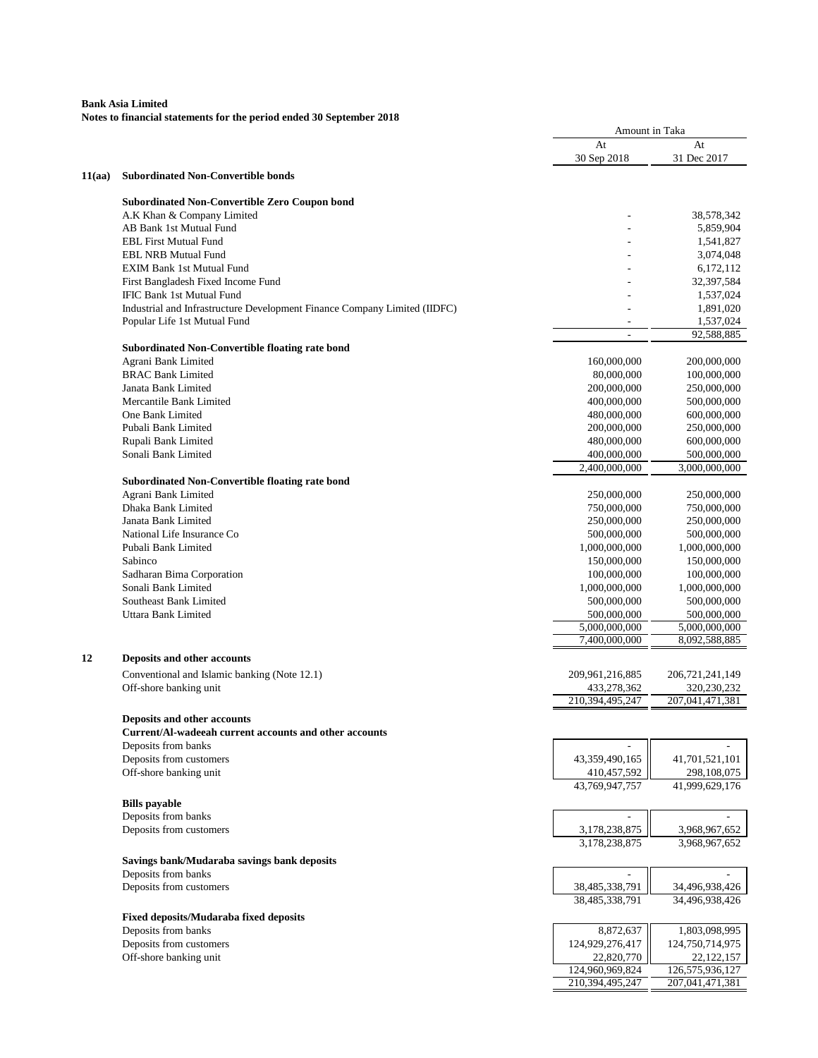**Bank Asia Limited**
**Notes to financial statements for the period ended 30 September 2018**

| | | Amount in Taka | |
|---|---|---|---|
| | | At 30 Sep 2018 | At 31 Dec 2017 |
| **11(aa)** | **Subordinated Non-Convertible bonds** | | |
| | **Subordinated Non-Convertible Zero Coupon bond** | | |
| | A.K Khan & Company Limited | - | 38,578,342 |
| | AB Bank 1st Mutual Fund | - | 5,859,904 |
| | EBL First Mutual Fund | - | 1,541,827 |
| | EBL NRB Mutual Fund | - | 3,074,048 |
| | EXIM Bank 1st Mutual Fund | - | 6,172,112 |
| | First Bangladesh Fixed Income Fund | - | 32,397,584 |
| | IFIC Bank 1st Mutual Fund | - | 1,537,024 |
| | Industrial and Infrastructure Development Finance Company Limited (IIDFC) | - | 1,891,020 |
| | Popular Life 1st Mutual Fund | - | 1,537,024 |
| | | - | 92,588,885 |
| | **Subordinated Non-Convertible floating rate bond** | | |
| | Agrani Bank Limited | 160,000,000 | 200,000,000 |
| | BRAC Bank Limited | 80,000,000 | 100,000,000 |
| | Janata Bank Limited | 200,000,000 | 250,000,000 |
| | Mercantile Bank Limited | 400,000,000 | 500,000,000 |
| | One Bank Limited | 480,000,000 | 600,000,000 |
| | Pubali Bank Limited | 200,000,000 | 250,000,000 |
| | Rupali Bank Limited | 480,000,000 | 600,000,000 |
| | Sonali Bank Limited | 400,000,000 | 500,000,000 |
| | | 2,400,000,000 | 3,000,000,000 |
| | **Subordinated Non-Convertible floating rate bond** | | |
| | Agrani Bank Limited | 250,000,000 | 250,000,000 |
| | Dhaka Bank Limited | 750,000,000 | 750,000,000 |
| | Janata Bank Limited | 250,000,000 | 250,000,000 |
| | National Life Insurance Co | 500,000,000 | 500,000,000 |
| | Pubali Bank Limited | 1,000,000,000 | 1,000,000,000 |
| | Sabinco | 150,000,000 | 150,000,000 |
| | Sadharan Bima Corporation | 100,000,000 | 100,000,000 |
| | Sonali Bank Limited | 1,000,000,000 | 1,000,000,000 |
| | Southeast Bank Limited | 500,000,000 | 500,000,000 |
| | Uttara Bank Limited | 500,000,000 | 500,000,000 |
| | | 5,000,000,000 | 5,000,000,000 |
| | | 7,400,000,000 | 8,092,588,885 |
| **12** | **Deposits and other accounts** | | |
| | Conventional and Islamic banking (Note 12.1) | 209,961,216,885 | 206,721,241,149 |
| | Off-shore banking unit | 433,278,362 | 320,230,232 |
| | | 210,394,495,247 | 207,041,471,381 |
| | **Deposits and other accounts** | | |
| | **Current/Al-wadeeah current accounts and other accounts** | | |
| | Deposits from banks | - | - |
| | Deposits from customers | 43,359,490,165 | 41,701,521,101 |
| | Off-shore banking unit | 410,457,592 | 298,108,075 |
| | | 43,769,947,757 | 41,999,629,176 |
| | **Bills payable** | | |
| | Deposits from banks | - | - |
| | Deposits from customers | 3,178,238,875 | 3,968,967,652 |
| | | 3,178,238,875 | 3,968,967,652 |
| | **Savings bank/Mudaraba savings bank deposits** | | |
| | Deposits from banks | - | - |
| | Deposits from customers | 38,485,338,791 | 34,496,938,426 |
| | | 38,485,338,791 | 34,496,938,426 |
| | **Fixed deposits/Mudaraba fixed deposits** | | |
| | Deposits from banks | 8,872,637 | 1,803,098,995 |
| | Deposits from customers | 124,929,276,417 | 124,750,714,975 |
| | Off-shore banking unit | 22,820,770 | 22,122,157 |
| | | 124,960,969,824 | 126,575,936,127 |
| | | 210,394,495,247 | 207,041,471,381 |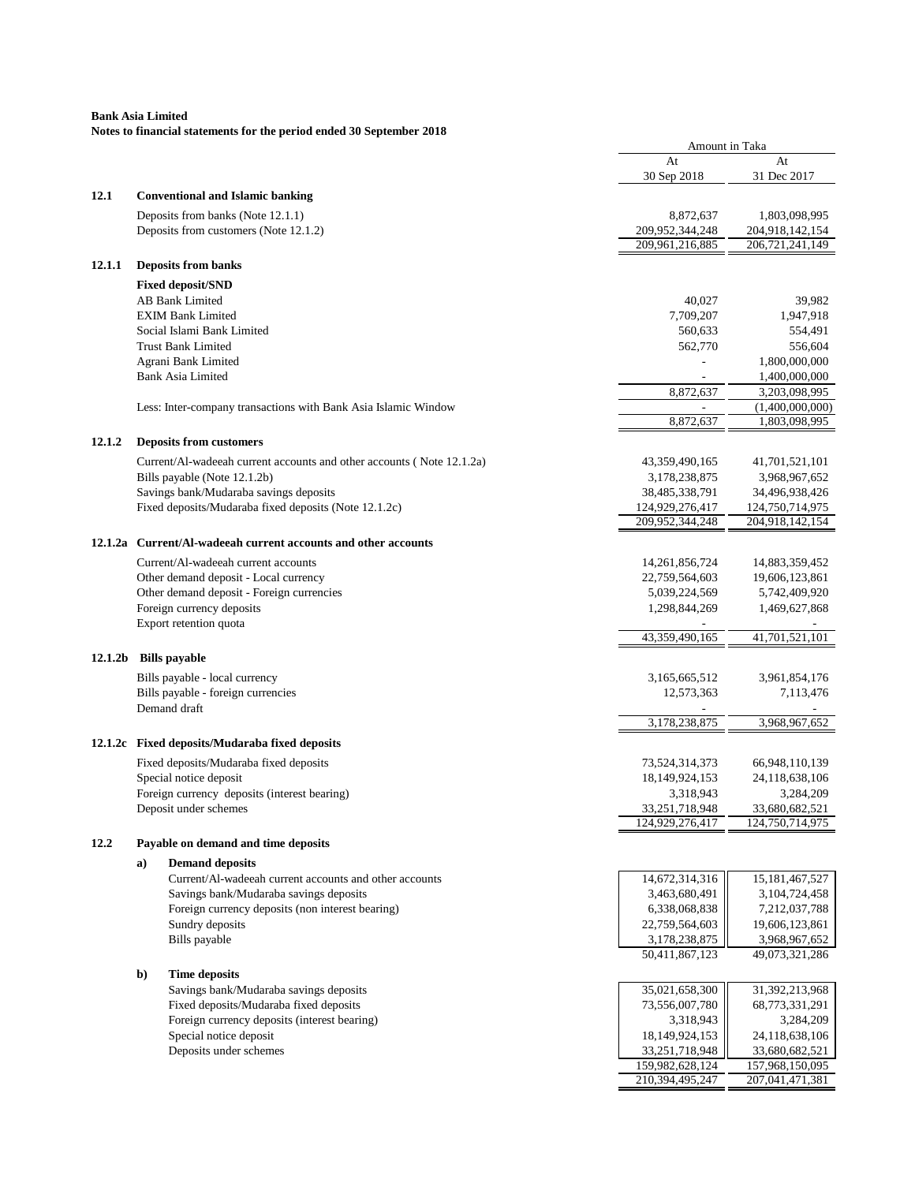**Bank Asia Limited**
**Notes to financial statements for the period ended 30 September 2018**

| | | Amount in Taka | |
|---|---|---|---|
| | | At 30 Sep 2018 | At 31 Dec 2017 |
| **12.1** | **Conventional and Islamic banking** | | |
| | Deposits from banks (Note 12.1.1) | 8,872,637 | 1,803,098,995 |
| | Deposits from customers (Note 12.1.2) | 209,952,344,248 | 204,918,142,154 |
| | | 209,961,216,885 | 206,721,241,149 |
| **12.1.1** | **Deposits from banks** | | |
| | **Fixed deposit/SND** | | |
| | AB Bank Limited | 40,027 | 39,982 |
| | EXIM Bank Limited | 7,709,207 | 1,947,918 |
| | Social Islami Bank Limited | 560,633 | 554,491 |
| | Trust Bank Limited | 562,770 | 556,604 |
| | Agrani Bank Limited | - | 1,800,000,000 |
| | Bank Asia Limited | - | 1,400,000,000 |
| | | 8,872,637 | 3,203,098,995 |
| | Less: Inter-company transactions with Bank Asia Islamic Window | - | (1,400,000,000) |
| | | 8,872,637 | 1,803,098,995 |
| **12.1.2** | **Deposits from customers** | | |
| | Current/Al-wadeeah current accounts and other accounts ( Note 12.1.2a) | 43,359,490,165 | 41,701,521,101 |
| | Bills payable (Note 12.1.2b) | 3,178,238,875 | 3,968,967,652 |
| | Savings bank/Mudaraba savings deposits | 38,485,338,791 | 34,496,938,426 |
| | Fixed deposits/Mudaraba fixed deposits (Note 12.1.2c) | 124,929,276,417 | 124,750,714,975 |
| | | 209,952,344,248 | 204,918,142,154 |
| **12.1.2a** | **Current/Al-wadeeah current accounts and other accounts** | | |
| | Current/Al-wadeeah current accounts | 14,261,856,724 | 14,883,359,452 |
| | Other demand deposit - Local currency | 22,759,564,603 | 19,606,123,861 |
| | Other demand deposit - Foreign currencies | 5,039,224,569 | 5,742,409,920 |
| | Foreign currency deposits | 1,298,844,269 | 1,469,627,868 |
| | Export retention quota | - | - |
| | | 43,359,490,165 | 41,701,521,101 |
| **12.1.2b** | **Bills payable** | | |
| | Bills payable - local currency | 3,165,665,512 | 3,961,854,176 |
| | Bills payable - foreign currencies | 12,573,363 | 7,113,476 |
| | Demand draft | - | - |
| | | 3,178,238,875 | 3,968,967,652 |
| **12.1.2c** | **Fixed deposits/Mudaraba fixed deposits** | | |
| | Fixed deposits/Mudaraba fixed deposits | 73,524,314,373 | 66,948,110,139 |
| | Special notice deposit | 18,149,924,153 | 24,118,638,106 |
| | Foreign currency deposits (interest bearing) | 3,318,943 | 3,284,209 |
| | Deposit under schemes | 33,251,718,948 | 33,680,682,521 |
| | | 124,929,276,417 | 124,750,714,975 |
| **12.2** | **Payable on demand and time deposits** | | |
| | **a) Demand deposits** | | |
| | Current/Al-wadeeah current accounts and other accounts | 14,672,314,316 | 15,181,467,527 |
| | Savings bank/Mudaraba savings deposits | 3,463,680,491 | 3,104,724,458 |
| | Foreign currency deposits (non interest bearing) | 6,338,068,838 | 7,212,037,788 |
| | Sundry deposits | 22,759,564,603 | 19,606,123,861 |
| | Bills payable | 3,178,238,875 | 3,968,967,652 |
| | | 50,411,867,123 | 49,073,321,286 |
| | **b) Time deposits** | | |
| | Savings bank/Mudaraba savings deposits | 35,021,658,300 | 31,392,213,968 |
| | Fixed deposits/Mudaraba fixed deposits | 73,556,007,780 | 68,773,331,291 |
| | Foreign currency deposits (interest bearing) | 3,318,943 | 3,284,209 |
| | Special notice deposit | 18,149,924,153 | 24,118,638,106 |
| | Deposits under schemes | 33,251,718,948 | 33,680,682,521 |
| | | 159,982,628,124 | 157,968,150,095 |
| | | 210,394,495,247 | 207,041,471,381 |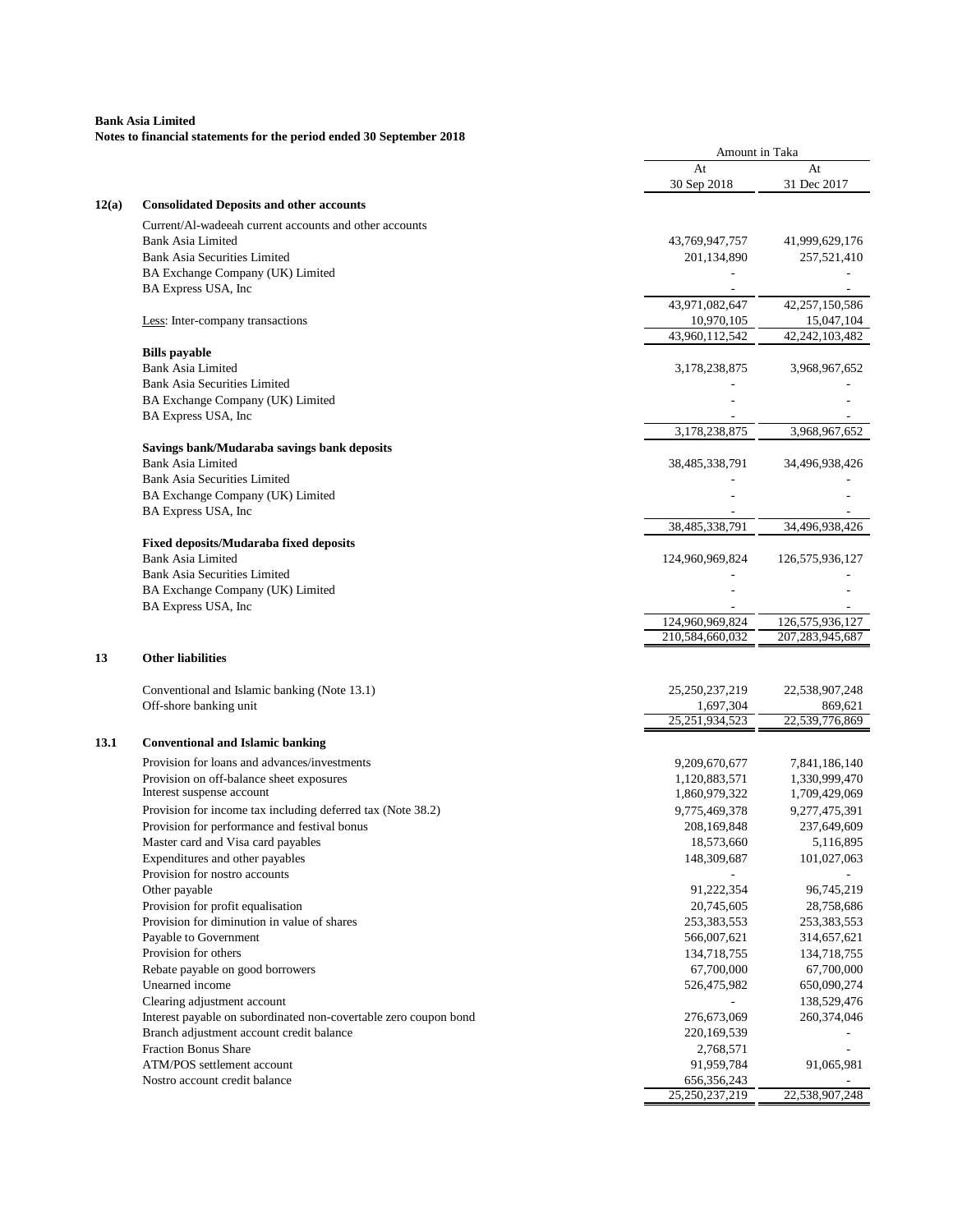**Bank Asia Limited**
**Notes to financial statements for the period ended 30 September 2018**

| | | Amount in Taka | |
|---|---|---|---|
| | | At 30 Sep 2018 | At 31 Dec 2017 |
| **12(a)** | **Consolidated Deposits and other accounts** | | |
| | Current/Al-wadeeah current accounts and other accounts | | |
| | Bank Asia Limited | 43,769,947,757 | 41,999,629,176 |
| | Bank Asia Securities Limited | 201,134,890 | 257,521,410 |
| | BA Exchange Company (UK) Limited | - | - |
| | BA Express USA, Inc | - | - |
| | | 43,971,082,647 | 42,257,150,586 |
| | Less: Inter-company transactions | 10,970,105 | 15,047,104 |
| | | 43,960,112,542 | 42,242,103,482 |
| | **Bills payable** | | |
| | Bank Asia Limited | 3,178,238,875 | 3,968,967,652 |
| | Bank Asia Securities Limited | - | - |
| | BA Exchange Company (UK) Limited | - | - |
| | BA Express USA, Inc | - | - |
| | | 3,178,238,875 | 3,968,967,652 |
| | **Savings bank/Mudaraba savings bank deposits** | | |
| | Bank Asia Limited | 38,485,338,791 | 34,496,938,426 |
| | Bank Asia Securities Limited | - | - |
| | BA Exchange Company (UK) Limited | - | - |
| | BA Express USA, Inc | - | - |
| | | 38,485,338,791 | 34,496,938,426 |
| | **Fixed deposits/Mudaraba fixed deposits** | | |
| | Bank Asia Limited | 124,960,969,824 | 126,575,936,127 |
| | Bank Asia Securities Limited | - | - |
| | BA Exchange Company (UK) Limited | - | - |
| | BA Express USA, Inc | - | - |
| | | 124,960,969,824 | 126,575,936,127 |
| | | 210,584,660,032 | 207,283,945,687 |
| **13** | **Other liabilities** | | |
| | Conventional and Islamic banking (Note 13.1) | 25,250,237,219 | 22,538,907,248 |
| | Off-shore banking unit | 1,697,304 | 869,621 |
| | | 25,251,934,523 | 22,539,776,869 |
| **13.1** | **Conventional and Islamic banking** | | |
| | Provision for loans and advances/investments | 9,209,670,677 | 7,841,186,140 |
| | Provision on off-balance sheet exposures | 1,120,883,571 | 1,330,999,470 |
| | Interest suspense account | 1,860,979,322 | 1,709,429,069 |
| | Provision for income tax including deferred tax (Note 38.2) | 9,775,469,378 | 9,277,475,391 |
| | Provision for performance and festival bonus | 208,169,848 | 237,649,609 |
| | Master card and Visa card payables | 18,573,660 | 5,116,895 |
| | Expenditures and other payables | 148,309,687 | 101,027,063 |
| | Provision for nostro accounts | - | - |
| | Other payable | 91,222,354 | 96,745,219 |
| | Provision for profit equalisation | 20,745,605 | 28,758,686 |
| | Provision for diminution in value of shares | 253,383,553 | 253,383,553 |
| | Payable to Government | 566,007,621 | 314,657,621 |
| | Provision for others | 134,718,755 | 134,718,755 |
| | Rebate payable on good borrowers | 67,700,000 | 67,700,000 |
| | Unearned income | 526,475,982 | 650,090,274 |
| | Clearing adjustment account | - | 138,529,476 |
| | Interest payable on subordinated non-covertable zero coupon bond | 276,673,069 | 260,374,046 |
| | Branch adjustment account credit balance | 220,169,539 | - |
| | Fraction Bonus Share | 2,768,571 | - |
| | ATM/POS settlement account | 91,959,784 | 91,065,981 |
| | Nostro account credit balance | 656,356,243 | - |
| | | 25,250,237,219 | 22,538,907,248 |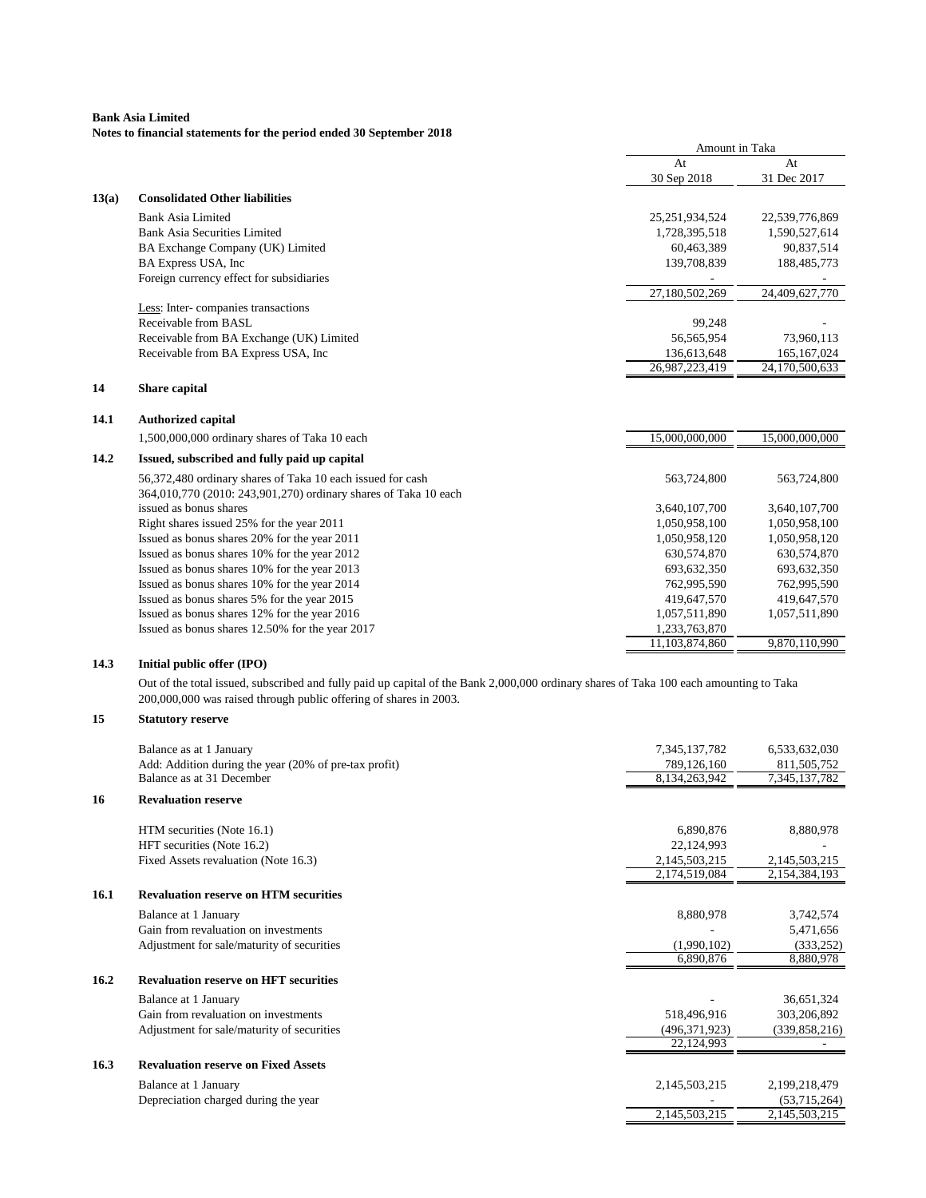**Bank Asia Limited**
**Notes to financial statements for the period ended 30 September 2018**

| | | Amount in Taka | |
|---|---|---|---|
| | | At 30 Sep 2018 | At 31 Dec 2017 |
| **13(a)** | **Consolidated Other liabilities** | | |
| | Bank Asia Limited | 25,251,934,524 | 22,539,776,869 |
| | Bank Asia Securities Limited | 1,728,395,518 | 1,590,527,614 |
| | BA Exchange Company (UK) Limited | 60,463,389 | 90,837,514 |
| | BA Express USA, Inc | 139,708,839 | 188,485,773 |
| | Foreign currency effect for subsidiaries | - | - |
| | | 27,180,502,269 | 24,409,627,770 |
| | Less: Inter- companies transactions | | |
| | Receivable from BASL | 99,248 | - |
| | Receivable from BA Exchange (UK) Limited | 56,565,954 | 73,960,113 |
| | Receivable from BA Express USA, Inc | 136,613,648 | 165,167,024 |
| | | 26,987,223,419 | 24,170,500,633 |
| **14** | **Share capital** | | |
| **14.1** | **Authorized capital** | | |
| | 1,500,000,000 ordinary shares of Taka 10 each | 15,000,000,000 | 15,000,000,000 |
| **14.2** | **Issued, subscribed and fully paid up capital** | | |
| | 56,372,480 ordinary shares of Taka 10 each issued for cash | 563,724,800 | 563,724,800 |
| | 364,010,770 (2010: 243,901,270) ordinary shares of Taka 10 each issued as bonus shares | 3,640,107,700 | 3,640,107,700 |
| | Right shares issued 25% for the year 2011 | 1,050,958,100 | 1,050,958,100 |
| | Issued as bonus shares 20% for the year 2011 | 1,050,958,120 | 1,050,958,120 |
| | Issued as bonus shares 10% for the year 2012 | 630,574,870 | 630,574,870 |
| | Issued as bonus shares 10% for the year 2013 | 693,632,350 | 693,632,350 |
| | Issued as bonus shares 10% for the year 2014 | 762,995,590 | 762,995,590 |
| | Issued as bonus shares 5% for the year 2015 | 419,647,570 | 419,647,570 |
| | Issued as bonus shares 12% for the year 2016 | 1,057,511,890 | 1,057,511,890 |
| | Issued as bonus shares 12.50% for the year 2017 | 1,233,763,870 | |
| | | 11,103,874,860 | 9,870,110,990 |

**14.3 Initial public offer (IPO)**

Out of the total issued, subscribed and fully paid up capital of the Bank 2,000,000 ordinary shares of Taka 100 each amounting to Taka 200,000,000 was raised through public offering of shares in 2003.

| | | At 30 Sep 2018 | At 31 Dec 2017 |
|---|---|---|---|
| **15** | **Statutory reserve** | | |
| | Balance as at 1 January | 7,345,137,782 | 6,533,632,030 |
| | Add: Addition during the year (20% of pre-tax profit) | 789,126,160 | 811,505,752 |
| | Balance as at 31 December | 8,134,263,942 | 7,345,137,782 |
| **16** | **Revaluation reserve** | | |
| | HTM securities (Note 16.1) | 6,890,876 | 8,880,978 |
| | HFT securities (Note 16.2) | 22,124,993 | - |
| | Fixed Assets revaluation (Note 16.3) | 2,145,503,215 | 2,145,503,215 |
| | | 2,174,519,084 | 2,154,384,193 |
| **16.1** | **Revaluation reserve on HTM securities** | | |
| | Balance at 1 January | 8,880,978 | 3,742,574 |
| | Gain from revaluation on investments | - | 5,471,656 |
| | Adjustment for sale/maturity of securities | (1,990,102) | (333,252) |
| | | 6,890,876 | 8,880,978 |
| **16.2** | **Revaluation reserve on HFT securities** | | |
| | Balance at 1 January | - | 36,651,324 |
| | Gain from revaluation on investments | 518,496,916 | 303,206,892 |
| | Adjustment for sale/maturity of securities | (496,371,923) | (339,858,216) |
| | | 22,124,993 | - |
| **16.3** | **Revaluation reserve on Fixed Assets** | | |
| | Balance at 1 January | 2,145,503,215 | 2,199,218,479 |
| | Depreciation charged during the year | - | (53,715,264) |
| | | 2,145,503,215 | 2,145,503,215 |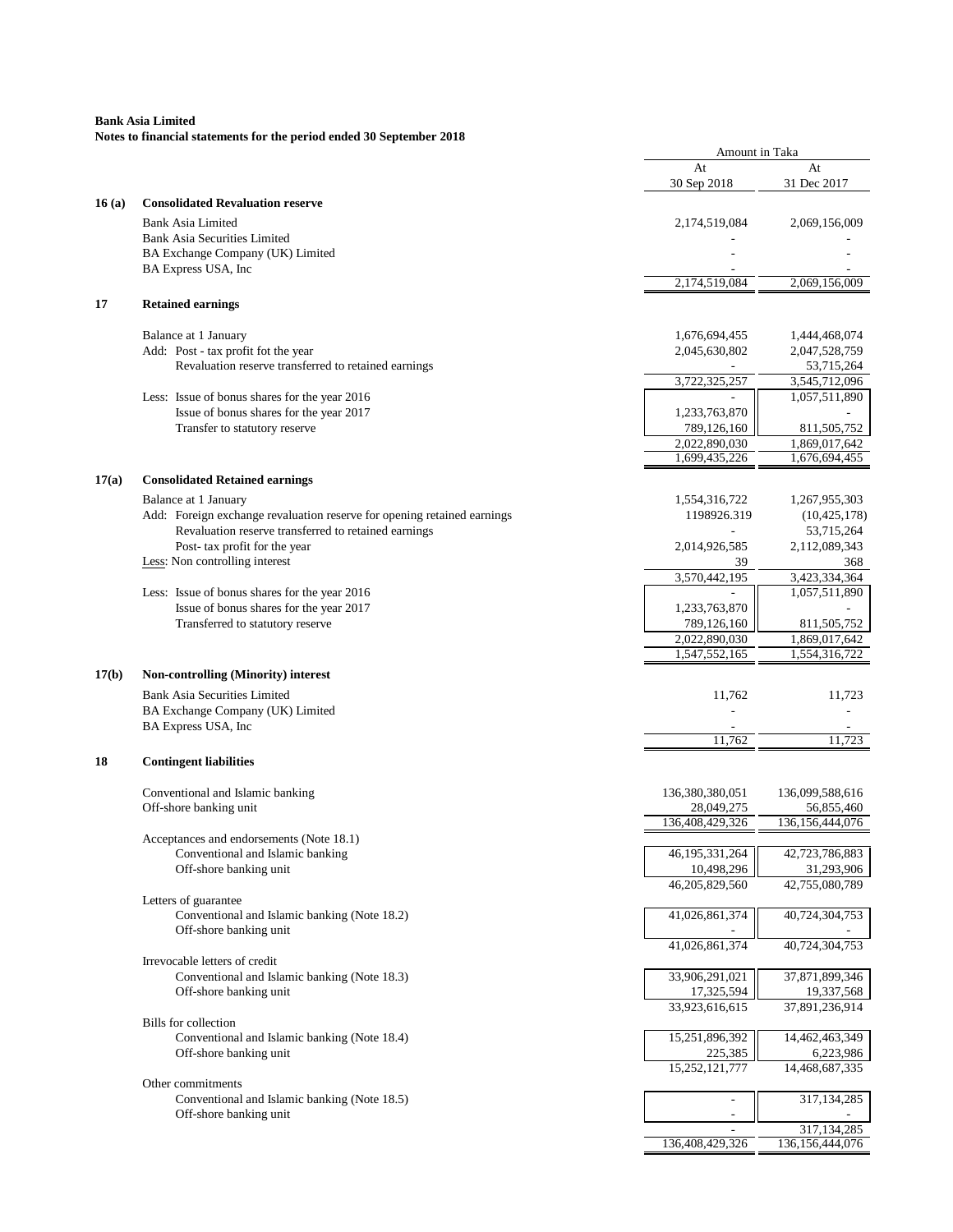**Bank Asia Limited**
**Notes to financial statements for the period ended 30 September 2018**

| | | Amount in Taka | |
|---|---|---|---|
| | | At 30 Sep 2018 | At 31 Dec 2017 |
| **16 (a)** | **Consolidated Revaluation reserve** | | |
| | Bank Asia Limited | 2,174,519,084 | 2,069,156,009 |
| | Bank Asia Securities Limited | - | - |
| | BA Exchange Company (UK) Limited | - | - |
| | BA Express USA, Inc | - | - |
| | | 2,174,519,084 | 2,069,156,009 |
| **17** | **Retained earnings** | | |
| | Balance at 1 January | 1,676,694,455 | 1,444,468,074 |
| | Add: Post - tax profit fot the year | 2,045,630,802 | 2,047,528,759 |
| | Revaluation reserve transferred to retained earnings | - | 53,715,264 |
| | | 3,722,325,257 | 3,545,712,096 |
| | Less: Issue of bonus shares for the year 2016 | - | 1,057,511,890 |
| | Issue of bonus shares for the year 2017 | 1,233,763,870 | - |
| | Transfer to statutory reserve | 789,126,160 | 811,505,752 |
| | | 2,022,890,030 | 1,869,017,642 |
| | | 1,699,435,226 | 1,676,694,455 |
| **17(a)** | **Consolidated Retained earnings** | | |
| | Balance at 1 January | 1,554,316,722 | 1,267,955,303 |
| | Add: Foreign exchange revaluation reserve for opening retained earnings | 1198926.319 | (10,425,178) |
| | Revaluation reserve transferred to retained earnings | - | 53,715,264 |
| | Post- tax profit for the year | 2,014,926,585 | 2,112,089,343 |
| | Less: Non controlling interest | 39 | 368 |
| | | 3,570,442,195 | 3,423,334,364 |
| | Less: Issue of bonus shares for the year 2016 | - | 1,057,511,890 |
| | Issue of bonus shares for the year 2017 | 1,233,763,870 | - |
| | Transferred to statutory reserve | 789,126,160 | 811,505,752 |
| | | 2,022,890,030 | 1,869,017,642 |
| | | 1,547,552,165 | 1,554,316,722 |
| **17(b)** | **Non-controlling (Minority) interest** | | |
| | Bank Asia Securities Limited | 11,762 | 11,723 |
| | BA Exchange Company (UK) Limited | - | - |
| | BA Express USA, Inc | - | - |
| | | 11,762 | 11,723 |
| **18** | **Contingent liabilities** | | |
| | Conventional and Islamic banking | 136,380,380,051 | 136,099,588,616 |
| | Off-shore banking unit | 28,049,275 | 56,855,460 |
| | | 136,408,429,326 | 136,156,444,076 |
| | Acceptances and endorsements (Note 18.1) | | |
| | Conventional and Islamic banking | 46,195,331,264 | 42,723,786,883 |
| | Off-shore banking unit | 10,498,296 | 31,293,906 |
| | | 46,205,829,560 | 42,755,080,789 |
| | Letters of guarantee | | |
| | Conventional and Islamic banking (Note 18.2) | 41,026,861,374 | 40,724,304,753 |
| | Off-shore banking unit | - | - |
| | | 41,026,861,374 | 40,724,304,753 |
| | Irrevocable letters of credit | | |
| | Conventional and Islamic banking (Note 18.3) | 33,906,291,021 | 37,871,899,346 |
| | Off-shore banking unit | 17,325,594 | 19,337,568 |
| | | 33,923,616,615 | 37,891,236,914 |
| | Bills for collection | | |
| | Conventional and Islamic banking (Note 18.4) | 15,251,896,392 | 14,462,463,349 |
| | Off-shore banking unit | 225,385 | 6,223,986 |
| | | 15,252,121,777 | 14,468,687,335 |
| | Other commitments | | |
| | Conventional and Islamic banking (Note 18.5) | - | 317,134,285 |
| | Off-shore banking unit | - | - |
| | | - | 317,134,285 |
| | | 136,408,429,326 | 136,156,444,076 |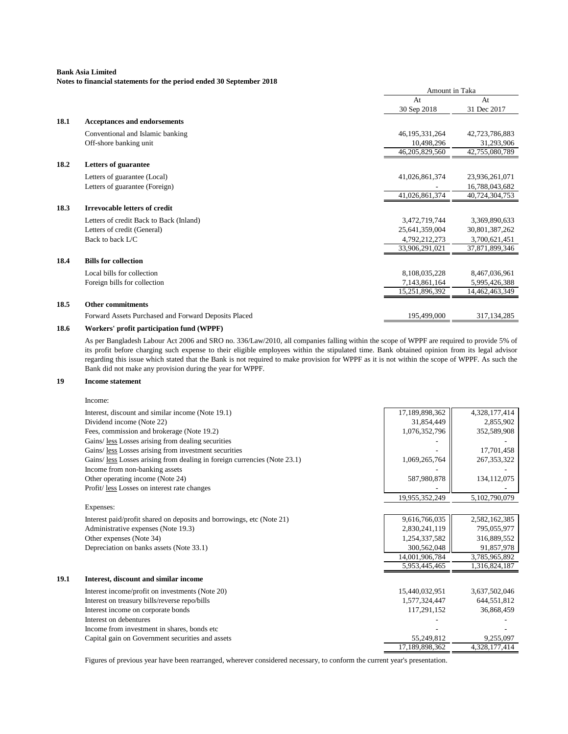**Bank Asia Limited**
**Notes to financial statements for the period ended 30 September 2018**

| | | Amount in Taka | |
|---|---|---|---|
| | | At 30 Sep 2018 | At 31 Dec 2017 |
| **18.1** | **Acceptances and endorsements** | | |
| | Conventional and Islamic banking | 46,195,331,264 | 42,723,786,883 |
| | Off-shore banking unit | 10,498,296 | 31,293,906 |
| | | 46,205,829,560 | 42,755,080,789 |
| **18.2** | **Letters of guarantee** | | |
| | Letters of guarantee (Local) | 41,026,861,374 | 23,936,261,071 |
| | Letters of guarantee (Foreign) | - | 16,788,043,682 |
| | | 41,026,861,374 | 40,724,304,753 |
| **18.3** | **Irrevocable letters of credit** | | |
| | Letters of credit Back to Back (Inland) | 3,472,719,744 | 3,369,890,633 |
| | Letters of credit (General) | 25,641,359,004 | 30,801,387,262 |
| | Back to back L/C | 4,792,212,273 | 3,700,621,451 |
| | | 33,906,291,021 | 37,871,899,346 |
| **18.4** | **Bills for collection** | | |
| | Local bills for collection | 8,108,035,228 | 8,467,036,961 |
| | Foreign bills for collection | 7,143,861,164 | 5,995,426,388 |
| | | 15,251,896,392 | 14,462,463,349 |
| **18.5** | **Other commitments** | | |
| | Forward Assets Purchased and Forward Deposits Placed | 195,499,000 | 317,134,285 |

**18.6 Workers' profit participation fund (WPPF)**

As per Bangladesh Labour Act 2006 and SRO no. 336/Law/2010, all companies falling within the scope of WPPF are required to provide 5% of its profit before charging such expense to their eligible employees within the stipulated time. Bank obtained opinion from its legal advisor regarding this issue which stated that the Bank is not required to make provision for WPPF as it is not within the scope of WPPF. As such the Bank did not make any provision during the year for WPPF.

**19 Income statement**

| | 30 Sep 2018 | 31 Dec 2017 |
|---|---|---|
| **Income:** | | |
| Interest, discount and similar income (Note 19.1) | 17,189,898,362 | 4,328,177,414 |
| Dividend income (Note 22) | 31,854,449 | 2,855,902 |
| Fees, commission and brokerage (Note 19.2) | 1,076,352,796 | 352,589,908 |
| Gains/ less Losses arising from dealing securities | - | - |
| Gains/ less Losses arising from investment securities | - | 17,701,458 |
| Gains/ less Losses arising from dealing in foreign currencies (Note 23.1) | 1,069,265,764 | 267,353,322 |
| Income from non-banking assets | - | - |
| Other operating income (Note 24) | 587,980,878 | 134,112,075 |
| Profit/ less Losses on interest rate changes | - | - |
| | 19,955,352,249 | 5,102,790,079 |
| **Expenses:** | | |
| Interest paid/profit shared on deposits and borrowings, etc (Note 21) | 9,616,766,035 | 2,582,162,385 |
| Administrative expenses (Note 19.3) | 2,830,241,119 | 795,055,977 |
| Other expenses (Note 34) | 1,254,337,582 | 316,889,552 |
| Depreciation on banks assets (Note 33.1) | 300,562,048 | 91,857,978 |
| | 14,001,906,784 | 3,785,965,892 |
| | 5,953,445,465 | 1,316,824,187 |

**19.1 Interest, discount and similar income**

| | 30 Sep 2018 | 31 Dec 2017 |
|---|---|---|
| Interest income/profit on investments (Note 20) | 15,440,032,951 | 3,637,502,046 |
| Interest on treasury bills/reverse repo/bills | 1,577,324,447 | 644,551,812 |
| Interest income on corporate bonds | 117,291,152 | 36,868,459 |
| Interest on debentures | - | - |
| Income from investment in shares, bonds etc | - | - |
| Capital gain on Government securities and assets | 55,249,812 | 9,255,097 |
| | 17,189,898,362 | 4,328,177,414 |

Figures of previous year have been rearranged, wherever considered necessary, to conform the current year's presentation.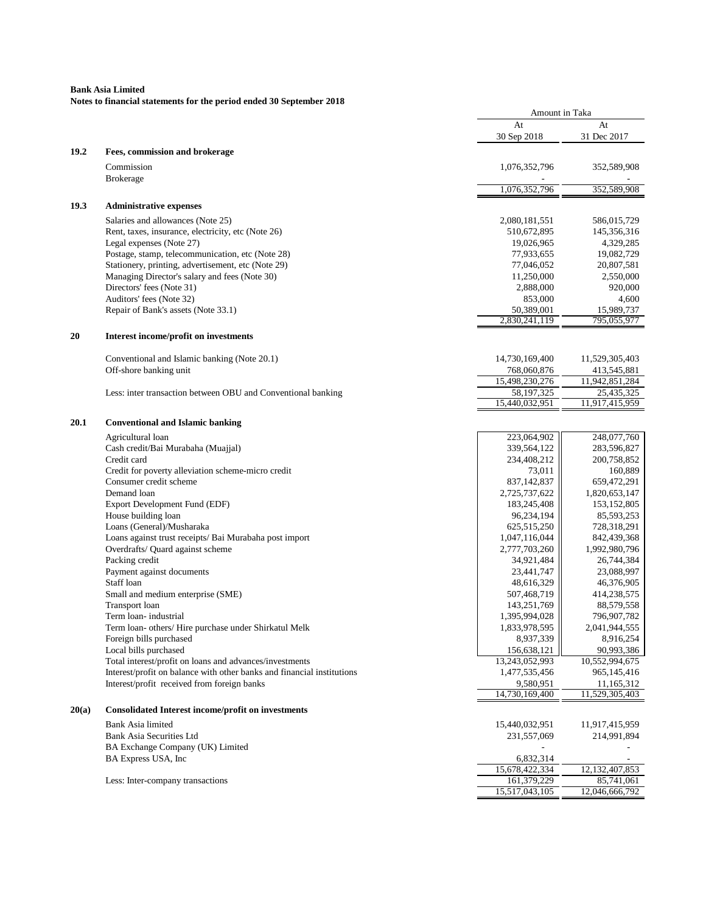**Bank Asia Limited**
**Notes to financial statements for the period ended 30 September 2018**

| | | Amount in Taka | |
|---|---|---|---|
| | | At 30 Sep 2018 | At 31 Dec 2017 |
| **19.2** | **Fees, commission and brokerage** | | |
| | Commission | 1,076,352,796 | 352,589,908 |
| | Brokerage | - | - |
| | | 1,076,352,796 | 352,589,908 |
| **19.3** | **Administrative expenses** | | |
| | Salaries and allowances (Note 25) | 2,080,181,551 | 586,015,729 |
| | Rent, taxes, insurance, electricity, etc (Note 26) | 510,672,895 | 145,356,316 |
| | Legal expenses (Note 27) | 19,026,965 | 4,329,285 |
| | Postage, stamp, telecommunication, etc (Note 28) | 77,933,655 | 19,082,729 |
| | Stationery, printing, advertisement, etc (Note 29) | 77,046,052 | 20,807,581 |
| | Managing Director's salary and fees (Note 30) | 11,250,000 | 2,550,000 |
| | Directors' fees (Note 31) | 2,888,000 | 920,000 |
| | Auditors' fees (Note 32) | 853,000 | 4,600 |
| | Repair of Bank's assets (Note 33.1) | 50,389,001 | 15,989,737 |
| | | 2,830,241,119 | 795,055,977 |
| **20** | **Interest income/profit on investments** | | |
| | Conventional and Islamic banking (Note 20.1) | 14,730,169,400 | 11,529,305,403 |
| | Off-shore banking unit | 768,060,876 | 413,545,881 |
| | | 15,498,230,276 | 11,942,851,284 |
| | Less: inter transaction between OBU and Conventional banking | 58,197,325 | 25,435,325 |
| | | 15,440,032,951 | 11,917,415,959 |
| **20.1** | **Conventional and Islamic banking** | | |
| | Agricultural loan | 223,064,902 | 248,077,760 |
| | Cash credit/Bai Murabaha (Muajjal) | 339,564,122 | 283,596,827 |
| | Credit card | 234,408,212 | 200,758,852 |
| | Credit for poverty alleviation scheme-micro credit | 73,011 | 160,889 |
| | Consumer credit scheme | 837,142,837 | 659,472,291 |
| | Demand loan | 2,725,737,622 | 1,820,653,147 |
| | Export Development Fund (EDF) | 183,245,408 | 153,152,805 |
| | House building loan | 96,234,194 | 85,593,253 |
| | Loans (General)/Musharaka | 625,515,250 | 728,318,291 |
| | Loans against trust receipts/ Bai Murabaha post import | 1,047,116,044 | 842,439,368 |
| | Overdrafts/ Quard against scheme | 2,777,703,260 | 1,992,980,796 |
| | Packing credit | 34,921,484 | 26,744,384 |
| | Payment against documents | 23,441,747 | 23,088,997 |
| | Staff loan | 48,616,329 | 46,376,905 |
| | Small and medium enterprise (SME) | 507,468,719 | 414,238,575 |
| | Transport loan | 143,251,769 | 88,579,558 |
| | Term loan- industrial | 1,395,994,028 | 796,907,782 |
| | Term loan- others/ Hire purchase under Shirkatul Melk | 1,833,978,595 | 2,041,944,555 |
| | Foreign bills purchased | 8,937,339 | 8,916,254 |
| | Local bills purchased | 156,638,121 | 90,993,386 |
| | Total interest/profit on loans and advances/investments | 13,243,052,993 | 10,552,994,675 |
| | Interest/profit on balance with other banks and financial institutions | 1,477,535,456 | 965,145,416 |
| | Interest/profit received from foreign banks | 9,580,951 | 11,165,312 |
| | | 14,730,169,400 | 11,529,305,403 |
| **20(a)** | **Consolidated Interest income/profit on investments** | | |
| | Bank Asia limited | 15,440,032,951 | 11,917,415,959 |
| | Bank Asia Securities Ltd | 231,557,069 | 214,991,894 |
| | BA Exchange Company (UK) Limited | - | - |
| | BA Express USA, Inc | 6,832,314 | - |
| | | 15,678,422,334 | 12,132,407,853 |
| | Less: Inter-company transactions | 161,379,229 | 85,741,061 |
| | | 15,517,043,105 | 12,046,666,792 |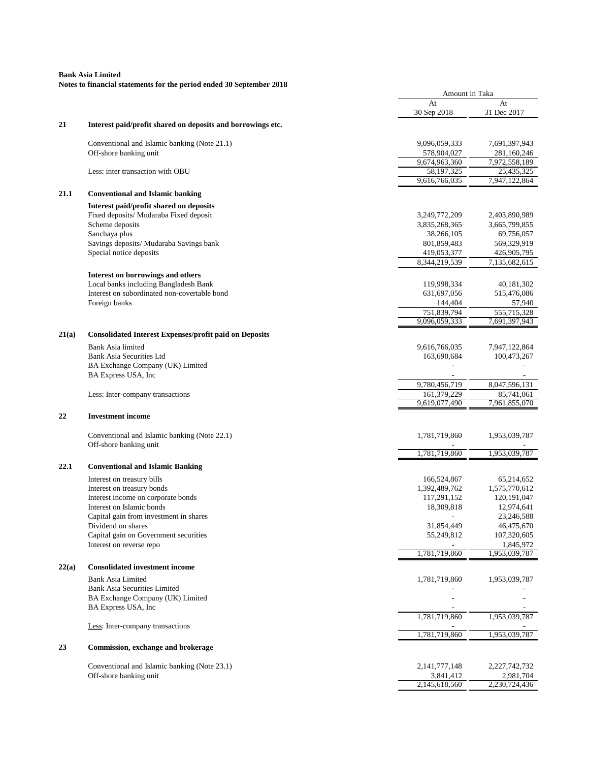**Bank Asia Limited**
**Notes to financial statements for the period ended 30 September 2018**

| | | Amount in Taka | |
|---|---|---|---|
| | | At 30 Sep 2018 | At 31 Dec 2017 |
| **21** | **Interest paid/profit shared on deposits and borrowings etc.** | | |
| | Conventional and Islamic banking (Note 21.1) | 9,096,059,333 | 7,691,397,943 |
| | Off-shore banking unit | 578,904,027 | 281,160,246 |
| | | 9,674,963,360 | 7,972,558,189 |
| | Less: inter transaction with OBU | 58,197,325 | 25,435,325 |
| | | 9,616,766,035 | 7,947,122,864 |
| **21.1** | **Conventional and Islamic banking** | | |
| | **Interest paid/profit shared on deposits** | | |
| | Fixed deposits/ Mudaraba Fixed deposit | 3,249,772,209 | 2,403,890,989 |
| | Scheme deposits | 3,835,268,365 | 3,665,799,855 |
| | Sanchaya plus | 38,266,105 | 69,756,057 |
| | Savings deposits/ Mudaraba Savings bank | 801,859,483 | 569,329,919 |
| | Special notice deposits | 419,053,377 | 426,905,795 |
| | | 8,344,219,539 | 7,135,682,615 |
| | **Interest on borrowings and others** | | |
| | Local banks including Bangladesh Bank | 119,998,334 | 40,181,302 |
| | Interest on subordinated non-covertable bond | 631,697,056 | 515,476,086 |
| | Foreign banks | 144,404 | 57,940 |
| | | 751,839,794 | 555,715,328 |
| | | 9,096,059,333 | 7,691,397,943 |
| **21(a)** | **Consolidated Interest Expenses/profit paid on Deposits** | | |
| | Bank Asia limited | 9,616,766,035 | 7,947,122,864 |
| | Bank Asia Securities Ltd | 163,690,684 | 100,473,267 |
| | BA Exchange Company (UK) Limited | - | - |
| | BA Express USA, Inc | - | - |
| | | 9,780,456,719 | 8,047,596,131 |
| | Less: Inter-company transactions | 161,379,229 | 85,741,061 |
| | | 9,619,077,490 | 7,961,855,070 |
| **22** | **Investment income** | | |
| | Conventional and Islamic banking (Note 22.1) | 1,781,719,860 | 1,953,039,787 |
| | Off-shore banking unit | - | - |
| | | 1,781,719,860 | 1,953,039,787 |
| **22.1** | **Conventional and Islamic Banking** | | |
| | Interest on treasury bills | 166,524,867 | 65,214,652 |
| | Interest on treasury bonds | 1,392,489,762 | 1,575,770,612 |
| | Interest income on corporate bonds | 117,291,152 | 120,191,047 |
| | Interest on Islamic bonds | 18,309,818 | 12,974,641 |
| | Capital gain from investment in shares | - | 23,246,588 |
| | Dividend on shares | 31,854,449 | 46,475,670 |
| | Capital gain on Government securities | 55,249,812 | 107,320,605 |
| | Interest on reverse repo | - | 1,845,972 |
| | | 1,781,719,860 | 1,953,039,787 |
| **22(a)** | **Consolidated investment income** | | |
| | Bank Asia Limited | 1,781,719,860 | 1,953,039,787 |
| | Bank Asia Securities Limited | - | - |
| | BA Exchange Company (UK) Limited | - | - |
| | BA Express USA, Inc | - | - |
| | | 1,781,719,860 | 1,953,039,787 |
| | Less: Inter-company transactions | - | - |
| | | 1,781,719,860 | 1,953,039,787 |
| **23** | **Commission, exchange and brokerage** | | |
| | Conventional and Islamic banking (Note 23.1) | 2,141,777,148 | 2,227,742,732 |
| | Off-shore banking unit | 3,841,412 | 2,981,704 |
| | | 2,145,618,560 | 2,230,724,436 |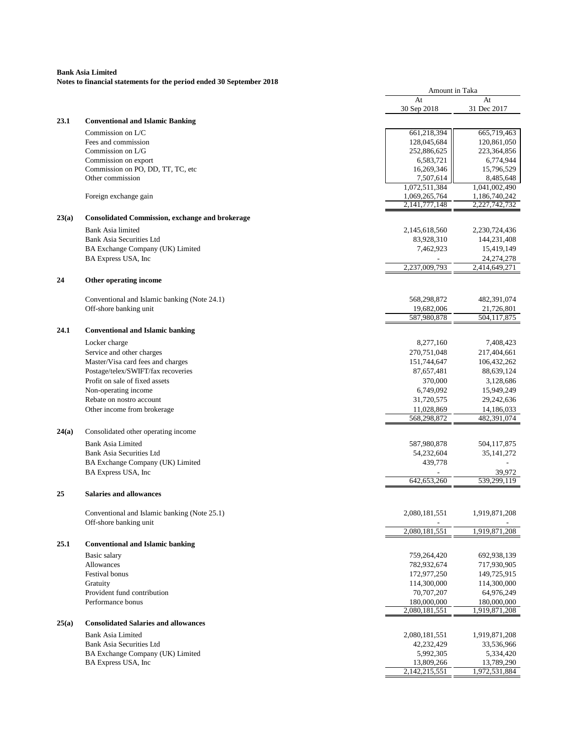**Bank Asia Limited**
**Notes to financial statements for the period ended 30 September 2018**

| | | Amount in Taka | |
|---|---|---|---|
| | | At 30 Sep 2018 | At 31 Dec 2017 |
| **23.1** | **Conventional and Islamic Banking** | | |
| | Commission on L/C | 661,218,394 | 665,719,463 |
| | Fees and commission | 128,045,684 | 120,861,050 |
| | Commission on L/G | 252,886,625 | 223,364,856 |
| | Commission on export | 6,583,721 | 6,774,944 |
| | Commission on PO, DD, TT, TC, etc | 16,269,346 | 15,796,529 |
| | Other commission | 7,507,614 | 8,485,648 |
| | | 1,072,511,384 | 1,041,002,490 |
| | Foreign exchange gain | 1,069,265,764 | 1,186,740,242 |
| | | 2,141,777,148 | 2,227,742,732 |
| **23(a)** | **Consolidated Commission, exchange and brokerage** | | |
| | Bank Asia limited | 2,145,618,560 | 2,230,724,436 |
| | Bank Asia Securities Ltd | 83,928,310 | 144,231,408 |
| | BA Exchange Company (UK) Limited | 7,462,923 | 15,419,149 |
| | BA Express USA, Inc | - | 24,274,278 |
| | | 2,237,009,793 | 2,414,649,271 |
| **24** | **Other operating income** | | |
| | Conventional and Islamic banking (Note 24.1) | 568,298,872 | 482,391,074 |
| | Off-shore banking unit | 19,682,006 | 21,726,801 |
| | | 587,980,878 | 504,117,875 |
| **24.1** | **Conventional and Islamic banking** | | |
| | Locker charge | 8,277,160 | 7,408,423 |
| | Service and other charges | 270,751,048 | 217,404,661 |
| | Master/Visa card fees and charges | 151,744,647 | 106,432,262 |
| | Postage/telex/SWIFT/fax recoveries | 87,657,481 | 88,639,124 |
| | Profit on sale of fixed assets | 370,000 | 3,128,686 |
| | Non-operating income | 6,749,092 | 15,949,249 |
| | Rebate on nostro account | 31,720,575 | 29,242,636 |
| | Other income from brokerage | 11,028,869 | 14,186,033 |
| | | 568,298,872 | 482,391,074 |
| **24(a)** | Consolidated other operating income | | |
| | Bank Asia Limited | 587,980,878 | 504,117,875 |
| | Bank Asia Securities Ltd | 54,232,604 | 35,141,272 |
| | BA Exchange Company (UK) Limited | 439,778 | - |
| | BA Express USA, Inc | - | 39,972 |
| | | 642,653,260 | 539,299,119 |
| **25** | **Salaries and allowances** | | |
| | Conventional and Islamic banking (Note 25.1) | 2,080,181,551 | 1,919,871,208 |
| | Off-shore banking unit | - | - |
| | | 2,080,181,551 | 1,919,871,208 |
| **25.1** | **Conventional and Islamic banking** | | |
| | Basic salary | 759,264,420 | 692,938,139 |
| | Allowances | 782,932,674 | 717,930,905 |
| | Festival bonus | 172,977,250 | 149,725,915 |
| | Gratuity | 114,300,000 | 114,300,000 |
| | Provident fund contribution | 70,707,207 | 64,976,249 |
| | Performance bonus | 180,000,000 | 180,000,000 |
| | | 2,080,181,551 | 1,919,871,208 |
| **25(a)** | **Consolidated Salaries and allowances** | | |
| | Bank Asia Limited | 2,080,181,551 | 1,919,871,208 |
| | Bank Asia Securities Ltd | 42,232,429 | 33,536,966 |
| | BA Exchange Company (UK) Limited | 5,992,305 | 5,334,420 |
| | BA Express USA, Inc | 13,809,266 | 13,789,290 |
| | | 2,142,215,551 | 1,972,531,884 |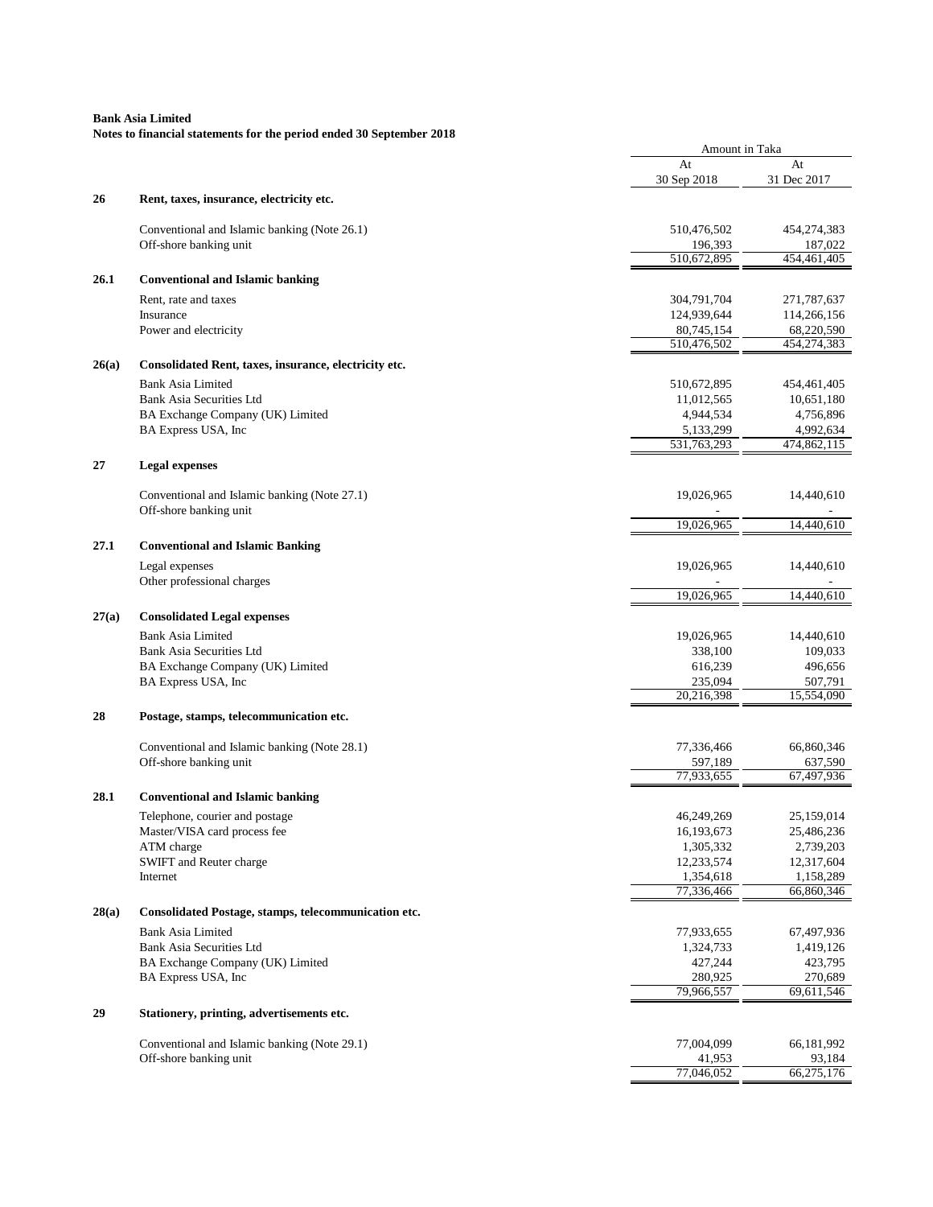**Bank Asia Limited**
**Notes to financial statements for the period ended 30 September 2018**

| | | Amount in Taka | |
|---|---|---|---|
| | | At 30 Sep 2018 | At 31 Dec 2017 |
| **26** | **Rent, taxes, insurance, electricity etc.** | | |
| | Conventional and Islamic banking (Note 26.1) | 510,476,502 | 454,274,383 |
| | Off-shore banking unit | 196,393 | 187,022 |
| | | 510,672,895 | 454,461,405 |
| **26.1** | **Conventional and Islamic banking** | | |
| | Rent, rate and taxes | 304,791,704 | 271,787,637 |
| | Insurance | 124,939,644 | 114,266,156 |
| | Power and electricity | 80,745,154 | 68,220,590 |
| | | 510,476,502 | 454,274,383 |
| **26(a)** | **Consolidated Rent, taxes, insurance, electricity etc.** | | |
| | Bank Asia Limited | 510,672,895 | 454,461,405 |
| | Bank Asia Securities Ltd | 11,012,565 | 10,651,180 |
| | BA Exchange Company (UK) Limited | 4,944,534 | 4,756,896 |
| | BA Express USA, Inc | 5,133,299 | 4,992,634 |
| | | 531,763,293 | 474,862,115 |
| **27** | **Legal expenses** | | |
| | Conventional and Islamic banking (Note 27.1) | 19,026,965 | 14,440,610 |
| | Off-shore banking unit | - | - |
| | | 19,026,965 | 14,440,610 |
| **27.1** | **Conventional and Islamic Banking** | | |
| | Legal expenses | 19,026,965 | 14,440,610 |
| | Other professional charges | - | - |
| | | 19,026,965 | 14,440,610 |
| **27(a)** | **Consolidated Legal expenses** | | |
| | Bank Asia Limited | 19,026,965 | 14,440,610 |
| | Bank Asia Securities Ltd | 338,100 | 109,033 |
| | BA Exchange Company (UK) Limited | 616,239 | 496,656 |
| | BA Express USA, Inc | 235,094 | 507,791 |
| | | 20,216,398 | 15,554,090 |
| **28** | **Postage, stamps, telecommunication etc.** | | |
| | Conventional and Islamic banking (Note 28.1) | 77,336,466 | 66,860,346 |
| | Off-shore banking unit | 597,189 | 637,590 |
| | | 77,933,655 | 67,497,936 |
| **28.1** | **Conventional and Islamic banking** | | |
| | Telephone, courier and postage | 46,249,269 | 25,159,014 |
| | Master/VISA card process fee | 16,193,673 | 25,486,236 |
| | ATM charge | 1,305,332 | 2,739,203 |
| | SWIFT and Reuter charge | 12,233,574 | 12,317,604 |
| | Internet | 1,354,618 | 1,158,289 |
| | | 77,336,466 | 66,860,346 |
| **28(a)** | **Consolidated Postage, stamps, telecommunication etc.** | | |
| | Bank Asia Limited | 77,933,655 | 67,497,936 |
| | Bank Asia Securities Ltd | 1,324,733 | 1,419,126 |
| | BA Exchange Company (UK) Limited | 427,244 | 423,795 |
| | BA Express USA, Inc | 280,925 | 270,689 |
| | | 79,966,557 | 69,611,546 |
| **29** | **Stationery, printing, advertisements etc.** | | |
| | Conventional and Islamic banking (Note 29.1) | 77,004,099 | 66,181,992 |
| | Off-shore banking unit | 41,953 | 93,184 |
| | | 77,046,052 | 66,275,176 |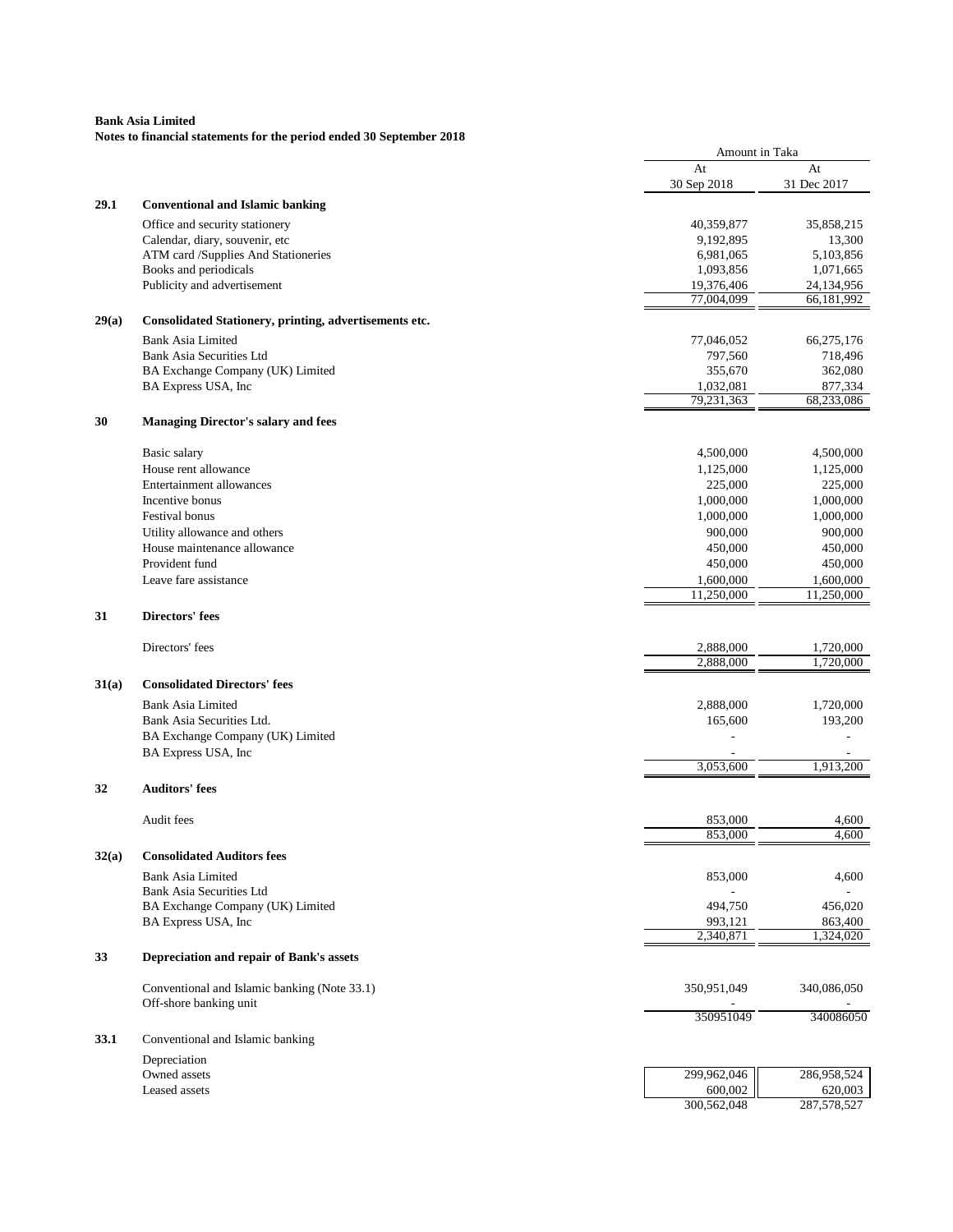**Bank Asia Limited**
**Notes to financial statements for the period ended 30 September 2018**

| | | Amount in Taka | |
|---|---|---|---|
| | | At 30 Sep 2018 | At 31 Dec 2017 |
| **29.1** | **Conventional and Islamic banking** | | |
| | Office and security stationery | 40,359,877 | 35,858,215 |
| | Calendar, diary, souvenir, etc | 9,192,895 | 13,300 |
| | ATM card /Supplies And Stationeries | 6,981,065 | 5,103,856 |
| | Books and periodicals | 1,093,856 | 1,071,665 |
| | Publicity and advertisement | 19,376,406 | 24,134,956 |
| | | 77,004,099 | 66,181,992 |
| **29(a)** | **Consolidated Stationery, printing, advertisements etc.** | | |
| | Bank Asia Limited | 77,046,052 | 66,275,176 |
| | Bank Asia Securities Ltd | 797,560 | 718,496 |
| | BA Exchange Company (UK) Limited | 355,670 | 362,080 |
| | BA Express USA, Inc | 1,032,081 | 877,334 |
| | | 79,231,363 | 68,233,086 |
| **30** | **Managing Director's salary and fees** | | |
| | Basic salary | 4,500,000 | 4,500,000 |
| | House rent allowance | 1,125,000 | 1,125,000 |
| | Entertainment allowances | 225,000 | 225,000 |
| | Incentive bonus | 1,000,000 | 1,000,000 |
| | Festival bonus | 1,000,000 | 1,000,000 |
| | Utility allowance and others | 900,000 | 900,000 |
| | House maintenance allowance | 450,000 | 450,000 |
| | Provident fund | 450,000 | 450,000 |
| | Leave fare assistance | 1,600,000 | 1,600,000 |
| | | 11,250,000 | 11,250,000 |
| **31** | **Directors' fees** | | |
| | Directors' fees | 2,888,000 | 1,720,000 |
| | | 2,888,000 | 1,720,000 |
| **31(a)** | **Consolidated Directors' fees** | | |
| | Bank Asia Limited | 2,888,000 | 1,720,000 |
| | Bank Asia Securities Ltd. | 165,600 | 193,200 |
| | BA Exchange Company (UK) Limited | - | - |
| | BA Express USA, Inc | - | - |
| | | 3,053,600 | 1,913,200 |
| **32** | **Auditors' fees** | | |
| | Audit fees | 853,000 | 4,600 |
| | | 853,000 | 4,600 |
| **32(a)** | **Consolidated Auditors fees** | | |
| | Bank Asia Limited | 853,000 | 4,600 |
| | Bank Asia Securities Ltd | - | - |
| | BA Exchange Company (UK) Limited | 494,750 | 456,020 |
| | BA Express USA, Inc | 993,121 | 863,400 |
| | | 2,340,871 | 1,324,020 |
| **33** | **Depreciation and repair of Bank's assets** | | |
| | Conventional and Islamic banking (Note 33.1) | 350,951,049 | 340,086,050 |
| | Off-shore banking unit | - | - |
| | | 350951049 | 340086050 |
| **33.1** | Conventional and Islamic banking | | |
| | Depreciation | | |
| | Owned assets | 299,962,046 | 286,958,524 |
| | Leased assets | 600,002 | 620,003 |
| | | 300,562,048 | 287,578,527 |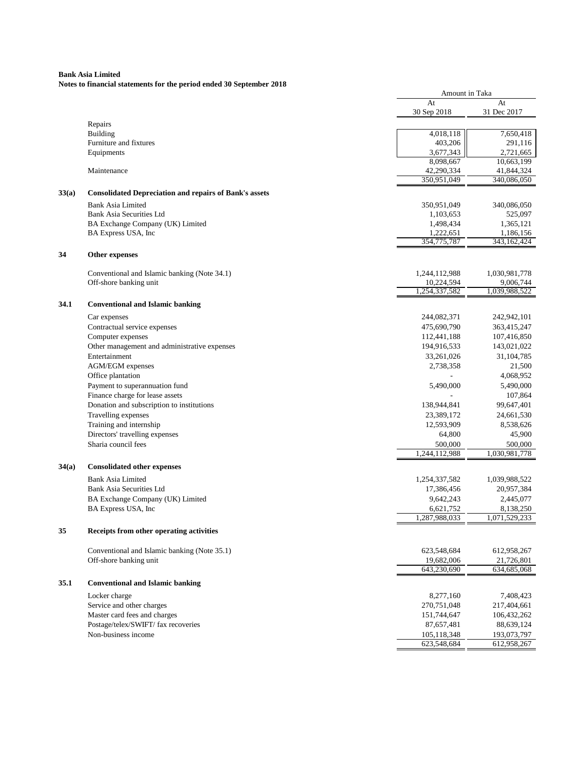**Bank Asia Limited**
**Notes to financial statements for the period ended 30 September 2018**

| | | Amount in Taka | |
|---|---|---|---|
| | | At 30 Sep 2018 | At 31 Dec 2017 |
| | Repairs | | |
| | Building | 4,018,118 | 7,650,418 |
| | Furniture and fixtures | 403,206 | 291,116 |
| | Equipments | 3,677,343 | 2,721,665 |
| | | 8,098,667 | 10,663,199 |
| | Maintenance | 42,290,334 | 41,844,324 |
| | | 350,951,049 | 340,086,050 |
| **33(a)** | **Consolidated Depreciation and repairs of Bank's assets** | | |
| | Bank Asia Limited | 350,951,049 | 340,086,050 |
| | Bank Asia Securities Ltd | 1,103,653 | 525,097 |
| | BA Exchange Company (UK) Limited | 1,498,434 | 1,365,121 |
| | BA Express USA, Inc | 1,222,651 | 1,186,156 |
| | | 354,775,787 | 343,162,424 |
| **34** | **Other expenses** | | |
| | Conventional and Islamic banking (Note 34.1) | 1,244,112,988 | 1,030,981,778 |
| | Off-shore banking unit | 10,224,594 | 9,006,744 |
| | | 1,254,337,582 | 1,039,988,522 |
| **34.1** | **Conventional and Islamic banking** | | |
| | Car expenses | 244,082,371 | 242,942,101 |
| | Contractual service expenses | 475,690,790 | 363,415,247 |
| | Computer expenses | 112,441,188 | 107,416,850 |
| | Other management and administrative expenses | 194,916,533 | 143,021,022 |
| | Entertainment | 33,261,026 | 31,104,785 |
| | AGM/EGM expenses | 2,738,358 | 21,500 |
| | Office plantation | - | 4,068,952 |
| | Payment to superannuation fund | 5,490,000 | 5,490,000 |
| | Finance charge for lease assets | - | 107,864 |
| | Donation and subscription to institutions | 138,944,841 | 99,647,401 |
| | Travelling expenses | 23,389,172 | 24,661,530 |
| | Training and internship | 12,593,909 | 8,538,626 |
| | Directors' travelling expenses | 64,800 | 45,900 |
| | Sharia council fees | 500,000 | 500,000 |
| | | 1,244,112,988 | 1,030,981,778 |
| **34(a)** | **Consolidated other expenses** | | |
| | Bank Asia Limited | 1,254,337,582 | 1,039,988,522 |
| | Bank Asia Securities Ltd | 17,386,456 | 20,957,384 |
| | BA Exchange Company (UK) Limited | 9,642,243 | 2,445,077 |
| | BA Express USA, Inc | 6,621,752 | 8,138,250 |
| | | 1,287,988,033 | 1,071,529,233 |
| **35** | **Receipts from other operating activities** | | |
| | Conventional and Islamic banking (Note 35.1) | 623,548,684 | 612,958,267 |
| | Off-shore banking unit | 19,682,006 | 21,726,801 |
| | | 643,230,690 | 634,685,068 |
| **35.1** | **Conventional and Islamic banking** | | |
| | Locker charge | 8,277,160 | 7,408,423 |
| | Service and other charges | 270,751,048 | 217,404,661 |
| | Master card fees and charges | 151,744,647 | 106,432,262 |
| | Postage/telex/SWIFT/ fax recoveries | 87,657,481 | 88,639,124 |
| | Non-business income | 105,118,348 | 193,073,797 |
| | | 623,548,684 | 612,958,267 |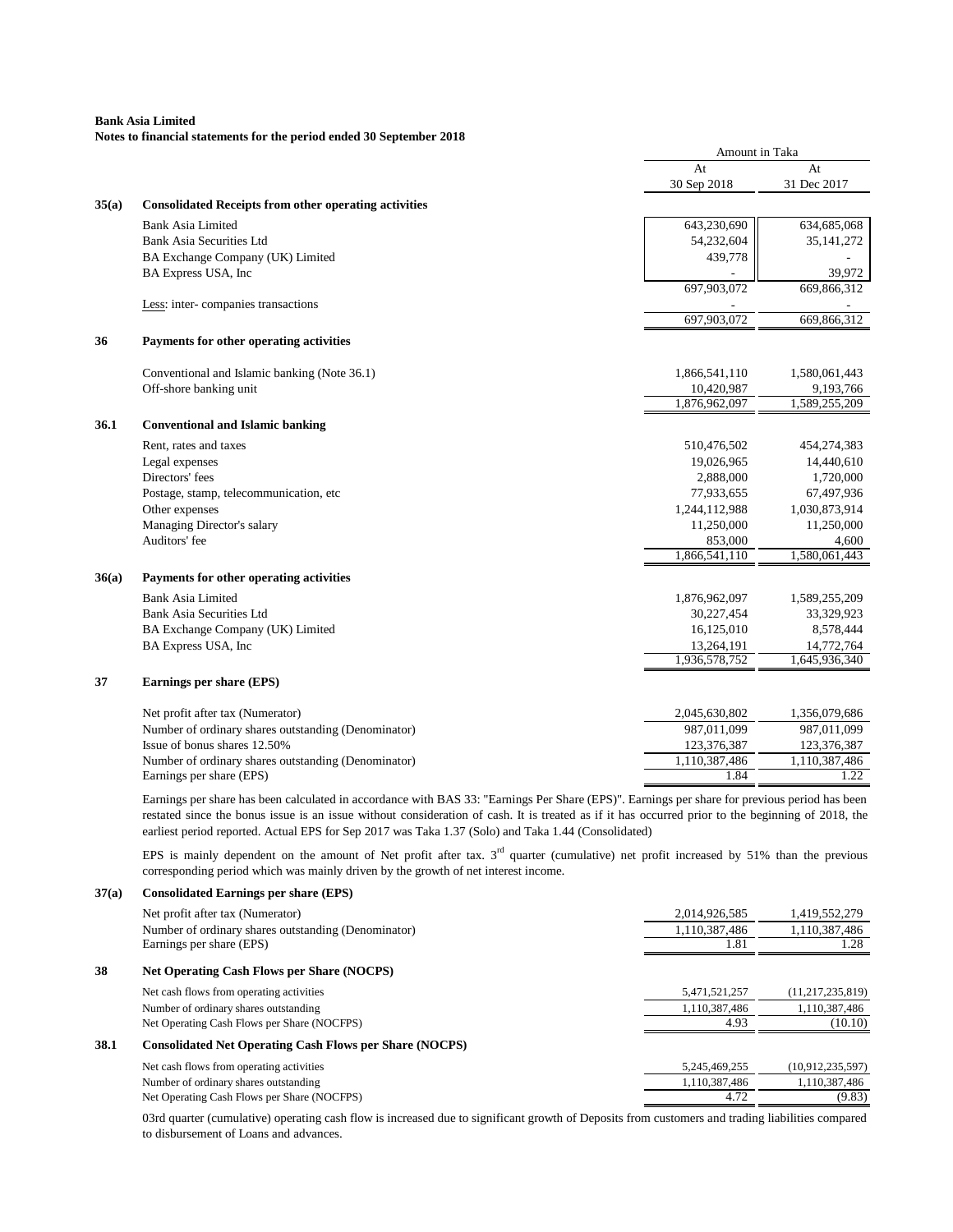**Bank Asia Limited**
**Notes to financial statements for the period ended 30 September 2018**

| | | Amount in Taka | |
|---|---|---|---|
| | | At 30 Sep 2018 | At 31 Dec 2017 |
| **35(a)** | **Consolidated Receipts from other operating activities** | | |
| | Bank Asia Limited | 643,230,690 | 634,685,068 |
| | Bank Asia Securities Ltd | 54,232,604 | 35,141,272 |
| | BA Exchange Company (UK) Limited | 439,778 | - |
| | BA Express USA, Inc | - | 39,972 |
| | | 697,903,072 | 669,866,312 |
| | Less: inter- companies transactions | - | - |
| | | 697,903,072 | 669,866,312 |
| **36** | **Payments for other operating activities** | | |
| | Conventional and Islamic banking (Note 36.1) | 1,866,541,110 | 1,580,061,443 |
| | Off-shore banking unit | 10,420,987 | 9,193,766 |
| | | 1,876,962,097 | 1,589,255,209 |
| **36.1** | **Conventional and Islamic banking** | | |
| | Rent, rates and taxes | 510,476,502 | 454,274,383 |
| | Legal expenses | 19,026,965 | 14,440,610 |
| | Directors' fees | 2,888,000 | 1,720,000 |
| | Postage, stamp, telecommunication, etc | 77,933,655 | 67,497,936 |
| | Other expenses | 1,244,112,988 | 1,030,873,914 |
| | Managing Director's salary | 11,250,000 | 11,250,000 |
| | Auditors' fee | 853,000 | 4,600 |
| | | 1,866,541,110 | 1,580,061,443 |
| **36(a)** | **Payments for other operating activities** | | |
| | Bank Asia Limited | 1,876,962,097 | 1,589,255,209 |
| | Bank Asia Securities Ltd | 30,227,454 | 33,329,923 |
| | BA Exchange Company (UK) Limited | 16,125,010 | 8,578,444 |
| | BA Express USA, Inc | 13,264,191 | 14,772,764 |
| | | 1,936,578,752 | 1,645,936,340 |
| **37** | **Earnings per share (EPS)** | | |
| | Net profit after tax (Numerator) | 2,045,630,802 | 1,356,079,686 |
| | Number of ordinary shares outstanding (Denominator) | 987,011,099 | 987,011,099 |
| | Issue of bonus shares 12.50% | 123,376,387 | 123,376,387 |
| | Number of ordinary shares outstanding (Denominator) | 1,110,387,486 | 1,110,387,486 |
| | Earnings per share (EPS) | 1.84 | 1.22 |

Earnings per share has been calculated in accordance with BAS 33: "Earnings Per Share (EPS)". Earnings per share for previous period has been restated since the bonus issue is an issue without consideration of cash. It is treated as if it has occurred prior to the beginning of 2018, the earliest period reported. Actual EPS for Sep 2017 was Taka 1.37 (Solo) and Taka 1.44 (Consolidated)

EPS is mainly dependent on the amount of Net profit after tax. 3rd quarter (cumulative) net profit increased by 51% than the previous corresponding period which was mainly driven by the growth of net interest income.

| | | At 30 Sep 2018 | At 31 Dec 2017 |
|---|---|---|---|
| **37(a)** | **Consolidated Earnings per share (EPS)** | | |
| | Net profit after tax (Numerator) | 2,014,926,585 | 1,419,552,279 |
| | Number of ordinary shares outstanding (Denominator) | 1,110,387,486 | 1,110,387,486 |
| | Earnings per share (EPS) | 1.81 | 1.28 |
| **38** | **Net Operating Cash Flows per Share (NOCPS)** | | |
| | Net cash flows from operating activities | 5,471,521,257 | (11,217,235,819) |
| | Number of ordinary shares outstanding | 1,110,387,486 | 1,110,387,486 |
| | Net Operating Cash Flows per Share (NOCFPS) | 4.93 | (10.10) |
| **38.1** | **Consolidated Net Operating Cash Flows per Share (NOCPS)** | | |
| | Net cash flows from operating activities | 5,245,469,255 | (10,912,235,597) |
| | Number of ordinary shares outstanding | 1,110,387,486 | 1,110,387,486 |
| | Net Operating Cash Flows per Share (NOCFPS) | 4.72 | (9.83) |

03rd quarter (cumulative) operating cash flow is increased due to significant growth of Deposits from customers and trading liabilities compared to disbursement of Loans and advances.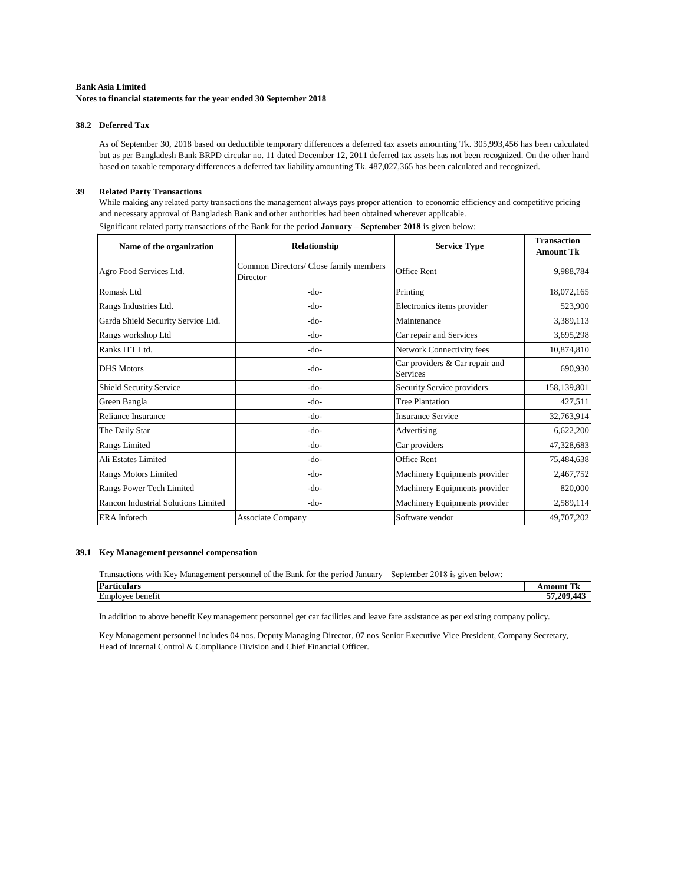**Bank Asia Limited**

**Notes to financial statements for the year ended 30 September 2018**

### 38.2 Deferred Tax

As of September 30, 2018 based on deductible temporary differences a deferred tax assets amounting Tk. 305,993,456 has been calculated but as per Bangladesh Bank BRPD circular no. 11 dated December 12, 2011 deferred tax assets has not been recognized. On the other hand based on taxable temporary differences a deferred tax liability amounting Tk. 487,027,365 has been calculated and recognized.

### 39 Related Party Transactions

While making any related party transactions the management always pays proper attention to economic efficiency and competitive pricing and necessary approval of Bangladesh Bank and other authorities had been obtained wherever applicable.

Significant related party transactions of the Bank for the period **January – September 2018** is given below:

| Name of the organization | Relationship | Service Type | Transaction Amount Tk |
|---|---|---|---|
| Agro Food Services Ltd. | Common Directors/ Close family members Director | Office Rent | 9,988,784 |
| Romask Ltd | -do- | Printing | 18,072,165 |
| Rangs Industries Ltd. | -do- | Electronics items provider | 523,900 |
| Garda Shield Security Service Ltd. | -do- | Maintenance | 3,389,113 |
| Rangs workshop Ltd | -do- | Car repair and Services | 3,695,298 |
| Ranks ITT Ltd. | -do- | Network Connectivity fees | 10,874,810 |
| DHS Motors | -do- | Car providers & Car repair and Services | 690,930 |
| Shield Security Service | -do- | Security Service providers | 158,139,801 |
| Green Bangla | -do- | Tree Plantation | 427,511 |
| Reliance Insurance | -do- | Insurance Service | 32,763,914 |
| The Daily Star | -do- | Advertising | 6,622,200 |
| Rangs Limited | -do- | Car providers | 47,328,683 |
| Ali Estates Limited | -do- | Office Rent | 75,484,638 |
| Rangs Motors Limited | -do- | Machinery Equipments provider | 2,467,752 |
| Rangs Power Tech Limited | -do- | Machinery Equipments provider | 820,000 |
| Rancon Industrial Solutions Limited | -do- | Machinery Equipments provider | 2,589,114 |
| ERA Infotech | Associate Company | Software vendor | 49,707,202 |

### 39.1 Key Management personnel compensation

Transactions with Key Management personnel of the Bank for the period January – September 2018 is given below:

| Particulars | Amount Tk |
|---|---|
| Employee benefit | **57,209,443** |

In addition to above benefit Key management personnel get car facilities and leave fare assistance as per existing company policy.

Key Management personnel includes 04 nos. Deputy Managing Director, 07 nos Senior Executive Vice President, Company Secretary, Head of Internal Control & Compliance Division and Chief Financial Officer.